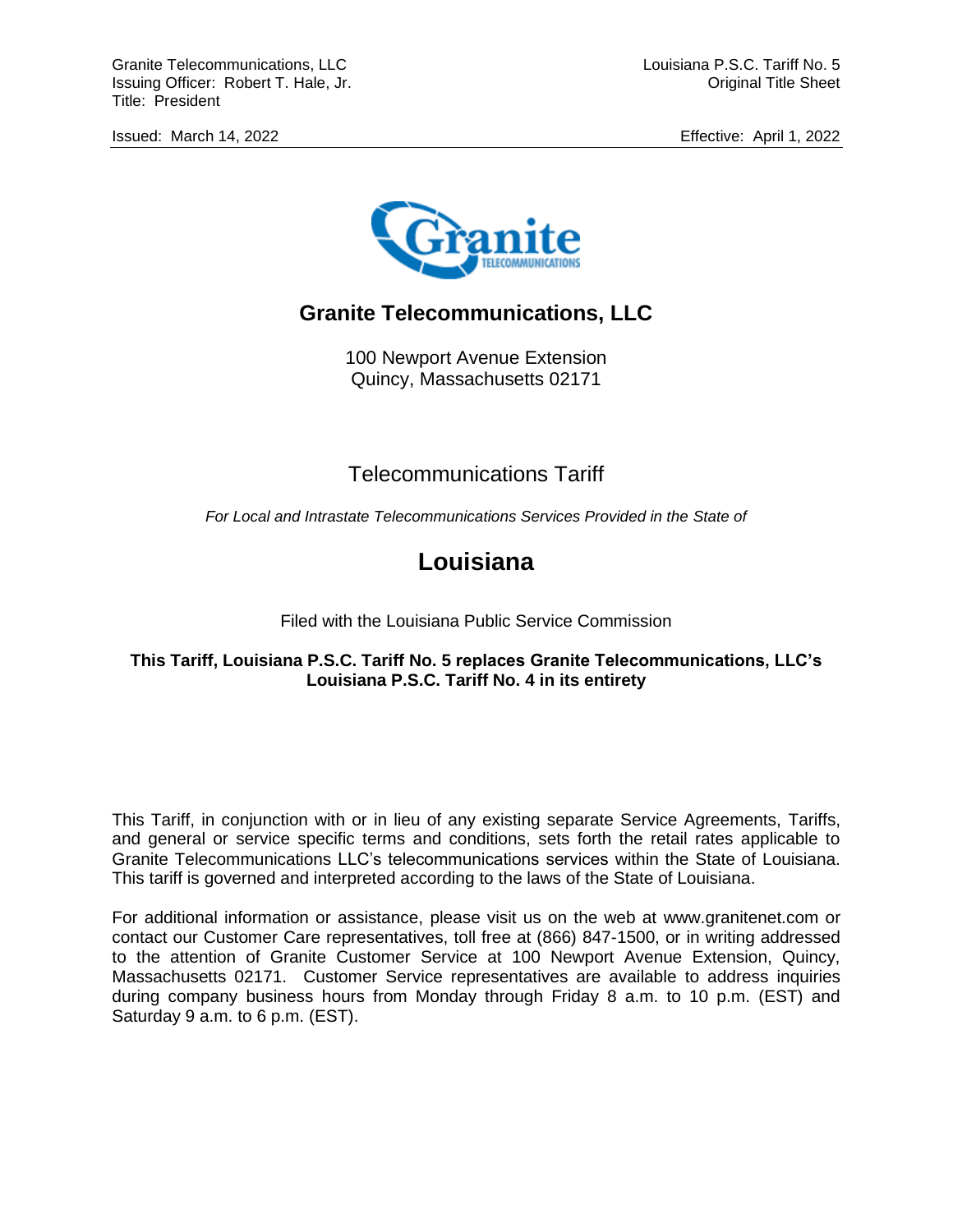Granite Telecommunications, LLC
Issuing Officer: Robert T. Hale, Jr.
Title: President

Louisiana P.S.C. Tariff No. 5
Original Title Sheet

Issued: March 14, 2022

Effective: April 1, 2022

# Granite Telecommunications, LLC

100 Newport Avenue Extension
Quincy, Massachusetts 02171

## Telecommunications Tariff

*For Local and Intrastate Telecommunications Services Provided in the State of*

# Louisiana

Filed with the Louisiana Public Service Commission

**This Tariff, Louisiana P.S.C. Tariff No. 5 replaces Granite Telecommunications, LLC's Louisiana P.S.C. Tariff No. 4 in its entirety**

This Tariff, in conjunction with or in lieu of any existing separate Service Agreements, Tariffs, and general or service specific terms and conditions, sets forth the retail rates applicable to Granite Telecommunications LLC's telecommunications services within the State of Louisiana. This tariff is governed and interpreted according to the laws of the State of Louisiana.

For additional information or assistance, please visit us on the web at www.granitenet.com or contact our Customer Care representatives, toll free at (866) 847-1500, or in writing addressed to the attention of Granite Customer Service at 100 Newport Avenue Extension, Quincy, Massachusetts 02171. Customer Service representatives are available to address inquiries during company business hours from Monday through Friday 8 a.m. to 10 p.m. (EST) and Saturday 9 a.m. to 6 p.m. (EST).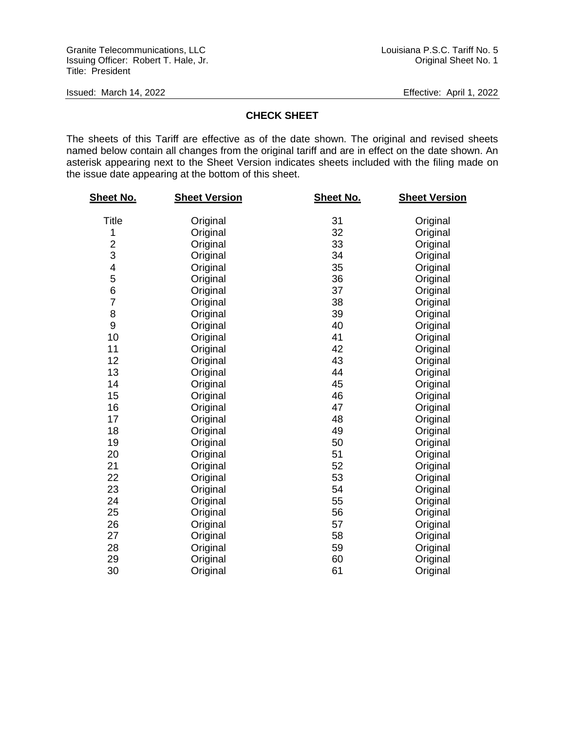Granite Telecommunications, LLC
Issuing Officer: Robert T. Hale, Jr.
Title: President

Louisiana P.S.C. Tariff No. 5
Original Sheet No. 1

Issued: March 14, 2022

Effective: April 1, 2022

## CHECK SHEET

The sheets of this Tariff are effective as of the date shown. The original and revised sheets named below contain all changes from the original tariff and are in effect on the date shown. An asterisk appearing next to the Sheet Version indicates sheets included with the filing made on the issue date appearing at the bottom of this sheet.

| Sheet No. | Sheet Version | Sheet No. | Sheet Version |
|---|---|---|---|
| Title | Original | 31 | Original |
| 1 | Original | 32 | Original |
| 2 | Original | 33 | Original |
| 3 | Original | 34 | Original |
| 4 | Original | 35 | Original |
| 5 | Original | 36 | Original |
| 6 | Original | 37 | Original |
| 7 | Original | 38 | Original |
| 8 | Original | 39 | Original |
| 9 | Original | 40 | Original |
| 10 | Original | 41 | Original |
| 11 | Original | 42 | Original |
| 12 | Original | 43 | Original |
| 13 | Original | 44 | Original |
| 14 | Original | 45 | Original |
| 15 | Original | 46 | Original |
| 16 | Original | 47 | Original |
| 17 | Original | 48 | Original |
| 18 | Original | 49 | Original |
| 19 | Original | 50 | Original |
| 20 | Original | 51 | Original |
| 21 | Original | 52 | Original |
| 22 | Original | 53 | Original |
| 23 | Original | 54 | Original |
| 24 | Original | 55 | Original |
| 25 | Original | 56 | Original |
| 26 | Original | 57 | Original |
| 27 | Original | 58 | Original |
| 28 | Original | 59 | Original |
| 29 | Original | 60 | Original |
| 30 | Original | 61 | Original |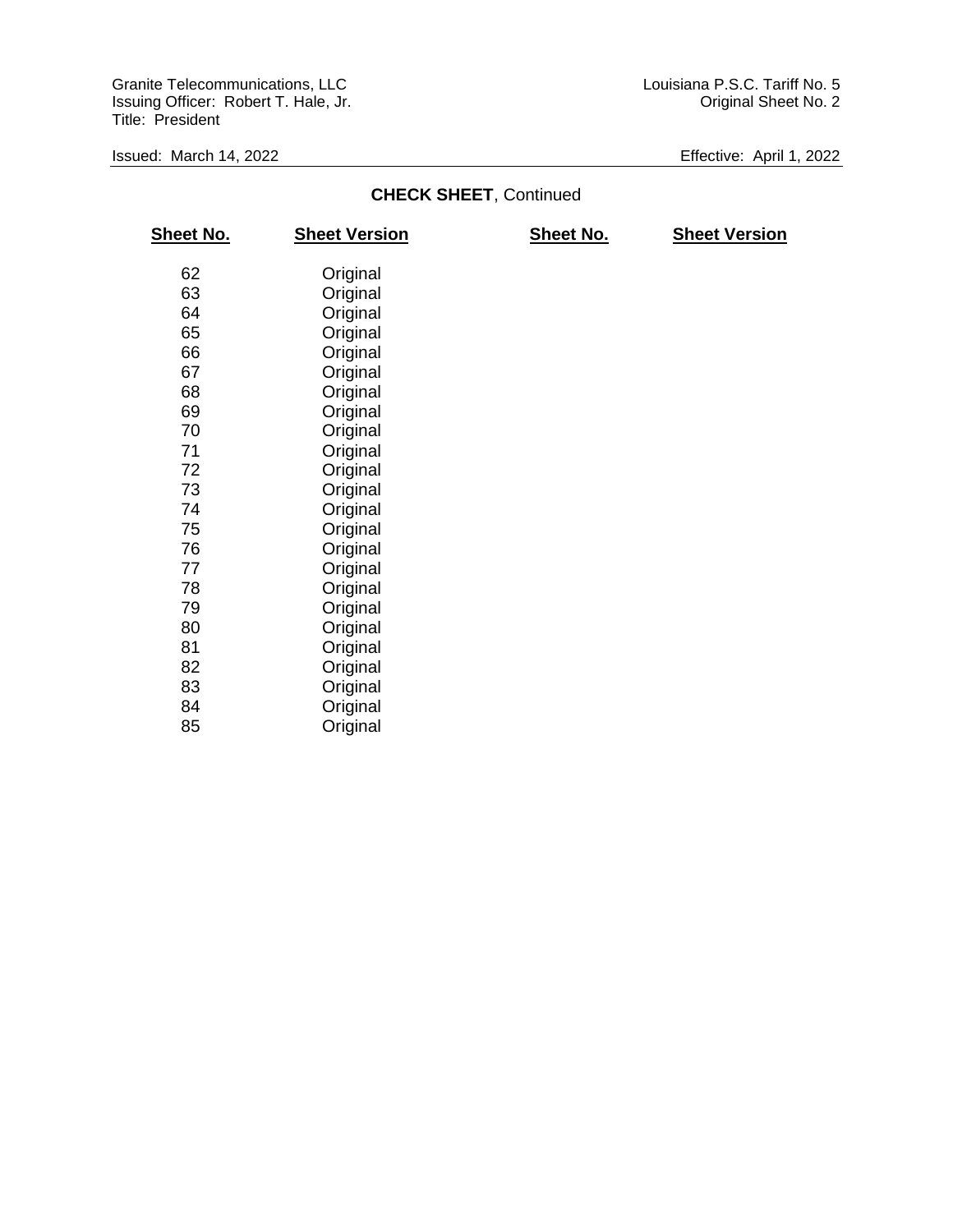Granite Telecommunications, LLC
Issuing Officer: Robert T. Hale, Jr.
Title: President

Louisiana P.S.C. Tariff No. 5
Original Sheet No. 2

Issued: March 14, 2022

Effective: April 1, 2022

## CHECK SHEET, Continued

| Sheet No. | Sheet Version | Sheet No. | Sheet Version |
|---|---|---|---|
| 62 | Original | | |
| 63 | Original | | |
| 64 | Original | | |
| 65 | Original | | |
| 66 | Original | | |
| 67 | Original | | |
| 68 | Original | | |
| 69 | Original | | |
| 70 | Original | | |
| 71 | Original | | |
| 72 | Original | | |
| 73 | Original | | |
| 74 | Original | | |
| 75 | Original | | |
| 76 | Original | | |
| 77 | Original | | |
| 78 | Original | | |
| 79 | Original | | |
| 80 | Original | | |
| 81 | Original | | |
| 82 | Original | | |
| 83 | Original | | |
| 84 | Original | | |
| 85 | Original | | |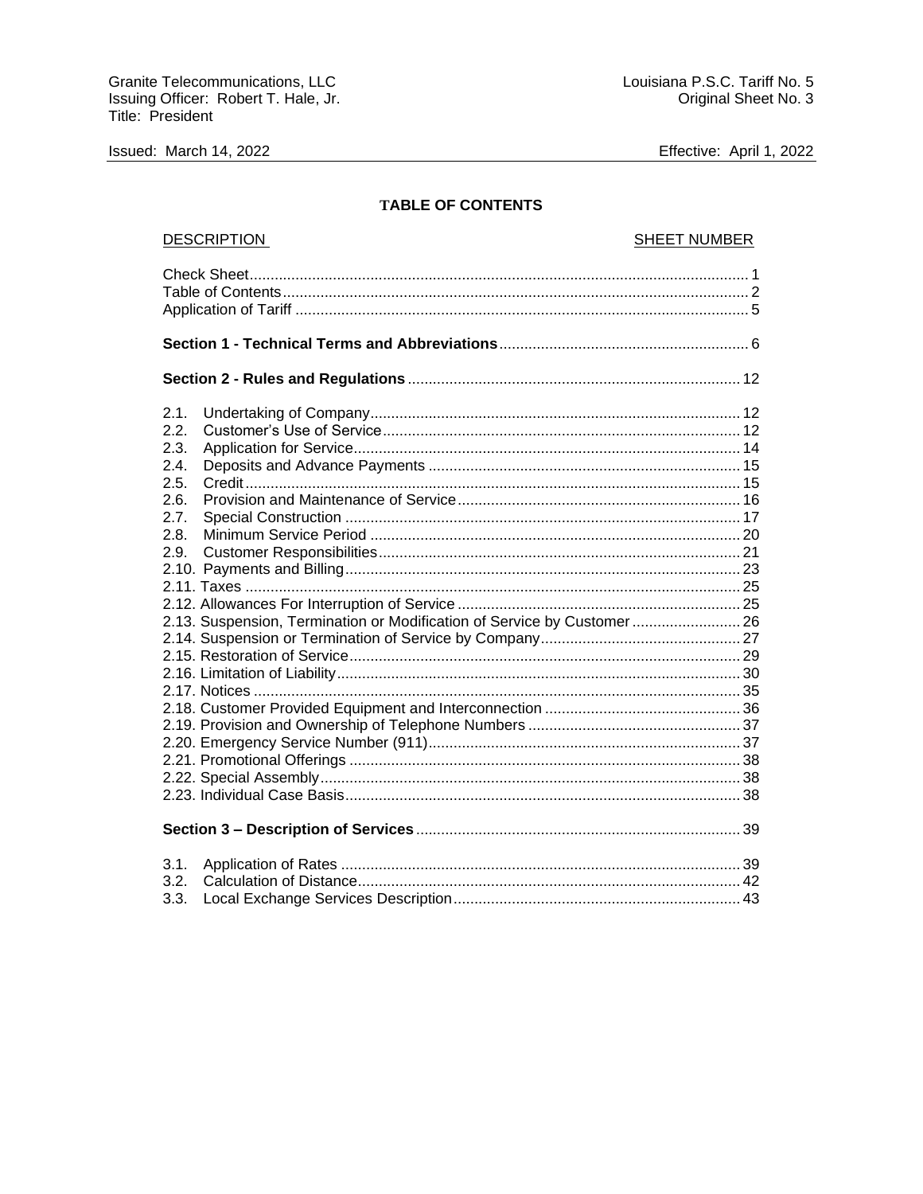## TABLE OF CONTENTS

| DESCRIPTION | SHEET NUMBER |
| --- | --- |
| Check Sheet | 1 |
| Table of Contents | 2 |
| Application of Tariff | 5 |
| **Section 1 - Technical Terms and Abbreviations** | 6 |
| **Section 2 - Rules and Regulations** | 12 |
| 2.1. Undertaking of Company | 12 |
| 2.2. Customer's Use of Service | 12 |
| 2.3. Application for Service | 14 |
| 2.4. Deposits and Advance Payments | 15 |
| 2.5. Credit | 15 |
| 2.6. Provision and Maintenance of Service | 16 |
| 2.7. Special Construction | 17 |
| 2.8. Minimum Service Period | 20 |
| 2.9. Customer Responsibilities | 21 |
| 2.10. Payments and Billing | 23 |
| 2.11. Taxes | 25 |
| 2.12. Allowances For Interruption of Service | 25 |
| 2.13. Suspension, Termination or Modification of Service by Customer | 26 |
| 2.14. Suspension or Termination of Service by Company | 27 |
| 2.15. Restoration of Service | 29 |
| 2.16. Limitation of Liability | 30 |
| 2.17. Notices | 35 |
| 2.18. Customer Provided Equipment and Interconnection | 36 |
| 2.19. Provision and Ownership of Telephone Numbers | 37 |
| 2.20. Emergency Service Number (911) | 37 |
| 2.21. Promotional Offerings | 38 |
| 2.22. Special Assembly | 38 |
| 2.23. Individual Case Basis | 38 |
| **Section 3 – Description of Services** | 39 |
| 3.1. Application of Rates | 39 |
| 3.2. Calculation of Distance | 42 |
| 3.3. Local Exchange Services Description | 43 |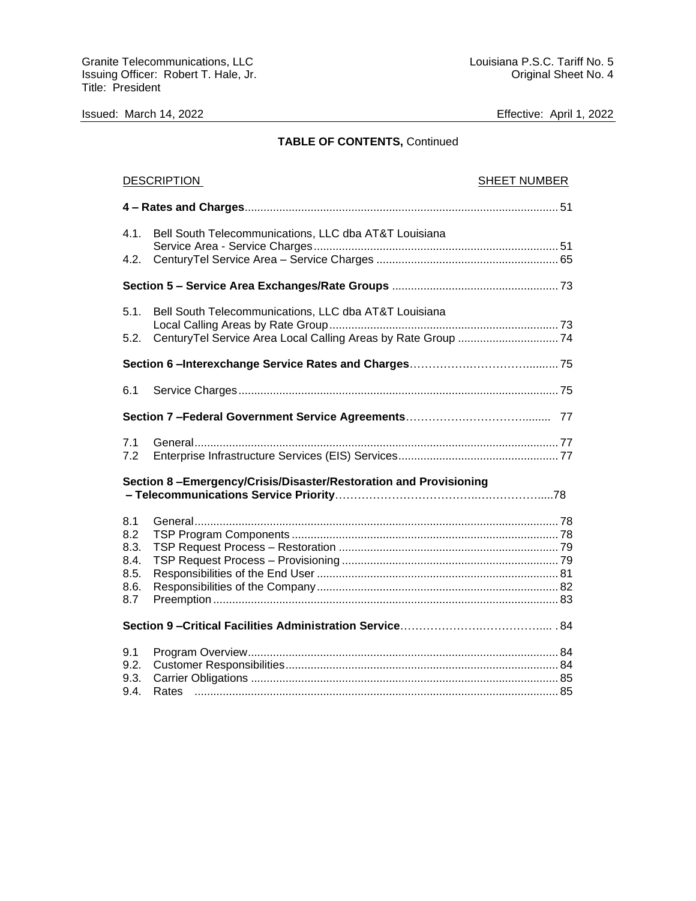**TABLE OF CONTENTS,** Continued

| DESCRIPTION | | SHEET NUMBER |
|---|---|---|
| **4 – Rates and Charges** | | 51 |
| 4.1. | Bell South Telecommunications, LLC dba AT&T Louisiana Service Area - Service Charges | 51 |
| 4.2. | CenturyTel Service Area – Service Charges | 65 |
| **Section 5 – Service Area Exchanges/Rate Groups** | | 73 |
| 5.1. | Bell South Telecommunications, LLC dba AT&T Louisiana Local Calling Areas by Rate Group | 73 |
| 5.2. | CenturyTel Service Area Local Calling Areas by Rate Group | 74 |
| **Section 6 –Interexchange Service Rates and Charges** | | 75 |
| 6.1 | Service Charges | 75 |
| **Section 7 –Federal Government Service Agreements** | | 77 |
| 7.1 | General | 77 |
| 7.2 | Enterprise Infrastructure Services (EIS) Services | 77 |
| **Section 8 –Emergency/Crisis/Disaster/Restoration and Provisioning – Telecommunications Service Priority** | | 78 |
| 8.1 | General | 78 |
| 8.2 | TSP Program Components | 78 |
| 8.3. | TSP Request Process – Restoration | 79 |
| 8.4. | TSP Request Process – Provisioning | 79 |
| 8.5. | Responsibilities of the End User | 81 |
| 8.6. | Responsibilities of the Company | 82 |
| 8.7 | Preemption | 83 |
| **Section 9 –Critical Facilities Administration Service** | | 84 |
| 9.1 | Program Overview | 84 |
| 9.2. | Customer Responsibilities | 84 |
| 9.3. | Carrier Obligations | 85 |
| 9.4. | Rates | 85 |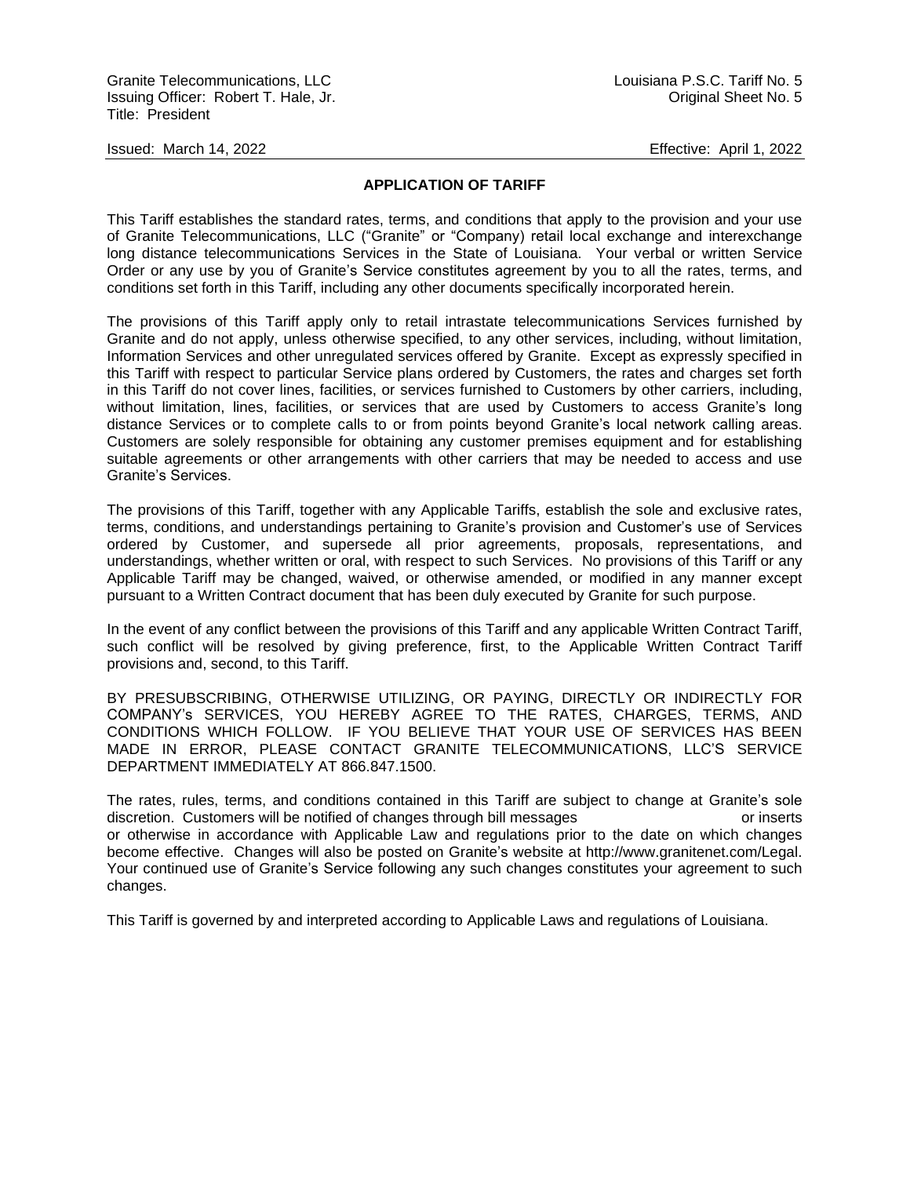## APPLICATION OF TARIFF

This Tariff establishes the standard rates, terms, and conditions that apply to the provision and your use of Granite Telecommunications, LLC ("Granite" or "Company) retail local exchange and interexchange long distance telecommunications Services in the State of Louisiana. Your verbal or written Service Order or any use by you of Granite's Service constitutes agreement by you to all the rates, terms, and conditions set forth in this Tariff, including any other documents specifically incorporated herein.

The provisions of this Tariff apply only to retail intrastate telecommunications Services furnished by Granite and do not apply, unless otherwise specified, to any other services, including, without limitation, Information Services and other unregulated services offered by Granite. Except as expressly specified in this Tariff with respect to particular Service plans ordered by Customers, the rates and charges set forth in this Tariff do not cover lines, facilities, or services furnished to Customers by other carriers, including, without limitation, lines, facilities, or services that are used by Customers to access Granite's long distance Services or to complete calls to or from points beyond Granite's local network calling areas. Customers are solely responsible for obtaining any customer premises equipment and for establishing suitable agreements or other arrangements with other carriers that may be needed to access and use Granite's Services.

The provisions of this Tariff, together with any Applicable Tariffs, establish the sole and exclusive rates, terms, conditions, and understandings pertaining to Granite's provision and Customer's use of Services ordered by Customer, and supersede all prior agreements, proposals, representations, and understandings, whether written or oral, with respect to such Services. No provisions of this Tariff or any Applicable Tariff may be changed, waived, or otherwise amended, or modified in any manner except pursuant to a Written Contract document that has been duly executed by Granite for such purpose.

In the event of any conflict between the provisions of this Tariff and any applicable Written Contract Tariff, such conflict will be resolved by giving preference, first, to the Applicable Written Contract Tariff provisions and, second, to this Tariff.

BY PRESUBSCRIBING, OTHERWISE UTILIZING, OR PAYING, DIRECTLY OR INDIRECTLY FOR COMPANY's SERVICES, YOU HEREBY AGREE TO THE RATES, CHARGES, TERMS, AND CONDITIONS WHICH FOLLOW. IF YOU BELIEVE THAT YOUR USE OF SERVICES HAS BEEN MADE IN ERROR, PLEASE CONTACT GRANITE TELECOMMUNICATIONS, LLC'S SERVICE DEPARTMENT IMMEDIATELY AT 866.847.1500.

The rates, rules, terms, and conditions contained in this Tariff are subject to change at Granite's sole discretion. Customers will be notified of changes through bill messages or inserts or otherwise in accordance with Applicable Law and regulations prior to the date on which changes become effective. Changes will also be posted on Granite's website at http://www.granitenet.com/Legal. Your continued use of Granite's Service following any such changes constitutes your agreement to such changes.

This Tariff is governed by and interpreted according to Applicable Laws and regulations of Louisiana.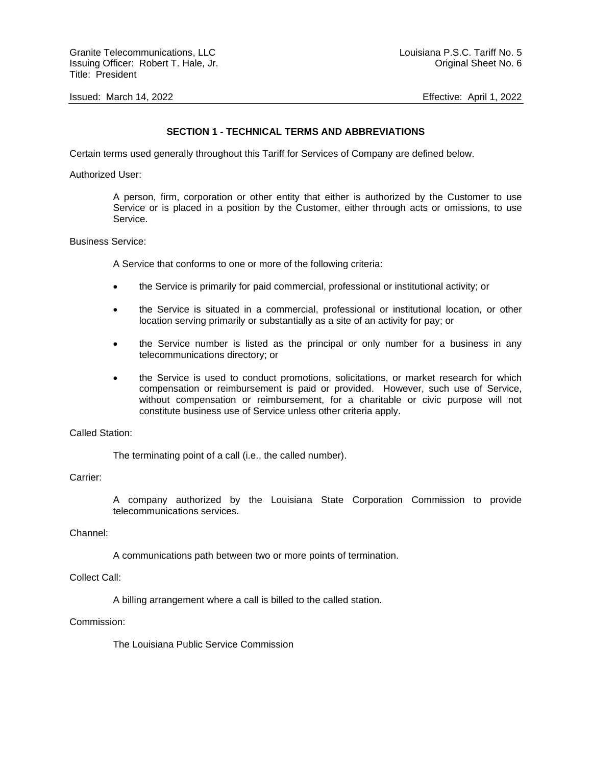## SECTION 1 - TECHNICAL TERMS AND ABBREVIATIONS

Certain terms used generally throughout this Tariff for Services of Company are defined below.

Authorized User:

> A person, firm, corporation or other entity that either is authorized by the Customer to use Service or is placed in a position by the Customer, either through acts or omissions, to use Service.

Business Service:

> A Service that conforms to one or more of the following criteria:
>
> - the Service is primarily for paid commercial, professional or institutional activity; or
> - the Service is situated in a commercial, professional or institutional location, or other location serving primarily or substantially as a site of an activity for pay; or
> - the Service number is listed as the principal or only number for a business in any telecommunications directory; or
> - the Service is used to conduct promotions, solicitations, or market research for which compensation or reimbursement is paid or provided. However, such use of Service, without compensation or reimbursement, for a charitable or civic purpose will not constitute business use of Service unless other criteria apply.

Called Station:

> The terminating point of a call (i.e., the called number).

Carrier:

> A company authorized by the Louisiana State Corporation Commission to provide telecommunications services.

Channel:

> A communications path between two or more points of termination.

Collect Call:

> A billing arrangement where a call is billed to the called station.

Commission:

> The Louisiana Public Service Commission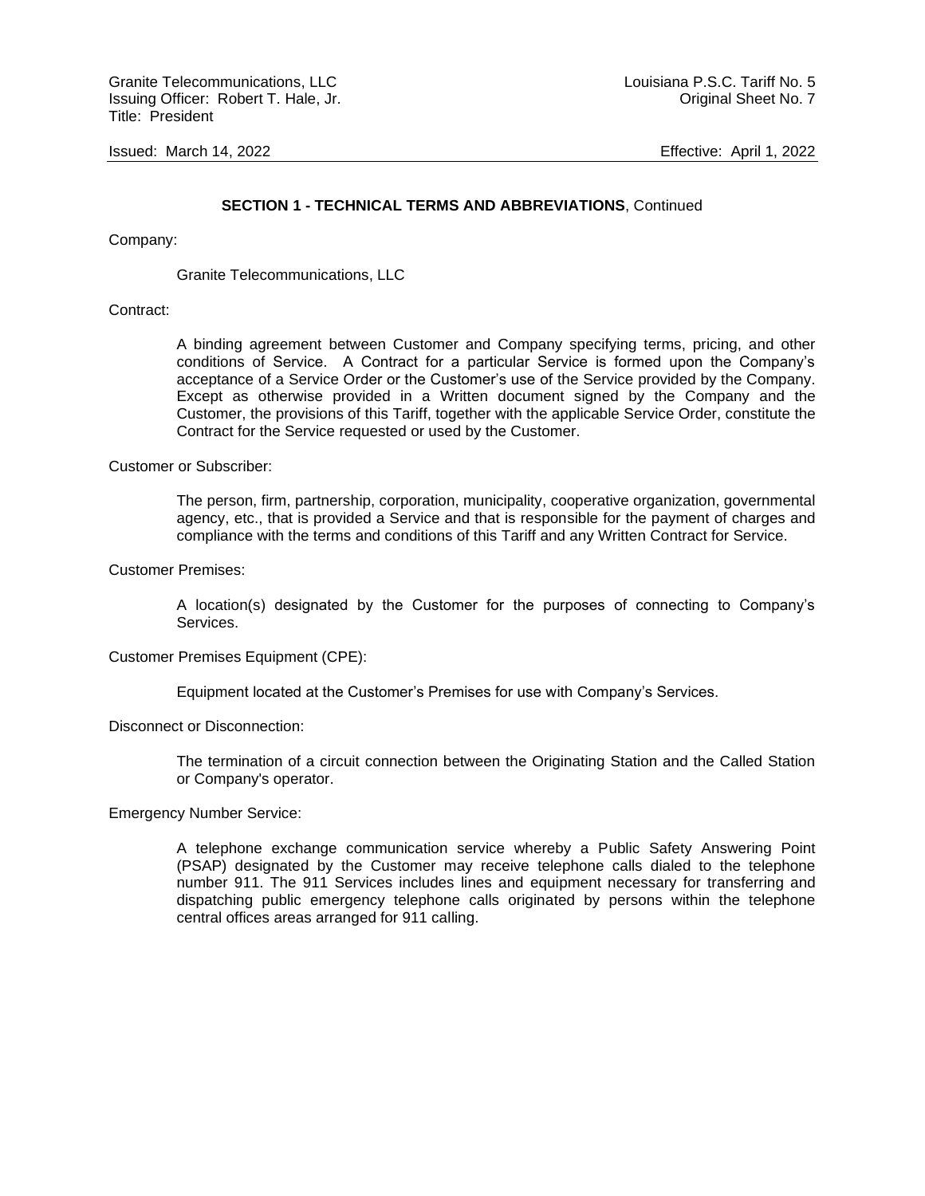**SECTION 1 - TECHNICAL TERMS AND ABBREVIATIONS**, Continued

Company:

Granite Telecommunications, LLC

Contract:

A binding agreement between Customer and Company specifying terms, pricing, and other conditions of Service. A Contract for a particular Service is formed upon the Company's acceptance of a Service Order or the Customer's use of the Service provided by the Company. Except as otherwise provided in a Written document signed by the Company and the Customer, the provisions of this Tariff, together with the applicable Service Order, constitute the Contract for the Service requested or used by the Customer.

Customer or Subscriber:

The person, firm, partnership, corporation, municipality, cooperative organization, governmental agency, etc., that is provided a Service and that is responsible for the payment of charges and compliance with the terms and conditions of this Tariff and any Written Contract for Service.

Customer Premises:

A location(s) designated by the Customer for the purposes of connecting to Company's Services.

Customer Premises Equipment (CPE):

Equipment located at the Customer's Premises for use with Company's Services.

Disconnect or Disconnection:

The termination of a circuit connection between the Originating Station and the Called Station or Company's operator.

Emergency Number Service:

A telephone exchange communication service whereby a Public Safety Answering Point (PSAP) designated by the Customer may receive telephone calls dialed to the telephone number 911. The 911 Services includes lines and equipment necessary for transferring and dispatching public emergency telephone calls originated by persons within the telephone central offices areas arranged for 911 calling.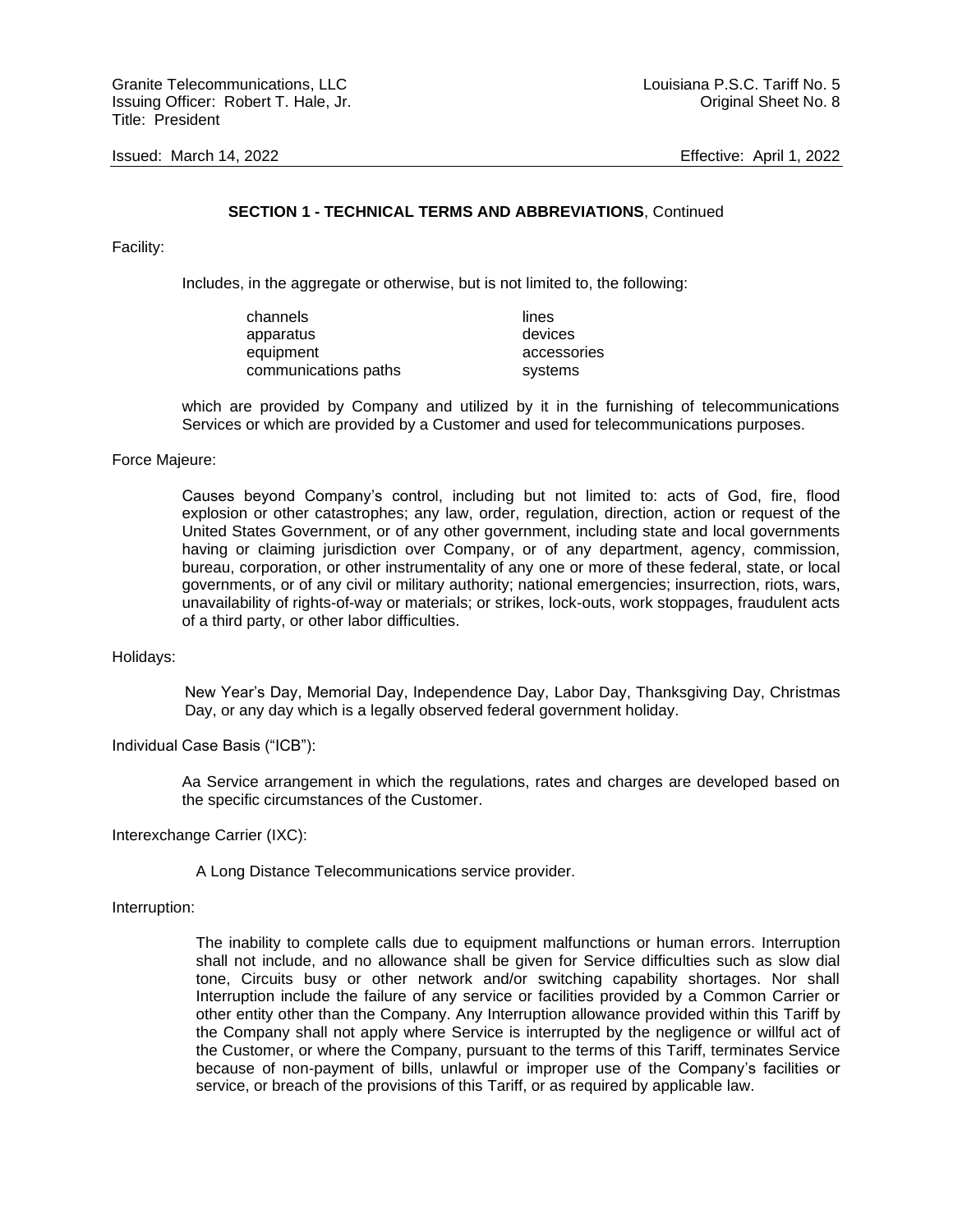**SECTION 1 - TECHNICAL TERMS AND ABBREVIATIONS**, Continued

Facility:

Includes, in the aggregate or otherwise, but is not limited to, the following:

| | |
|---|---|
| channels | lines |
| apparatus | devices |
| equipment | accessories |
| communications paths | systems |

which are provided by Company and utilized by it in the furnishing of telecommunications Services or which are provided by a Customer and used for telecommunications purposes.

Force Majeure:

Causes beyond Company's control, including but not limited to: acts of God, fire, flood explosion or other catastrophes; any law, order, regulation, direction, action or request of the United States Government, or of any other government, including state and local governments having or claiming jurisdiction over Company, or of any department, agency, commission, bureau, corporation, or other instrumentality of any one or more of these federal, state, or local governments, or of any civil or military authority; national emergencies; insurrection, riots, wars, unavailability of rights-of-way or materials; or strikes, lock-outs, work stoppages, fraudulent acts of a third party, or other labor difficulties.

Holidays:

New Year's Day, Memorial Day, Independence Day, Labor Day, Thanksgiving Day, Christmas Day, or any day which is a legally observed federal government holiday.

Individual Case Basis ("ICB"):

Aa Service arrangement in which the regulations, rates and charges are developed based on the specific circumstances of the Customer.

Interexchange Carrier (IXC):

A Long Distance Telecommunications service provider.

Interruption:

The inability to complete calls due to equipment malfunctions or human errors. Interruption shall not include, and no allowance shall be given for Service difficulties such as slow dial tone, Circuits busy or other network and/or switching capability shortages. Nor shall Interruption include the failure of any service or facilities provided by a Common Carrier or other entity other than the Company. Any Interruption allowance provided within this Tariff by the Company shall not apply where Service is interrupted by the negligence or willful act of the Customer, or where the Company, pursuant to the terms of this Tariff, terminates Service because of non-payment of bills, unlawful or improper use of the Company's facilities or service, or breach of the provisions of this Tariff, or as required by applicable law.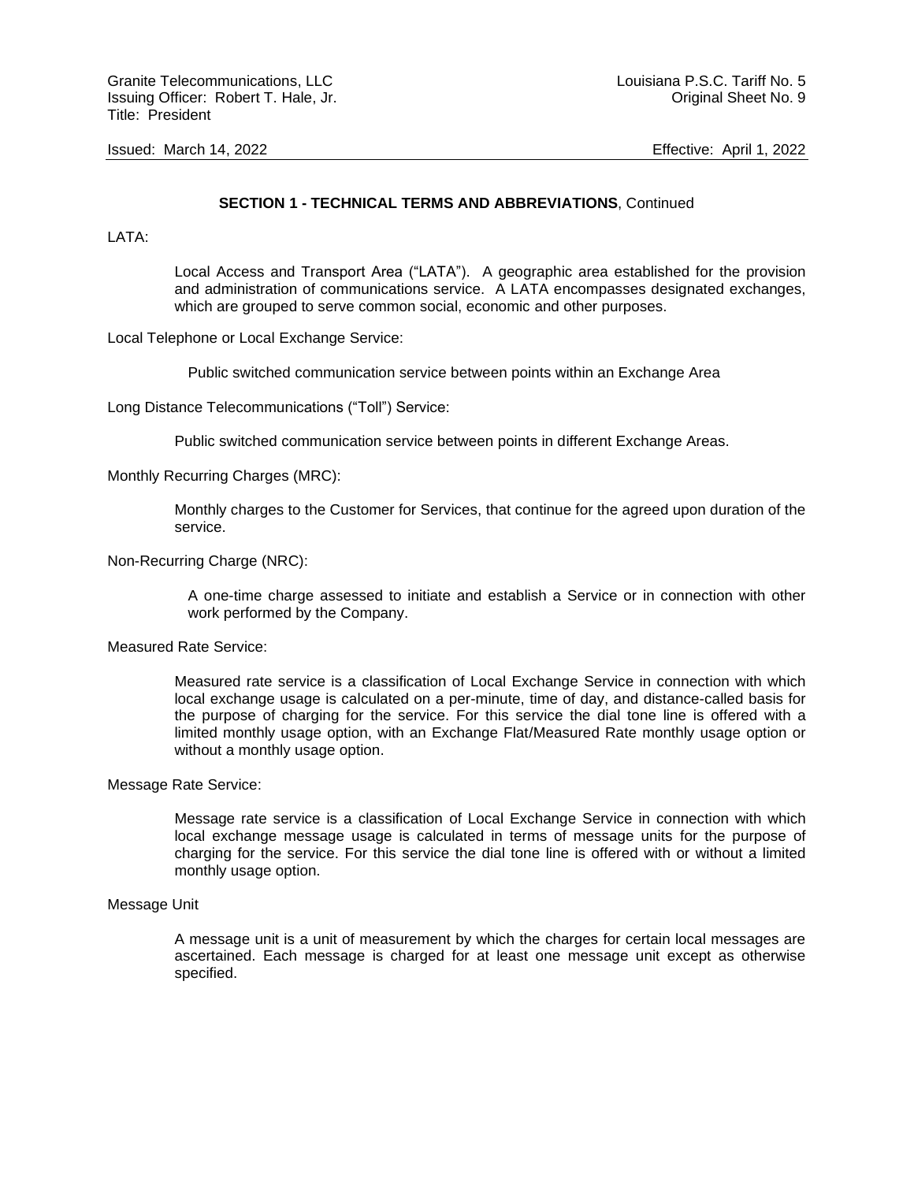**SECTION 1 - TECHNICAL TERMS AND ABBREVIATIONS**, Continued

LATA:

Local Access and Transport Area ("LATA"). A geographic area established for the provision and administration of communications service. A LATA encompasses designated exchanges, which are grouped to serve common social, economic and other purposes.

Local Telephone or Local Exchange Service:

Public switched communication service between points within an Exchange Area

Long Distance Telecommunications ("Toll") Service:

Public switched communication service between points in different Exchange Areas.

Monthly Recurring Charges (MRC):

Monthly charges to the Customer for Services, that continue for the agreed upon duration of the service.

Non-Recurring Charge (NRC):

A one-time charge assessed to initiate and establish a Service or in connection with other work performed by the Company.

Measured Rate Service:

Measured rate service is a classification of Local Exchange Service in connection with which local exchange usage is calculated on a per-minute, time of day, and distance-called basis for the purpose of charging for the service. For this service the dial tone line is offered with a limited monthly usage option, with an Exchange Flat/Measured Rate monthly usage option or without a monthly usage option.

Message Rate Service:

Message rate service is a classification of Local Exchange Service in connection with which local exchange message usage is calculated in terms of message units for the purpose of charging for the service. For this service the dial tone line is offered with or without a limited monthly usage option.

Message Unit

A message unit is a unit of measurement by which the charges for certain local messages are ascertained. Each message is charged for at least one message unit except as otherwise specified.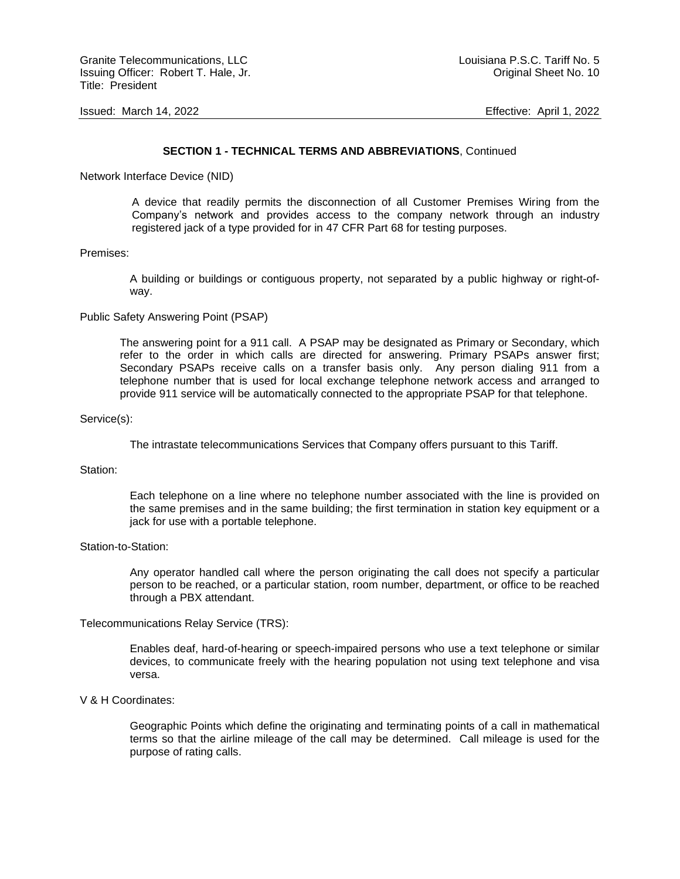**SECTION 1 - TECHNICAL TERMS AND ABBREVIATIONS**, Continued

Network Interface Device (NID)

A device that readily permits the disconnection of all Customer Premises Wiring from the Company's network and provides access to the company network through an industry registered jack of a type provided for in 47 CFR Part 68 for testing purposes.

Premises:

A building or buildings or contiguous property, not separated by a public highway or right-of-way.

Public Safety Answering Point (PSAP)

The answering point for a 911 call. A PSAP may be designated as Primary or Secondary, which refer to the order in which calls are directed for answering. Primary PSAPs answer first; Secondary PSAPs receive calls on a transfer basis only. Any person dialing 911 from a telephone number that is used for local exchange telephone network access and arranged to provide 911 service will be automatically connected to the appropriate PSAP for that telephone.

Service(s):

The intrastate telecommunications Services that Company offers pursuant to this Tariff.

Station:

Each telephone on a line where no telephone number associated with the line is provided on the same premises and in the same building; the first termination in station key equipment or a jack for use with a portable telephone.

Station-to-Station:

Any operator handled call where the person originating the call does not specify a particular person to be reached, or a particular station, room number, department, or office to be reached through a PBX attendant.

Telecommunications Relay Service (TRS):

Enables deaf, hard-of-hearing or speech-impaired persons who use a text telephone or similar devices, to communicate freely with the hearing population not using text telephone and visa versa.

V & H Coordinates:

Geographic Points which define the originating and terminating points of a call in mathematical terms so that the airline mileage of the call may be determined. Call mileage is used for the purpose of rating calls.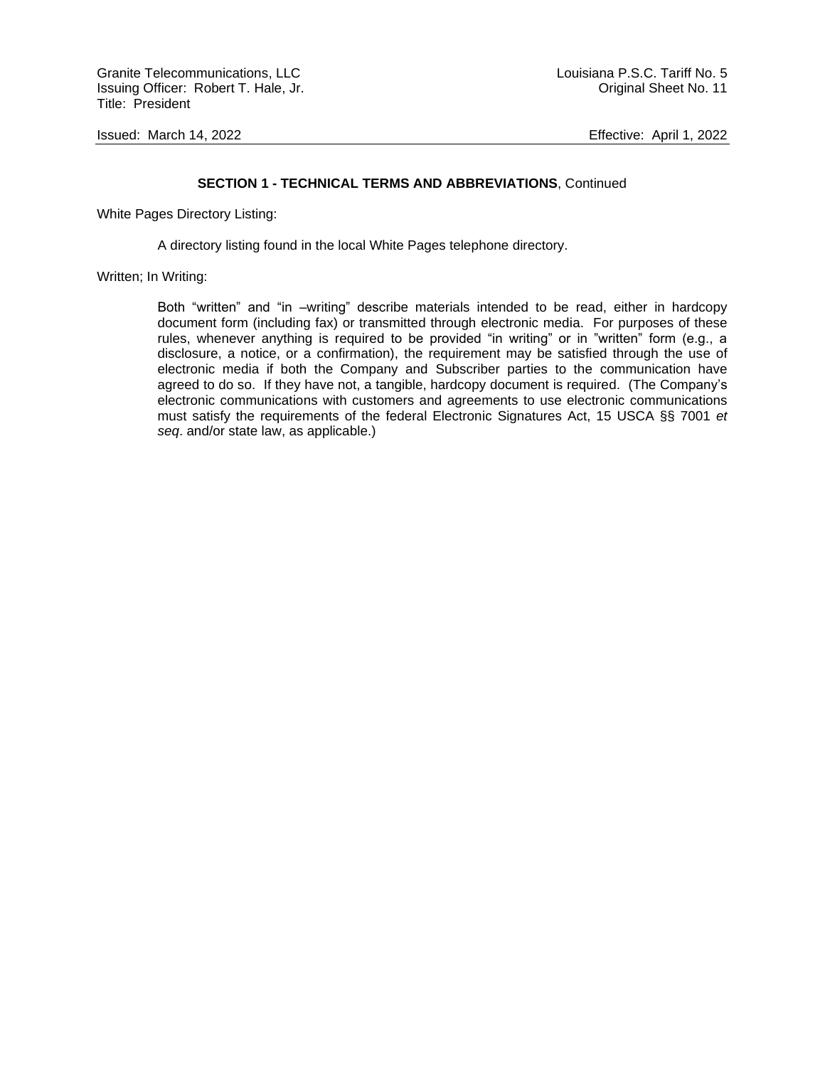**SECTION 1 - TECHNICAL TERMS AND ABBREVIATIONS**, Continued

White Pages Directory Listing:

A directory listing found in the local White Pages telephone directory.

Written; In Writing:

Both "written" and "in –writing" describe materials intended to be read, either in hardcopy document form (including fax) or transmitted through electronic media. For purposes of these rules, whenever anything is required to be provided "in writing" or in "written" form (e.g., a disclosure, a notice, or a confirmation), the requirement may be satisfied through the use of electronic media if both the Company and Subscriber parties to the communication have agreed to do so. If they have not, a tangible, hardcopy document is required. (The Company's electronic communications with customers and agreements to use electronic communications must satisfy the requirements of the federal Electronic Signatures Act, 15 USCA §§ 7001 *et seq*. and/or state law, as applicable.)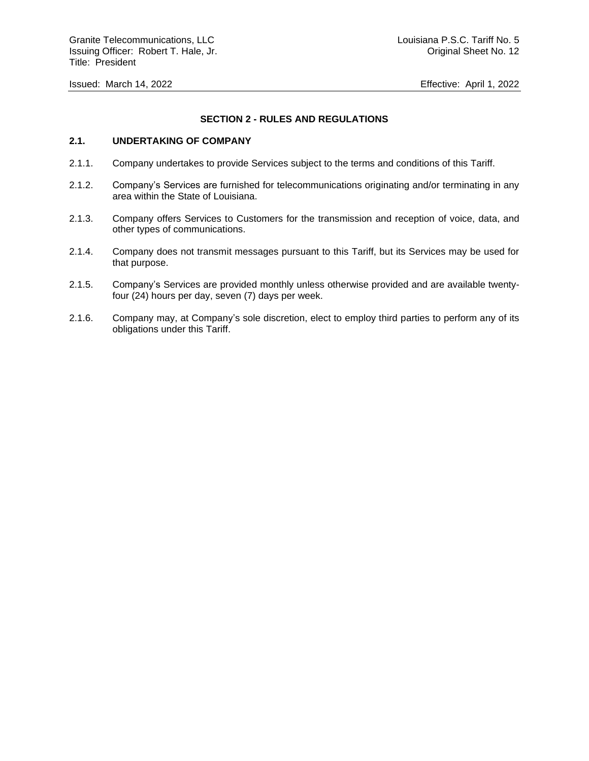## SECTION 2 - RULES AND REGULATIONS

### 2.1. UNDERTAKING OF COMPANY

2.1.1. Company undertakes to provide Services subject to the terms and conditions of this Tariff.

2.1.2. Company's Services are furnished for telecommunications originating and/or terminating in any area within the State of Louisiana.

2.1.3. Company offers Services to Customers for the transmission and reception of voice, data, and other types of communications.

2.1.4. Company does not transmit messages pursuant to this Tariff, but its Services may be used for that purpose.

2.1.5. Company's Services are provided monthly unless otherwise provided and are available twenty-four (24) hours per day, seven (7) days per week.

2.1.6. Company may, at Company's sole discretion, elect to employ third parties to perform any of its obligations under this Tariff.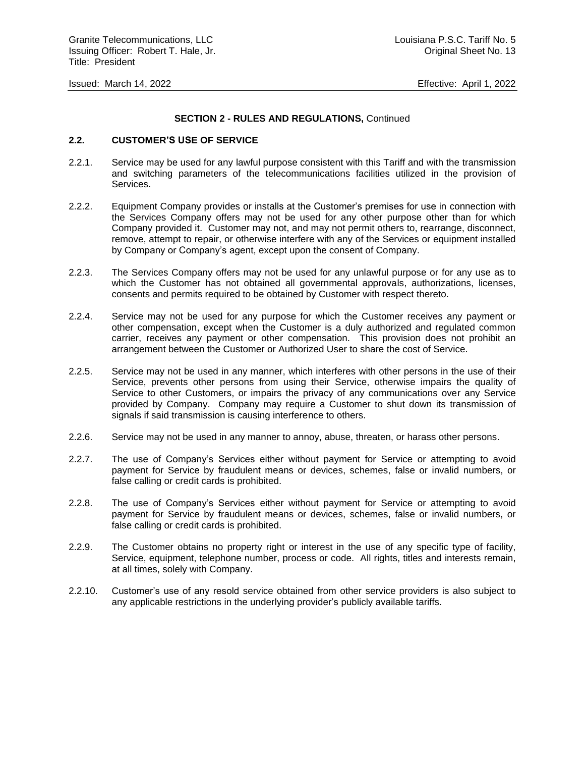**SECTION 2 - RULES AND REGULATIONS,** Continued

## 2.2. CUSTOMER'S USE OF SERVICE

2.2.1. Service may be used for any lawful purpose consistent with this Tariff and with the transmission and switching parameters of the telecommunications facilities utilized in the provision of Services.

2.2.2. Equipment Company provides or installs at the Customer's premises for use in connection with the Services Company offers may not be used for any other purpose other than for which Company provided it. Customer may not, and may not permit others to, rearrange, disconnect, remove, attempt to repair, or otherwise interfere with any of the Services or equipment installed by Company or Company's agent, except upon the consent of Company.

2.2.3. The Services Company offers may not be used for any unlawful purpose or for any use as to which the Customer has not obtained all governmental approvals, authorizations, licenses, consents and permits required to be obtained by Customer with respect thereto.

2.2.4. Service may not be used for any purpose for which the Customer receives any payment or other compensation, except when the Customer is a duly authorized and regulated common carrier, receives any payment or other compensation. This provision does not prohibit an arrangement between the Customer or Authorized User to share the cost of Service.

2.2.5. Service may not be used in any manner, which interferes with other persons in the use of their Service, prevents other persons from using their Service, otherwise impairs the quality of Service to other Customers, or impairs the privacy of any communications over any Service provided by Company. Company may require a Customer to shut down its transmission of signals if said transmission is causing interference to others.

2.2.6. Service may not be used in any manner to annoy, abuse, threaten, or harass other persons.

2.2.7. The use of Company's Services either without payment for Service or attempting to avoid payment for Service by fraudulent means or devices, schemes, false or invalid numbers, or false calling or credit cards is prohibited.

2.2.8. The use of Company's Services either without payment for Service or attempting to avoid payment for Service by fraudulent means or devices, schemes, false or invalid numbers, or false calling or credit cards is prohibited.

2.2.9. The Customer obtains no property right or interest in the use of any specific type of facility, Service, equipment, telephone number, process or code. All rights, titles and interests remain, at all times, solely with Company.

2.2.10. Customer's use of any resold service obtained from other service providers is also subject to any applicable restrictions in the underlying provider's publicly available tariffs.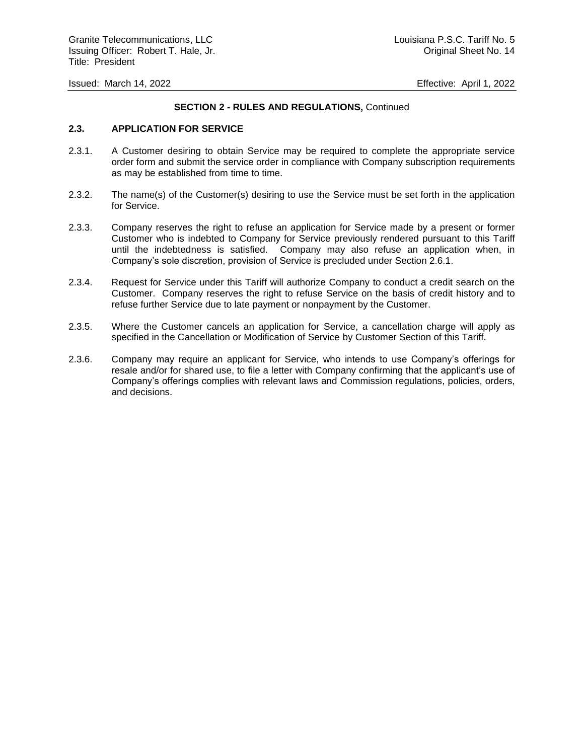**SECTION 2 - RULES AND REGULATIONS,** Continued

**2.3. APPLICATION FOR SERVICE**

2.3.1. A Customer desiring to obtain Service may be required to complete the appropriate service order form and submit the service order in compliance with Company subscription requirements as may be established from time to time.

2.3.2. The name(s) of the Customer(s) desiring to use the Service must be set forth in the application for Service.

2.3.3. Company reserves the right to refuse an application for Service made by a present or former Customer who is indebted to Company for Service previously rendered pursuant to this Tariff until the indebtedness is satisfied. Company may also refuse an application when, in Company's sole discretion, provision of Service is precluded under Section 2.6.1.

2.3.4. Request for Service under this Tariff will authorize Company to conduct a credit search on the Customer. Company reserves the right to refuse Service on the basis of credit history and to refuse further Service due to late payment or nonpayment by the Customer.

2.3.5. Where the Customer cancels an application for Service, a cancellation charge will apply as specified in the Cancellation or Modification of Service by Customer Section of this Tariff.

2.3.6. Company may require an applicant for Service, who intends to use Company's offerings for resale and/or for shared use, to file a letter with Company confirming that the applicant's use of Company's offerings complies with relevant laws and Commission regulations, policies, orders, and decisions.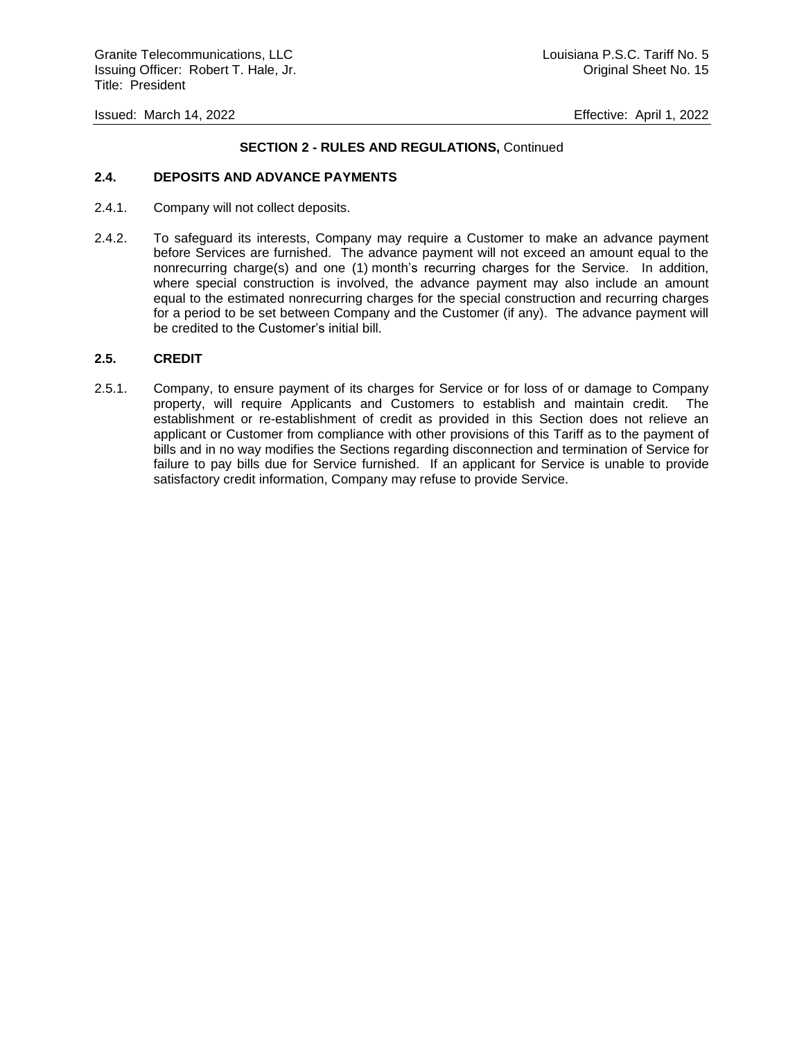## SECTION 2 - RULES AND REGULATIONS, Continued

### 2.4. DEPOSITS AND ADVANCE PAYMENTS

2.4.1. Company will not collect deposits.

2.4.2. To safeguard its interests, Company may require a Customer to make an advance payment before Services are furnished. The advance payment will not exceed an amount equal to the nonrecurring charge(s) and one (1) month's recurring charges for the Service. In addition, where special construction is involved, the advance payment may also include an amount equal to the estimated nonrecurring charges for the special construction and recurring charges for a period to be set between Company and the Customer (if any). The advance payment will be credited to the Customer's initial bill.

### 2.5. CREDIT

2.5.1. Company, to ensure payment of its charges for Service or for loss of or damage to Company property, will require Applicants and Customers to establish and maintain credit. The establishment or re-establishment of credit as provided in this Section does not relieve an applicant or Customer from compliance with other provisions of this Tariff as to the payment of bills and in no way modifies the Sections regarding disconnection and termination of Service for failure to pay bills due for Service furnished. If an applicant for Service is unable to provide satisfactory credit information, Company may refuse to provide Service.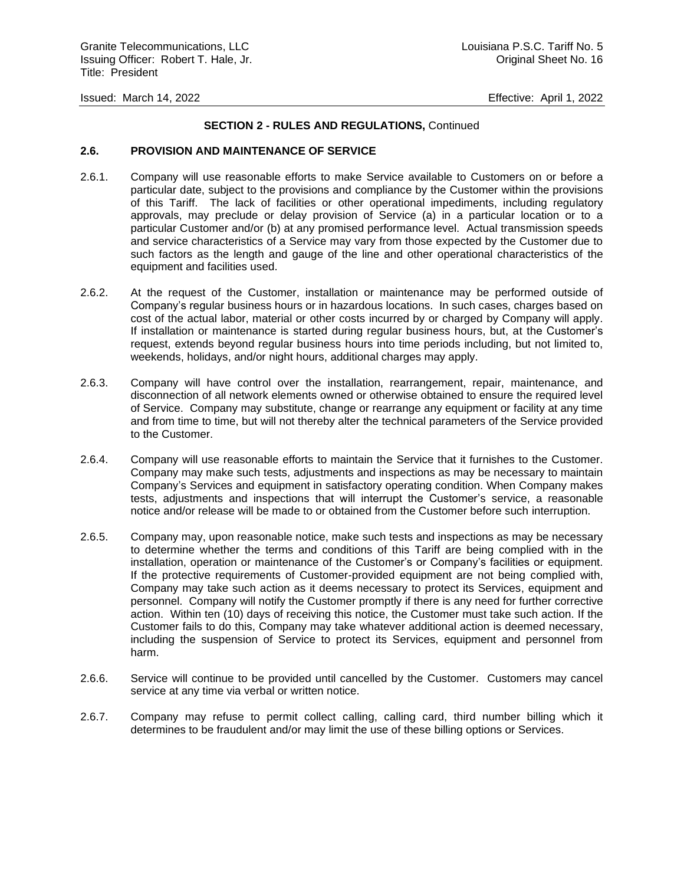**SECTION 2 - RULES AND REGULATIONS,** Continued

**2.6. PROVISION AND MAINTENANCE OF SERVICE**

2.6.1. Company will use reasonable efforts to make Service available to Customers on or before a particular date, subject to the provisions and compliance by the Customer within the provisions of this Tariff. The lack of facilities or other operational impediments, including regulatory approvals, may preclude or delay provision of Service (a) in a particular location or to a particular Customer and/or (b) at any promised performance level. Actual transmission speeds and service characteristics of a Service may vary from those expected by the Customer due to such factors as the length and gauge of the line and other operational characteristics of the equipment and facilities used.

2.6.2. At the request of the Customer, installation or maintenance may be performed outside of Company's regular business hours or in hazardous locations. In such cases, charges based on cost of the actual labor, material or other costs incurred by or charged by Company will apply. If installation or maintenance is started during regular business hours, but, at the Customer's request, extends beyond regular business hours into time periods including, but not limited to, weekends, holidays, and/or night hours, additional charges may apply.

2.6.3. Company will have control over the installation, rearrangement, repair, maintenance, and disconnection of all network elements owned or otherwise obtained to ensure the required level of Service. Company may substitute, change or rearrange any equipment or facility at any time and from time to time, but will not thereby alter the technical parameters of the Service provided to the Customer.

2.6.4. Company will use reasonable efforts to maintain the Service that it furnishes to the Customer. Company may make such tests, adjustments and inspections as may be necessary to maintain Company's Services and equipment in satisfactory operating condition. When Company makes tests, adjustments and inspections that will interrupt the Customer's service, a reasonable notice and/or release will be made to or obtained from the Customer before such interruption.

2.6.5. Company may, upon reasonable notice, make such tests and inspections as may be necessary to determine whether the terms and conditions of this Tariff are being complied with in the installation, operation or maintenance of the Customer's or Company's facilities or equipment. If the protective requirements of Customer-provided equipment are not being complied with, Company may take such action as it deems necessary to protect its Services, equipment and personnel. Company will notify the Customer promptly if there is any need for further corrective action. Within ten (10) days of receiving this notice, the Customer must take such action. If the Customer fails to do this, Company may take whatever additional action is deemed necessary, including the suspension of Service to protect its Services, equipment and personnel from harm.

2.6.6. Service will continue to be provided until cancelled by the Customer. Customers may cancel service at any time via verbal or written notice.

2.6.7. Company may refuse to permit collect calling, calling card, third number billing which it determines to be fraudulent and/or may limit the use of these billing options or Services.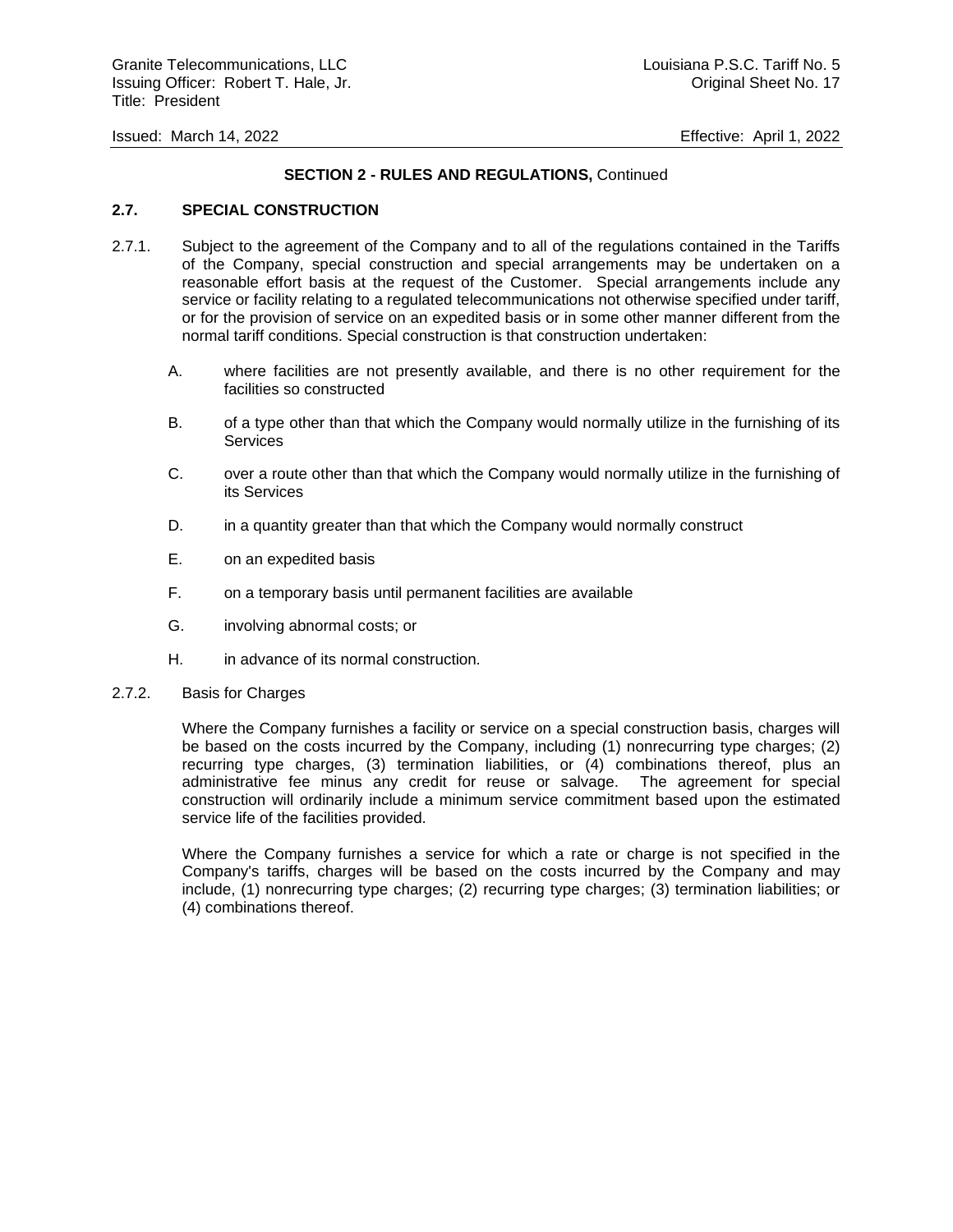**SECTION 2 - RULES AND REGULATIONS,** Continued

## 2.7. SPECIAL CONSTRUCTION

2.7.1. Subject to the agreement of the Company and to all of the regulations contained in the Tariffs of the Company, special construction and special arrangements may be undertaken on a reasonable effort basis at the request of the Customer. Special arrangements include any service or facility relating to a regulated telecommunications not otherwise specified under tariff, or for the provision of service on an expedited basis or in some other manner different from the normal tariff conditions. Special construction is that construction undertaken:

A. where facilities are not presently available, and there is no other requirement for the facilities so constructed

B. of a type other than that which the Company would normally utilize in the furnishing of its Services

C. over a route other than that which the Company would normally utilize in the furnishing of its Services

D. in a quantity greater than that which the Company would normally construct

E. on an expedited basis

F. on a temporary basis until permanent facilities are available

G. involving abnormal costs; or

H. in advance of its normal construction.

2.7.2. Basis for Charges

Where the Company furnishes a facility or service on a special construction basis, charges will be based on the costs incurred by the Company, including (1) nonrecurring type charges; (2) recurring type charges, (3) termination liabilities, or (4) combinations thereof, plus an administrative fee minus any credit for reuse or salvage. The agreement for special construction will ordinarily include a minimum service commitment based upon the estimated service life of the facilities provided.

Where the Company furnishes a service for which a rate or charge is not specified in the Company's tariffs, charges will be based on the costs incurred by the Company and may include, (1) nonrecurring type charges; (2) recurring type charges; (3) termination liabilities; or (4) combinations thereof.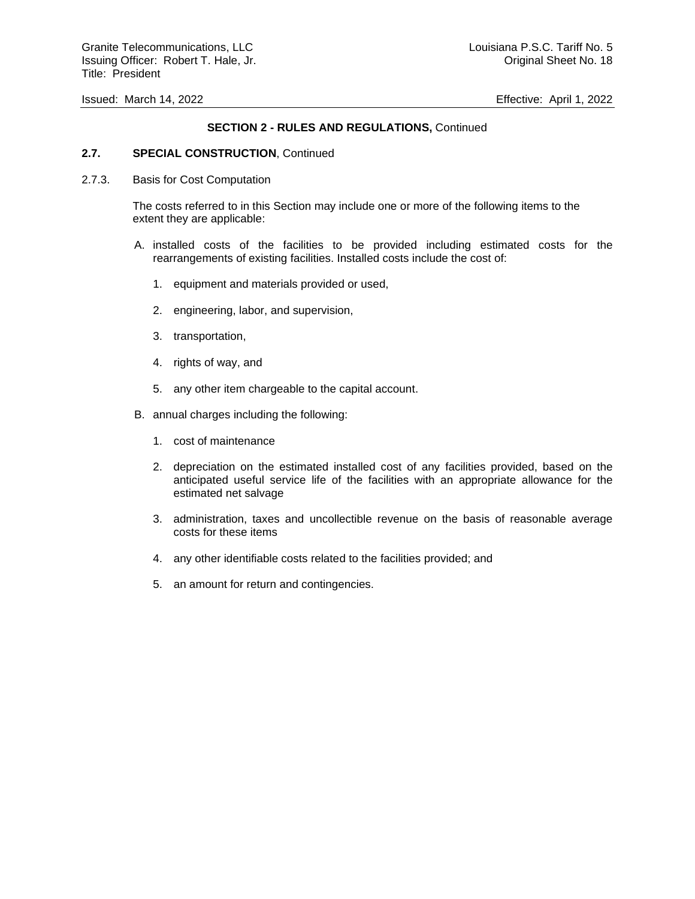## SECTION 2 - RULES AND REGULATIONS, Continued

### 2.7. SPECIAL CONSTRUCTION, Continued

2.7.3. Basis for Cost Computation

The costs referred to in this Section may include one or more of the following items to the extent they are applicable:

A. installed costs of the facilities to be provided including estimated costs for the rearrangements of existing facilities. Installed costs include the cost of:

   1. equipment and materials provided or used,

   2. engineering, labor, and supervision,

   3. transportation,

   4. rights of way, and

   5. any other item chargeable to the capital account.

B. annual charges including the following:

   1. cost of maintenance

   2. depreciation on the estimated installed cost of any facilities provided, based on the anticipated useful service life of the facilities with an appropriate allowance for the estimated net salvage

   3. administration, taxes and uncollectible revenue on the basis of reasonable average costs for these items

   4. any other identifiable costs related to the facilities provided; and

   5. an amount for return and contingencies.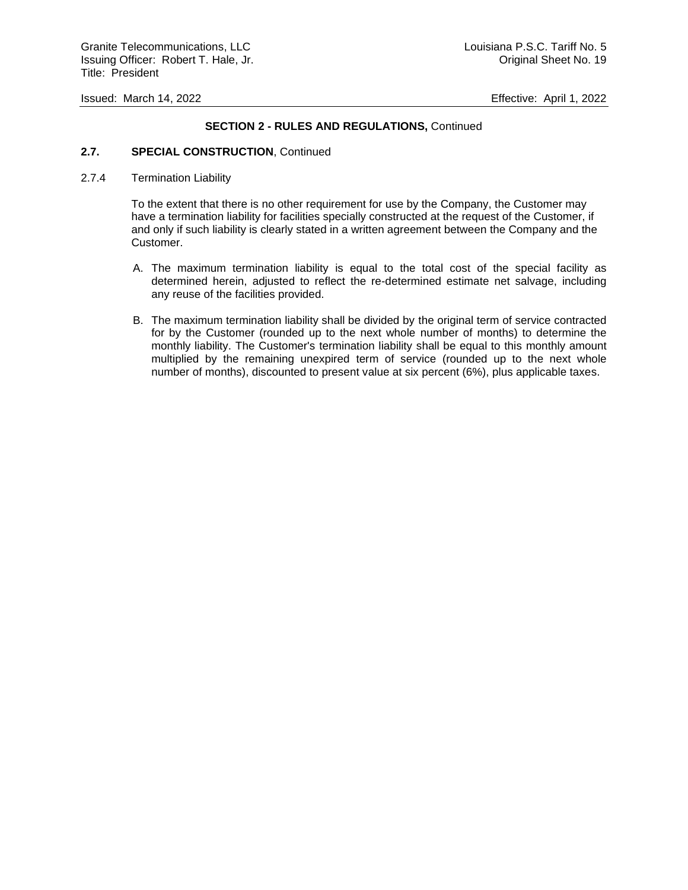## SECTION 2 - RULES AND REGULATIONS, Continued

### 2.7. SPECIAL CONSTRUCTION, Continued

2.7.4 Termination Liability

To the extent that there is no other requirement for use by the Company, the Customer may have a termination liability for facilities specially constructed at the request of the Customer, if and only if such liability is clearly stated in a written agreement between the Company and the Customer.

A. The maximum termination liability is equal to the total cost of the special facility as determined herein, adjusted to reflect the re-determined estimate net salvage, including any reuse of the facilities provided.

B. The maximum termination liability shall be divided by the original term of service contracted for by the Customer (rounded up to the next whole number of months) to determine the monthly liability. The Customer's termination liability shall be equal to this monthly amount multiplied by the remaining unexpired term of service (rounded up to the next whole number of months), discounted to present value at six percent (6%), plus applicable taxes.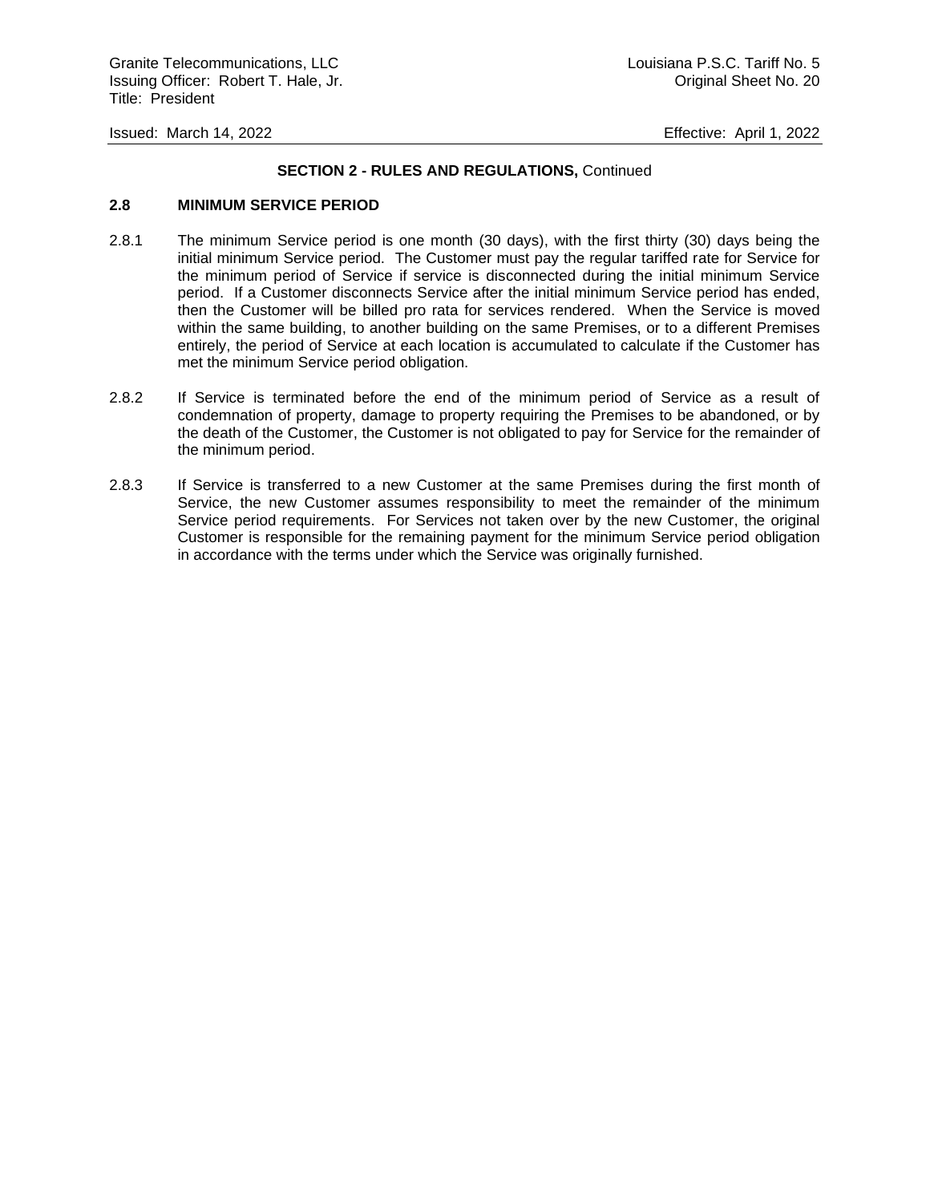**SECTION 2 - RULES AND REGULATIONS,** Continued

**2.8 MINIMUM SERVICE PERIOD**

2.8.1 The minimum Service period is one month (30 days), with the first thirty (30) days being the initial minimum Service period. The Customer must pay the regular tariffed rate for Service for the minimum period of Service if service is disconnected during the initial minimum Service period. If a Customer disconnects Service after the initial minimum Service period has ended, then the Customer will be billed pro rata for services rendered. When the Service is moved within the same building, to another building on the same Premises, or to a different Premises entirely, the period of Service at each location is accumulated to calculate if the Customer has met the minimum Service period obligation.

2.8.2 If Service is terminated before the end of the minimum period of Service as a result of condemnation of property, damage to property requiring the Premises to be abandoned, or by the death of the Customer, the Customer is not obligated to pay for Service for the remainder of the minimum period.

2.8.3 If Service is transferred to a new Customer at the same Premises during the first month of Service, the new Customer assumes responsibility to meet the remainder of the minimum Service period requirements. For Services not taken over by the new Customer, the original Customer is responsible for the remaining payment for the minimum Service period obligation in accordance with the terms under which the Service was originally furnished.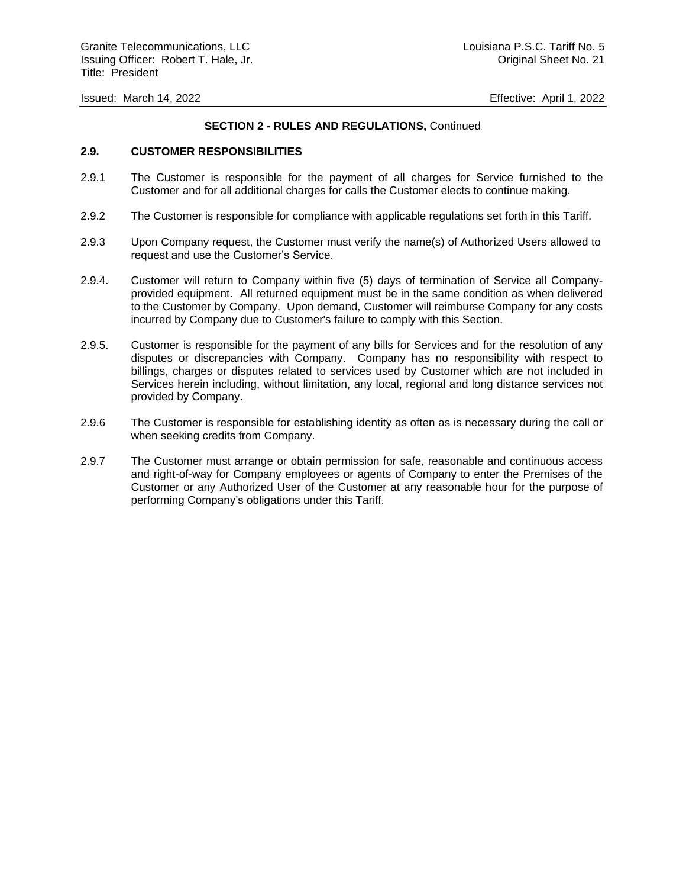**SECTION 2 - RULES AND REGULATIONS,** Continued

## 2.9. CUSTOMER RESPONSIBILITIES

2.9.1 The Customer is responsible for the payment of all charges for Service furnished to the Customer and for all additional charges for calls the Customer elects to continue making.

2.9.2 The Customer is responsible for compliance with applicable regulations set forth in this Tariff.

2.9.3 Upon Company request, the Customer must verify the name(s) of Authorized Users allowed to request and use the Customer's Service.

2.9.4. Customer will return to Company within five (5) days of termination of Service all Company-provided equipment. All returned equipment must be in the same condition as when delivered to the Customer by Company. Upon demand, Customer will reimburse Company for any costs incurred by Company due to Customer's failure to comply with this Section.

2.9.5. Customer is responsible for the payment of any bills for Services and for the resolution of any disputes or discrepancies with Company. Company has no responsibility with respect to billings, charges or disputes related to services used by Customer which are not included in Services herein including, without limitation, any local, regional and long distance services not provided by Company.

2.9.6 The Customer is responsible for establishing identity as often as is necessary during the call or when seeking credits from Company.

2.9.7 The Customer must arrange or obtain permission for safe, reasonable and continuous access and right-of-way for Company employees or agents of Company to enter the Premises of the Customer or any Authorized User of the Customer at any reasonable hour for the purpose of performing Company's obligations under this Tariff.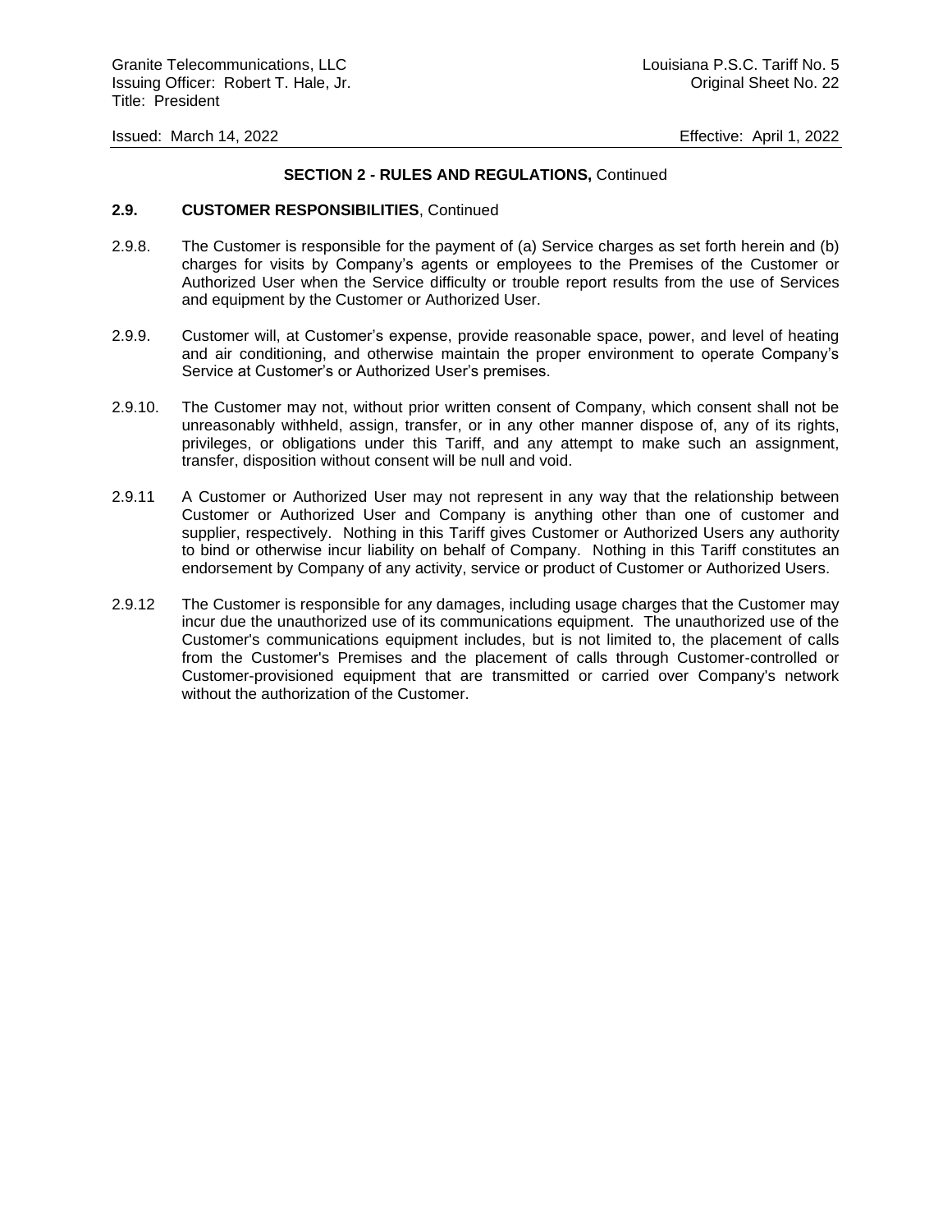**SECTION 2 - RULES AND REGULATIONS,** Continued

**2.9. CUSTOMER RESPONSIBILITIES**, Continued

2.9.8. The Customer is responsible for the payment of (a) Service charges as set forth herein and (b) charges for visits by Company's agents or employees to the Premises of the Customer or Authorized User when the Service difficulty or trouble report results from the use of Services and equipment by the Customer or Authorized User.

2.9.9. Customer will, at Customer's expense, provide reasonable space, power, and level of heating and air conditioning, and otherwise maintain the proper environment to operate Company's Service at Customer's or Authorized User's premises.

2.9.10. The Customer may not, without prior written consent of Company, which consent shall not be unreasonably withheld, assign, transfer, or in any other manner dispose of, any of its rights, privileges, or obligations under this Tariff, and any attempt to make such an assignment, transfer, disposition without consent will be null and void.

2.9.11 A Customer or Authorized User may not represent in any way that the relationship between Customer or Authorized User and Company is anything other than one of customer and supplier, respectively. Nothing in this Tariff gives Customer or Authorized Users any authority to bind or otherwise incur liability on behalf of Company. Nothing in this Tariff constitutes an endorsement by Company of any activity, service or product of Customer or Authorized Users.

2.9.12 The Customer is responsible for any damages, including usage charges that the Customer may incur due the unauthorized use of its communications equipment. The unauthorized use of the Customer's communications equipment includes, but is not limited to, the placement of calls from the Customer's Premises and the placement of calls through Customer-controlled or Customer-provisioned equipment that are transmitted or carried over Company's network without the authorization of the Customer.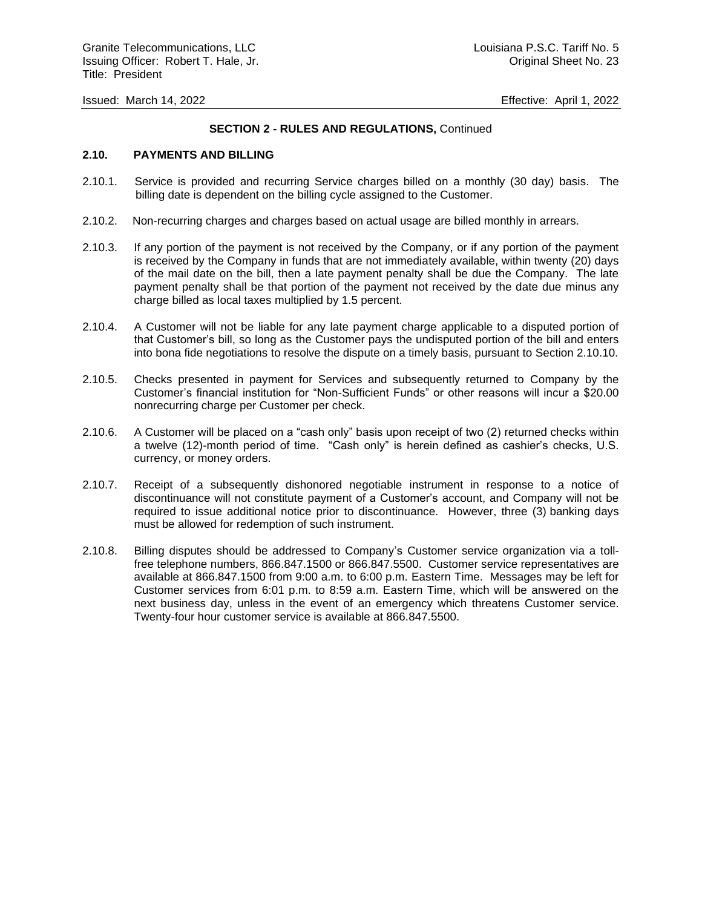**SECTION 2 - RULES AND REGULATIONS,** Continued

**2.10. PAYMENTS AND BILLING**

2.10.1. Service is provided and recurring Service charges billed on a monthly (30 day) basis. The billing date is dependent on the billing cycle assigned to the Customer.

2.10.2. Non-recurring charges and charges based on actual usage are billed monthly in arrears.

2.10.3. If any portion of the payment is not received by the Company, or if any portion of the payment is received by the Company in funds that are not immediately available, within twenty (20) days of the mail date on the bill, then a late payment penalty shall be due the Company. The late payment penalty shall be that portion of the payment not received by the date due minus any charge billed as local taxes multiplied by 1.5 percent.

2.10.4. A Customer will not be liable for any late payment charge applicable to a disputed portion of that Customer's bill, so long as the Customer pays the undisputed portion of the bill and enters into bona fide negotiations to resolve the dispute on a timely basis, pursuant to Section 2.10.10.

2.10.5. Checks presented in payment for Services and subsequently returned to Company by the Customer's financial institution for "Non-Sufficient Funds" or other reasons will incur a $20.00 nonrecurring charge per Customer per check.

2.10.6. A Customer will be placed on a "cash only" basis upon receipt of two (2) returned checks within a twelve (12)-month period of time. "Cash only" is herein defined as cashier's checks, U.S. currency, or money orders.

2.10.7. Receipt of a subsequently dishonored negotiable instrument in response to a notice of discontinuance will not constitute payment of a Customer's account, and Company will not be required to issue additional notice prior to discontinuance. However, three (3) banking days must be allowed for redemption of such instrument.

2.10.8. Billing disputes should be addressed to Company's Customer service organization via a toll-free telephone numbers, 866.847.1500 or 866.847.5500. Customer service representatives are available at 866.847.1500 from 9:00 a.m. to 6:00 p.m. Eastern Time. Messages may be left for Customer services from 6:01 p.m. to 8:59 a.m. Eastern Time, which will be answered on the next business day, unless in the event of an emergency which threatens Customer service. Twenty-four hour customer service is available at 866.847.5500.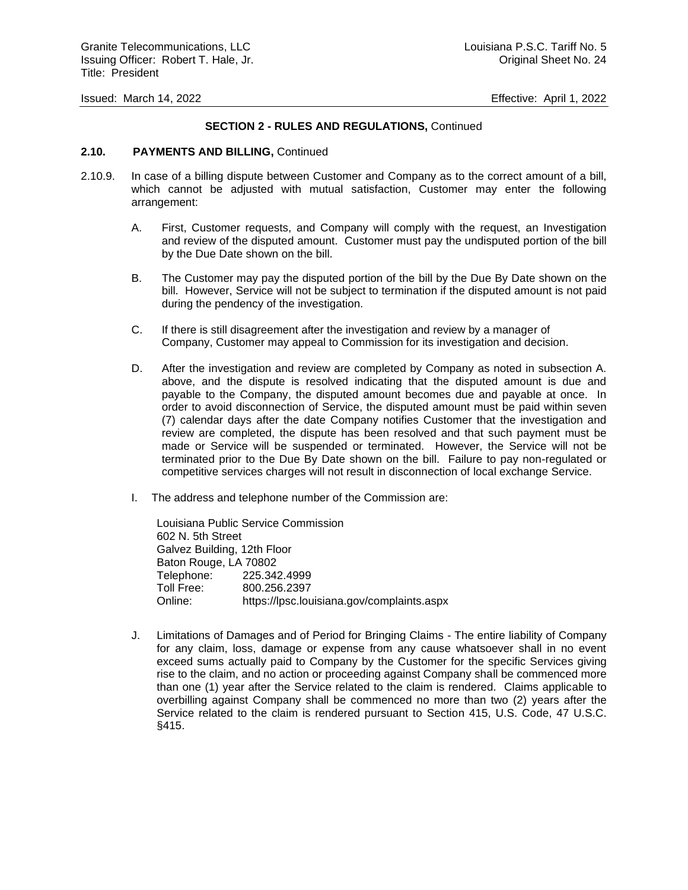**SECTION 2 - RULES AND REGULATIONS,** Continued

**2.10. PAYMENTS AND BILLING,** Continued

2.10.9. In case of a billing dispute between Customer and Company as to the correct amount of a bill, which cannot be adjusted with mutual satisfaction, Customer may enter the following arrangement:

A. First, Customer requests, and Company will comply with the request, an Investigation and review of the disputed amount. Customer must pay the undisputed portion of the bill by the Due Date shown on the bill.

B. The Customer may pay the disputed portion of the bill by the Due By Date shown on the bill. However, Service will not be subject to termination if the disputed amount is not paid during the pendency of the investigation.

C. If there is still disagreement after the investigation and review by a manager of Company, Customer may appeal to Commission for its investigation and decision.

D. After the investigation and review are completed by Company as noted in subsection A. above, and the dispute is resolved indicating that the disputed amount is due and payable to the Company, the disputed amount becomes due and payable at once. In order to avoid disconnection of Service, the disputed amount must be paid within seven (7) calendar days after the date Company notifies Customer that the investigation and review are completed, the dispute has been resolved and that such payment must be made or Service will be suspended or terminated. However, the Service will not be terminated prior to the Due By Date shown on the bill. Failure to pay non-regulated or competitive services charges will not result in disconnection of local exchange Service.

I. The address and telephone number of the Commission are:

Louisiana Public Service Commission
602 N. 5th Street
Galvez Building, 12th Floor
Baton Rouge, LA 70802
Telephone: 225.342.4999
Toll Free: 800.256.2397
Online: https://lpsc.louisiana.gov/complaints.aspx

J. Limitations of Damages and of Period for Bringing Claims - The entire liability of Company for any claim, loss, damage or expense from any cause whatsoever shall in no event exceed sums actually paid to Company by the Customer for the specific Services giving rise to the claim, and no action or proceeding against Company shall be commenced more than one (1) year after the Service related to the claim is rendered. Claims applicable to overbilling against Company shall be commenced no more than two (2) years after the Service related to the claim is rendered pursuant to Section 415, U.S. Code, 47 U.S.C. §415.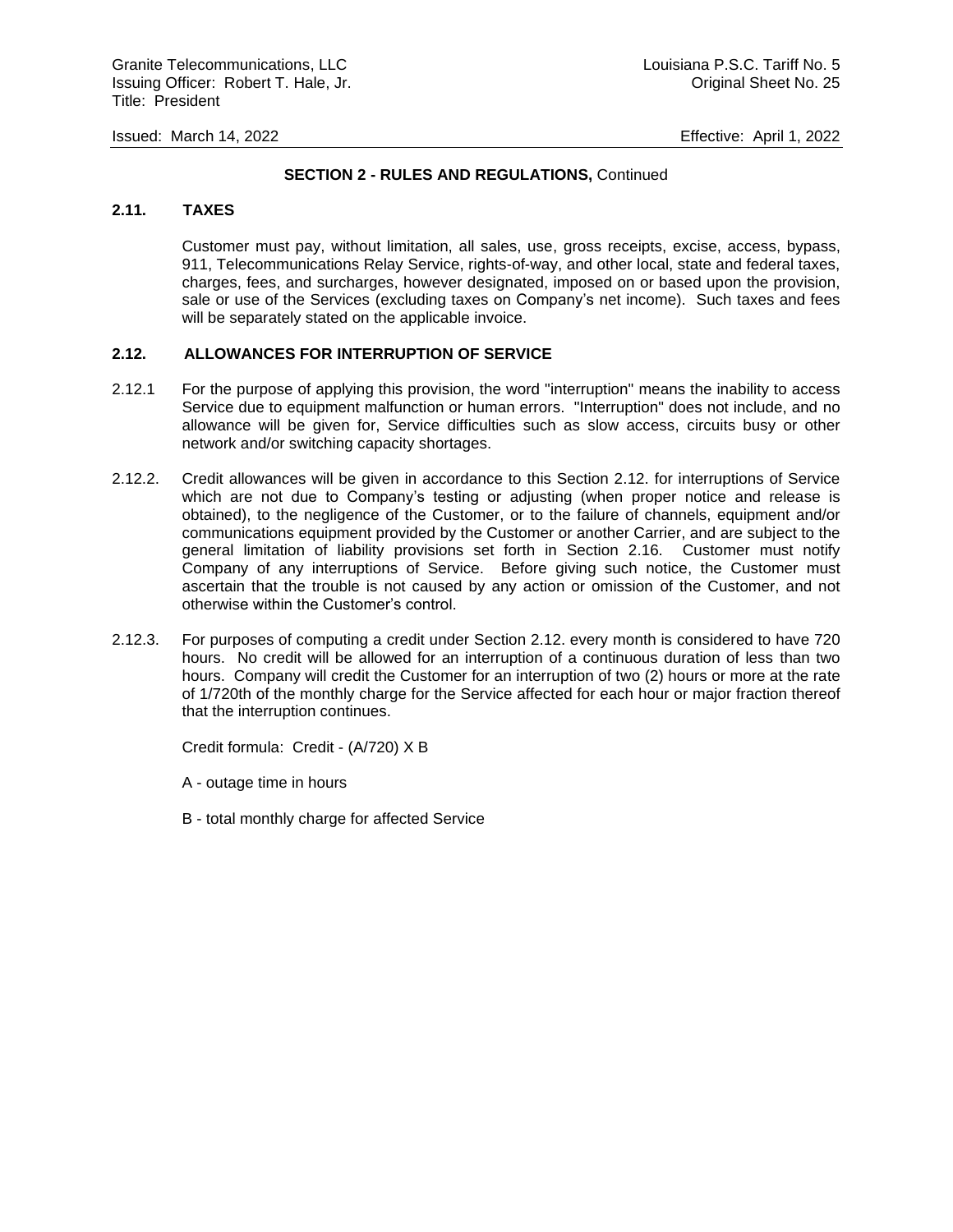**SECTION 2 - RULES AND REGULATIONS,** Continued

## 2.11. TAXES

Customer must pay, without limitation, all sales, use, gross receipts, excise, access, bypass, 911, Telecommunications Relay Service, rights-of-way, and other local, state and federal taxes, charges, fees, and surcharges, however designated, imposed on or based upon the provision, sale or use of the Services (excluding taxes on Company's net income). Such taxes and fees will be separately stated on the applicable invoice.

## 2.12. ALLOWANCES FOR INTERRUPTION OF SERVICE

2.12.1 For the purpose of applying this provision, the word "interruption" means the inability to access Service due to equipment malfunction or human errors. "Interruption" does not include, and no allowance will be given for, Service difficulties such as slow access, circuits busy or other network and/or switching capacity shortages.

2.12.2. Credit allowances will be given in accordance to this Section 2.12. for interruptions of Service which are not due to Company's testing or adjusting (when proper notice and release is obtained), to the negligence of the Customer, or to the failure of channels, equipment and/or communications equipment provided by the Customer or another Carrier, and are subject to the general limitation of liability provisions set forth in Section 2.16. Customer must notify Company of any interruptions of Service. Before giving such notice, the Customer must ascertain that the trouble is not caused by any action or omission of the Customer, and not otherwise within the Customer's control.

2.12.3. For purposes of computing a credit under Section 2.12. every month is considered to have 720 hours. No credit will be allowed for an interruption of a continuous duration of less than two hours. Company will credit the Customer for an interruption of two (2) hours or more at the rate of 1/720th of the monthly charge for the Service affected for each hour or major fraction thereof that the interruption continues.

Credit formula: Credit - $(A/720) \times B$

A - outage time in hours

B - total monthly charge for affected Service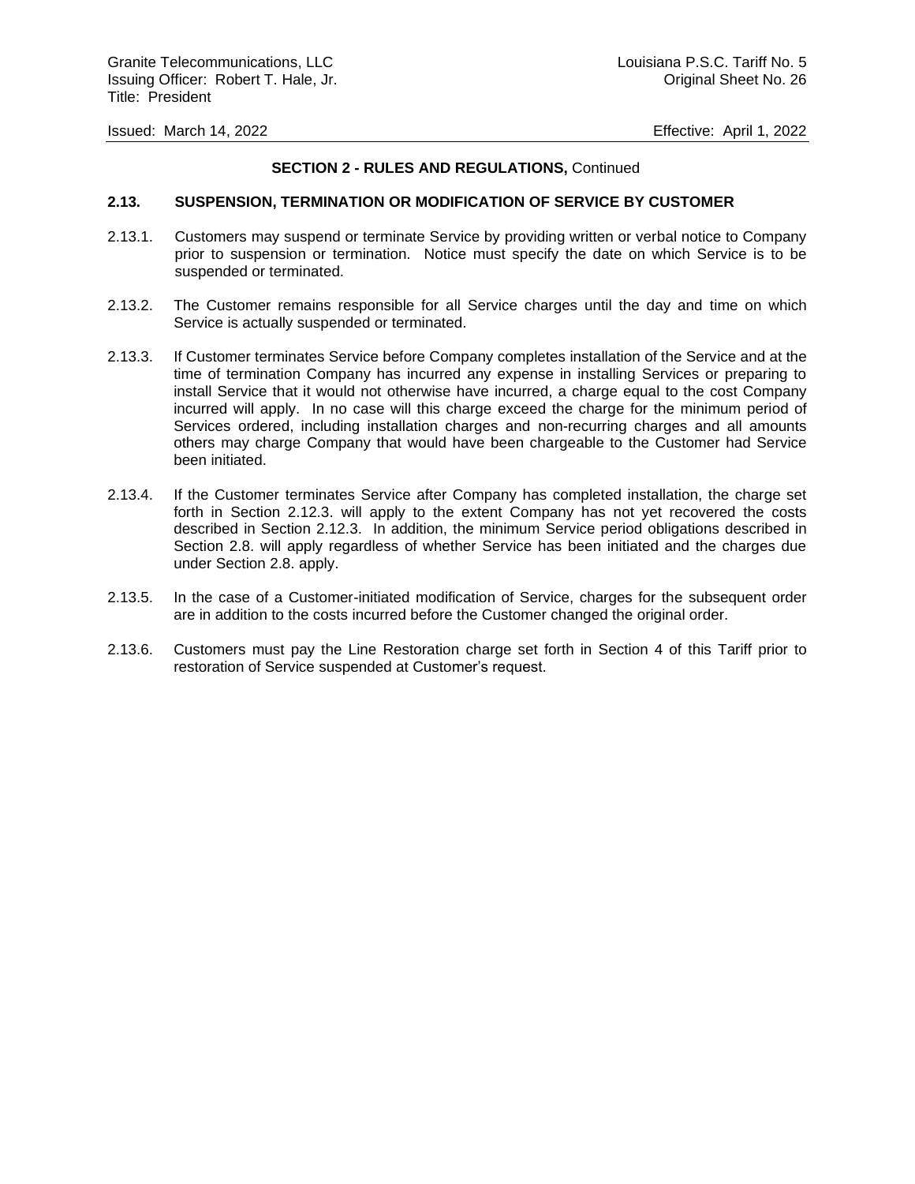**SECTION 2 - RULES AND REGULATIONS,** Continued

## 2.13. SUSPENSION, TERMINATION OR MODIFICATION OF SERVICE BY CUSTOMER

2.13.1. Customers may suspend or terminate Service by providing written or verbal notice to Company prior to suspension or termination. Notice must specify the date on which Service is to be suspended or terminated.

2.13.2. The Customer remains responsible for all Service charges until the day and time on which Service is actually suspended or terminated.

2.13.3. If Customer terminates Service before Company completes installation of the Service and at the time of termination Company has incurred any expense in installing Services or preparing to install Service that it would not otherwise have incurred, a charge equal to the cost Company incurred will apply. In no case will this charge exceed the charge for the minimum period of Services ordered, including installation charges and non-recurring charges and all amounts others may charge Company that would have been chargeable to the Customer had Service been initiated.

2.13.4. If the Customer terminates Service after Company has completed installation, the charge set forth in Section 2.12.3. will apply to the extent Company has not yet recovered the costs described in Section 2.12.3. In addition, the minimum Service period obligations described in Section 2.8. will apply regardless of whether Service has been initiated and the charges due under Section 2.8. apply.

2.13.5. In the case of a Customer-initiated modification of Service, charges for the subsequent order are in addition to the costs incurred before the Customer changed the original order.

2.13.6. Customers must pay the Line Restoration charge set forth in Section 4 of this Tariff prior to restoration of Service suspended at Customer's request.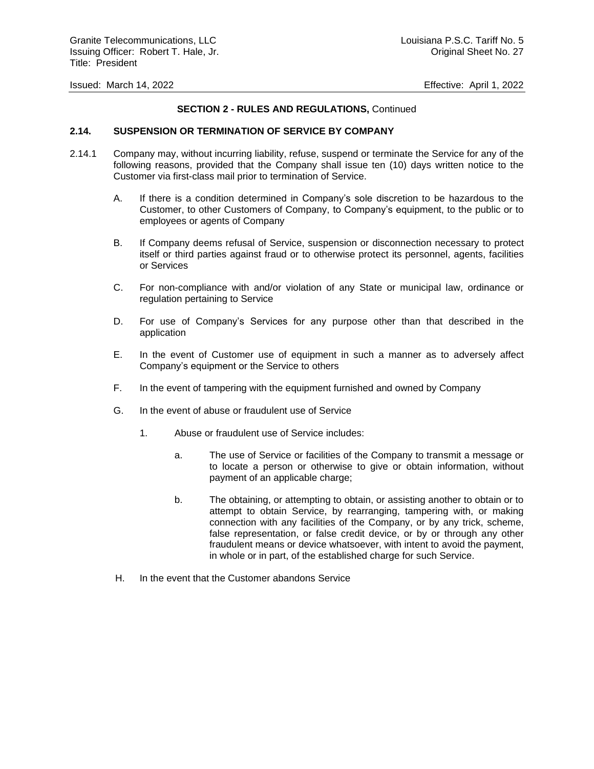**SECTION 2 - RULES AND REGULATIONS,** Continued

## 2.14. SUSPENSION OR TERMINATION OF SERVICE BY COMPANY

2.14.1 Company may, without incurring liability, refuse, suspend or terminate the Service for any of the following reasons, provided that the Company shall issue ten (10) days written notice to the Customer via first-class mail prior to termination of Service.

A. If there is a condition determined in Company's sole discretion to be hazardous to the Customer, to other Customers of Company, to Company's equipment, to the public or to employees or agents of Company

B. If Company deems refusal of Service, suspension or disconnection necessary to protect itself or third parties against fraud or to otherwise protect its personnel, agents, facilities or Services

C. For non-compliance with and/or violation of any State or municipal law, ordinance or regulation pertaining to Service

D. For use of Company's Services for any purpose other than that described in the application

E. In the event of Customer use of equipment in such a manner as to adversely affect Company's equipment or the Service to others

F. In the event of tampering with the equipment furnished and owned by Company

G. In the event of abuse or fraudulent use of Service

1. Abuse or fraudulent use of Service includes:

a. The use of Service or facilities of the Company to transmit a message or to locate a person or otherwise to give or obtain information, without payment of an applicable charge;

b. The obtaining, or attempting to obtain, or assisting another to obtain or to attempt to obtain Service, by rearranging, tampering with, or making connection with any facilities of the Company, or by any trick, scheme, false representation, or false credit device, or by or through any other fraudulent means or device whatsoever, with intent to avoid the payment, in whole or in part, of the established charge for such Service.

H. In the event that the Customer abandons Service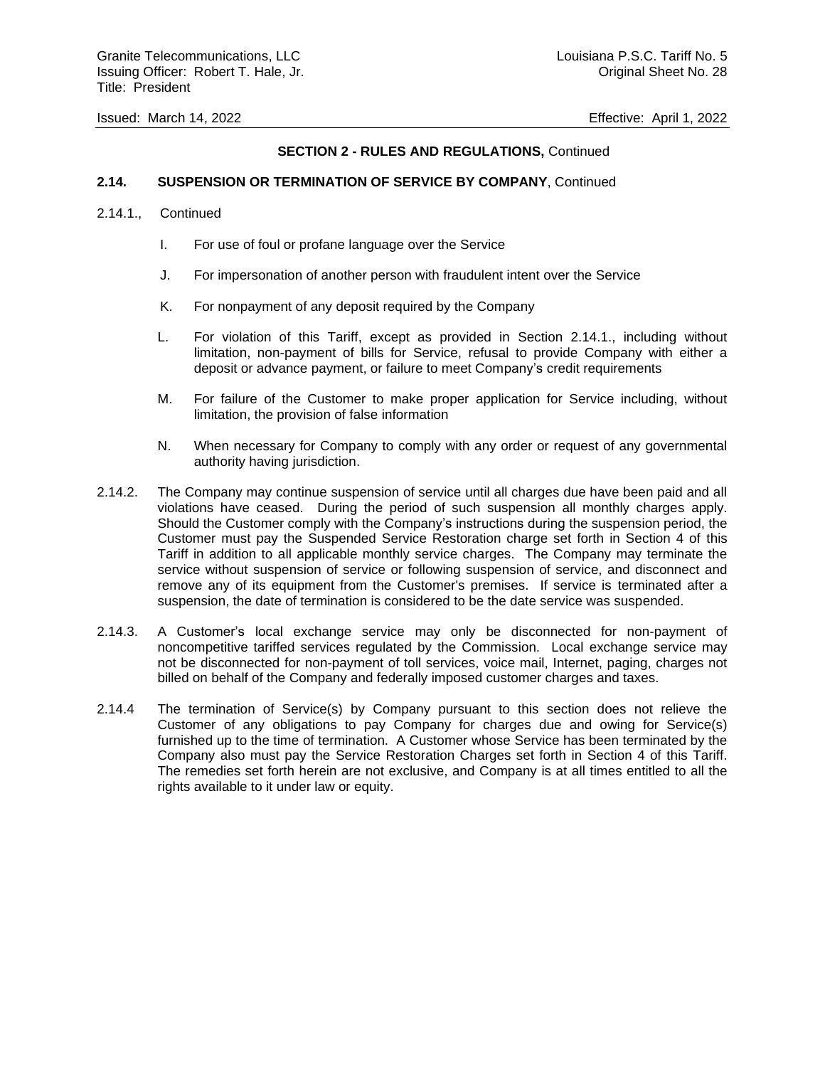**SECTION 2 - RULES AND REGULATIONS,** Continued

**2.14. SUSPENSION OR TERMINATION OF SERVICE BY COMPANY**, Continued

2.14.1., Continued

I. For use of foul or profane language over the Service

J. For impersonation of another person with fraudulent intent over the Service

K. For nonpayment of any deposit required by the Company

L. For violation of this Tariff, except as provided in Section 2.14.1., including without limitation, non-payment of bills for Service, refusal to provide Company with either a deposit or advance payment, or failure to meet Company's credit requirements

M. For failure of the Customer to make proper application for Service including, without limitation, the provision of false information

N. When necessary for Company to comply with any order or request of any governmental authority having jurisdiction.

2.14.2. The Company may continue suspension of service until all charges due have been paid and all violations have ceased. During the period of such suspension all monthly charges apply. Should the Customer comply with the Company's instructions during the suspension period, the Customer must pay the Suspended Service Restoration charge set forth in Section 4 of this Tariff in addition to all applicable monthly service charges. The Company may terminate the service without suspension of service or following suspension of service, and disconnect and remove any of its equipment from the Customer's premises. If service is terminated after a suspension, the date of termination is considered to be the date service was suspended.

2.14.3. A Customer's local exchange service may only be disconnected for non-payment of noncompetitive tariffed services regulated by the Commission. Local exchange service may not be disconnected for non-payment of toll services, voice mail, Internet, paging, charges not billed on behalf of the Company and federally imposed customer charges and taxes.

2.14.4 The termination of Service(s) by Company pursuant to this section does not relieve the Customer of any obligations to pay Company for charges due and owing for Service(s) furnished up to the time of termination. A Customer whose Service has been terminated by the Company also must pay the Service Restoration Charges set forth in Section 4 of this Tariff. The remedies set forth herein are not exclusive, and Company is at all times entitled to all the rights available to it under law or equity.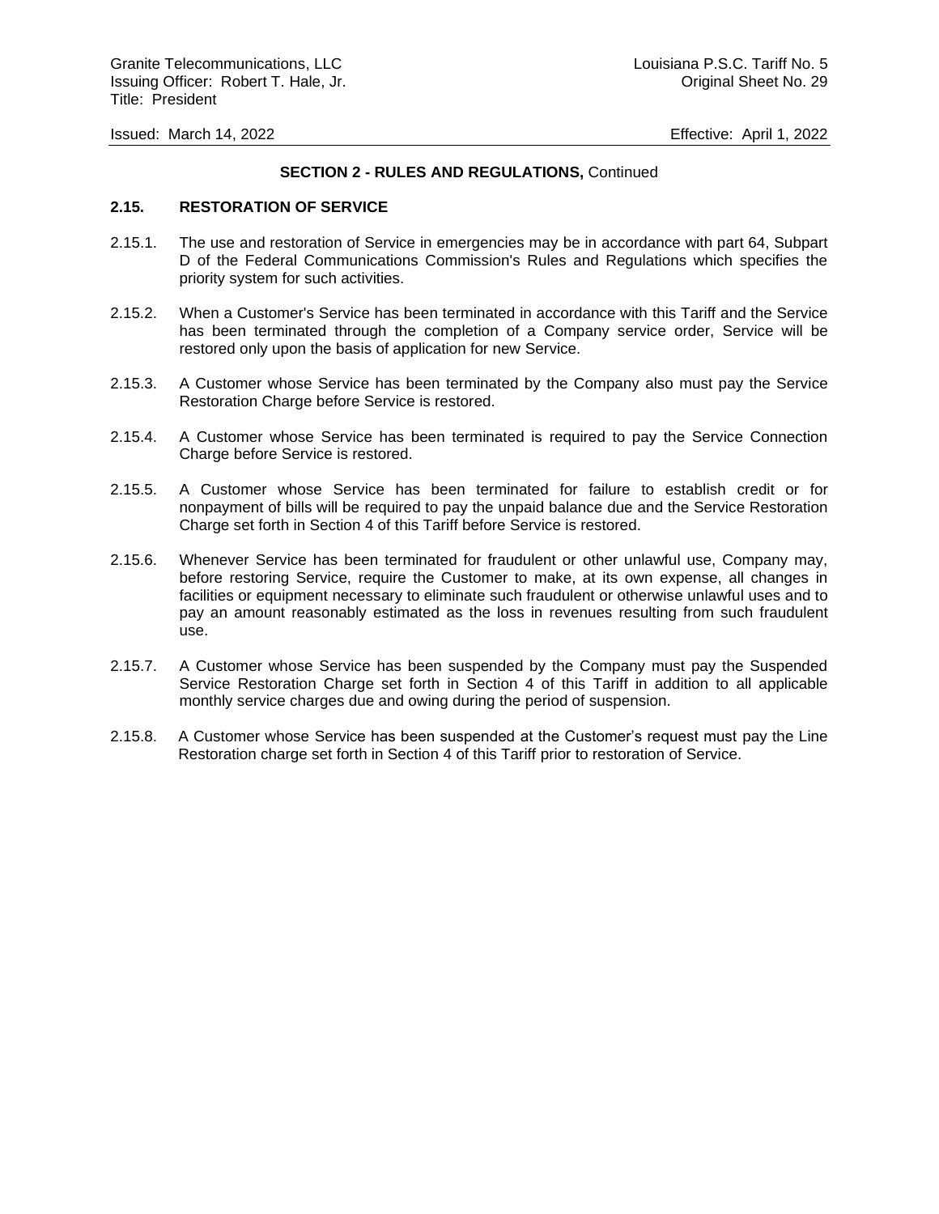**SECTION 2 - RULES AND REGULATIONS,** Continued

### 2.15. RESTORATION OF SERVICE

2.15.1. The use and restoration of Service in emergencies may be in accordance with part 64, Subpart D of the Federal Communications Commission's Rules and Regulations which specifies the priority system for such activities.

2.15.2. When a Customer's Service has been terminated in accordance with this Tariff and the Service has been terminated through the completion of a Company service order, Service will be restored only upon the basis of application for new Service.

2.15.3. A Customer whose Service has been terminated by the Company also must pay the Service Restoration Charge before Service is restored.

2.15.4. A Customer whose Service has been terminated is required to pay the Service Connection Charge before Service is restored.

2.15.5. A Customer whose Service has been terminated for failure to establish credit or for nonpayment of bills will be required to pay the unpaid balance due and the Service Restoration Charge set forth in Section 4 of this Tariff before Service is restored.

2.15.6. Whenever Service has been terminated for fraudulent or other unlawful use, Company may, before restoring Service, require the Customer to make, at its own expense, all changes in facilities or equipment necessary to eliminate such fraudulent or otherwise unlawful uses and to pay an amount reasonably estimated as the loss in revenues resulting from such fraudulent use.

2.15.7. A Customer whose Service has been suspended by the Company must pay the Suspended Service Restoration Charge set forth in Section 4 of this Tariff in addition to all applicable monthly service charges due and owing during the period of suspension.

2.15.8. A Customer whose Service has been suspended at the Customer's request must pay the Line Restoration charge set forth in Section 4 of this Tariff prior to restoration of Service.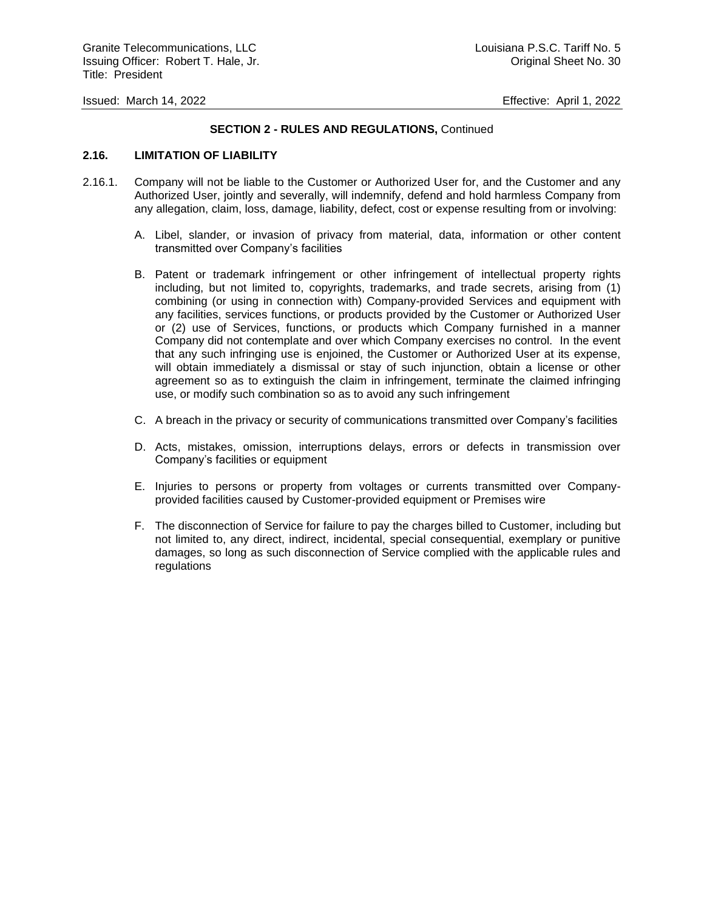**SECTION 2 - RULES AND REGULATIONS,** Continued

**2.16. LIMITATION OF LIABILITY**

2.16.1. Company will not be liable to the Customer or Authorized User for, and the Customer and any Authorized User, jointly and severally, will indemnify, defend and hold harmless Company from any allegation, claim, loss, damage, liability, defect, cost or expense resulting from or involving:

A. Libel, slander, or invasion of privacy from material, data, information or other content transmitted over Company's facilities

B. Patent or trademark infringement or other infringement of intellectual property rights including, but not limited to, copyrights, trademarks, and trade secrets, arising from (1) combining (or using in connection with) Company-provided Services and equipment with any facilities, services functions, or products provided by the Customer or Authorized User or (2) use of Services, functions, or products which Company furnished in a manner Company did not contemplate and over which Company exercises no control. In the event that any such infringing use is enjoined, the Customer or Authorized User at its expense, will obtain immediately a dismissal or stay of such injunction, obtain a license or other agreement so as to extinguish the claim in infringement, terminate the claimed infringing use, or modify such combination so as to avoid any such infringement

C. A breach in the privacy or security of communications transmitted over Company's facilities

D. Acts, mistakes, omission, interruptions delays, errors or defects in transmission over Company's facilities or equipment

E. Injuries to persons or property from voltages or currents transmitted over Company-provided facilities caused by Customer-provided equipment or Premises wire

F. The disconnection of Service for failure to pay the charges billed to Customer, including but not limited to, any direct, indirect, incidental, special consequential, exemplary or punitive damages, so long as such disconnection of Service complied with the applicable rules and regulations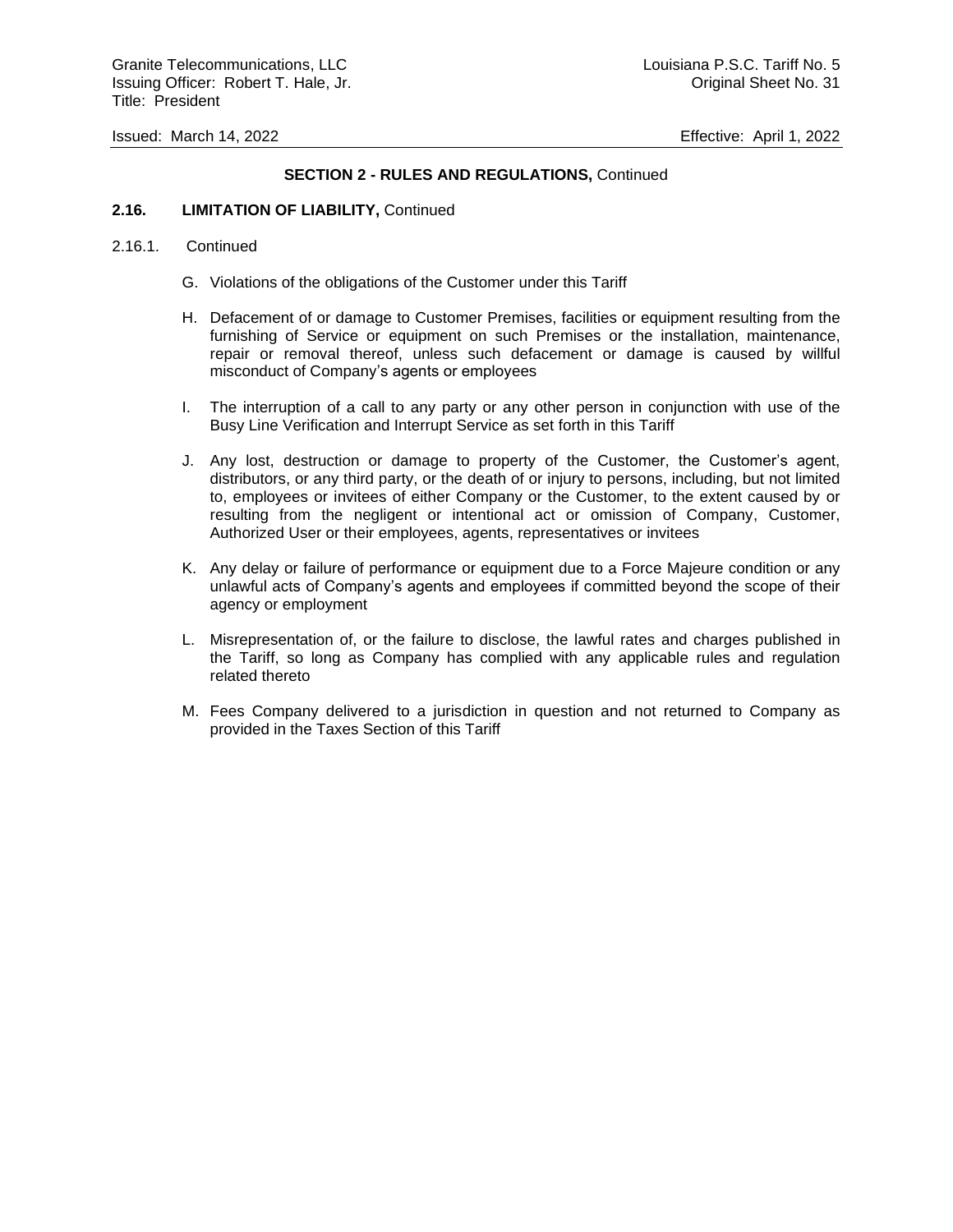## SECTION 2 - RULES AND REGULATIONS, Continued

### 2.16. LIMITATION OF LIABILITY, Continued

2.16.1. Continued

G. Violations of the obligations of the Customer under this Tariff

H. Defacement of or damage to Customer Premises, facilities or equipment resulting from the furnishing of Service or equipment on such Premises or the installation, maintenance, repair or removal thereof, unless such defacement or damage is caused by willful misconduct of Company's agents or employees

I. The interruption of a call to any party or any other person in conjunction with use of the Busy Line Verification and Interrupt Service as set forth in this Tariff

J. Any lost, destruction or damage to property of the Customer, the Customer's agent, distributors, or any third party, or the death of or injury to persons, including, but not limited to, employees or invitees of either Company or the Customer, to the extent caused by or resulting from the negligent or intentional act or omission of Company, Customer, Authorized User or their employees, agents, representatives or invitees

K. Any delay or failure of performance or equipment due to a Force Majeure condition or any unlawful acts of Company's agents and employees if committed beyond the scope of their agency or employment

L. Misrepresentation of, or the failure to disclose, the lawful rates and charges published in the Tariff, so long as Company has complied with any applicable rules and regulation related thereto

M. Fees Company delivered to a jurisdiction in question and not returned to Company as provided in the Taxes Section of this Tariff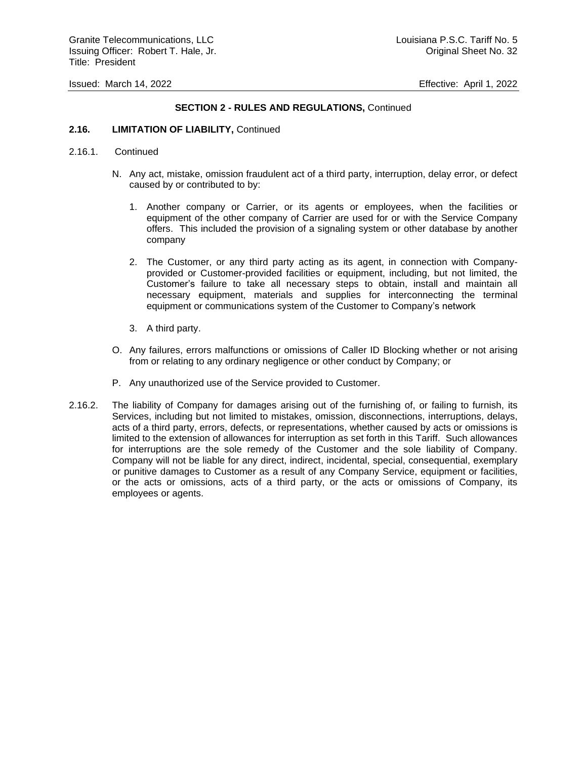**SECTION 2 - RULES AND REGULATIONS,** Continued

**2.16. LIMITATION OF LIABILITY,** Continued

2.16.1. Continued

N. Any act, mistake, omission fraudulent act of a third party, interruption, delay error, or defect caused by or contributed to by:

1. Another company or Carrier, or its agents or employees, when the facilities or equipment of the other company of Carrier are used for or with the Service Company offers. This included the provision of a signaling system or other database by another company

2. The Customer, or any third party acting as its agent, in connection with Company-provided or Customer-provided facilities or equipment, including, but not limited, the Customer's failure to take all necessary steps to obtain, install and maintain all necessary equipment, materials and supplies for interconnecting the terminal equipment or communications system of the Customer to Company's network

3. A third party.

O. Any failures, errors malfunctions or omissions of Caller ID Blocking whether or not arising from or relating to any ordinary negligence or other conduct by Company; or

P. Any unauthorized use of the Service provided to Customer.

2.16.2. The liability of Company for damages arising out of the furnishing of, or failing to furnish, its Services, including but not limited to mistakes, omission, disconnections, interruptions, delays, acts of a third party, errors, defects, or representations, whether caused by acts or omissions is limited to the extension of allowances for interruption as set forth in this Tariff. Such allowances for interruptions are the sole remedy of the Customer and the sole liability of Company. Company will not be liable for any direct, indirect, incidental, special, consequential, exemplary or punitive damages to Customer as a result of any Company Service, equipment or facilities, or the acts or omissions, acts of a third party, or the acts or omissions of Company, its employees or agents.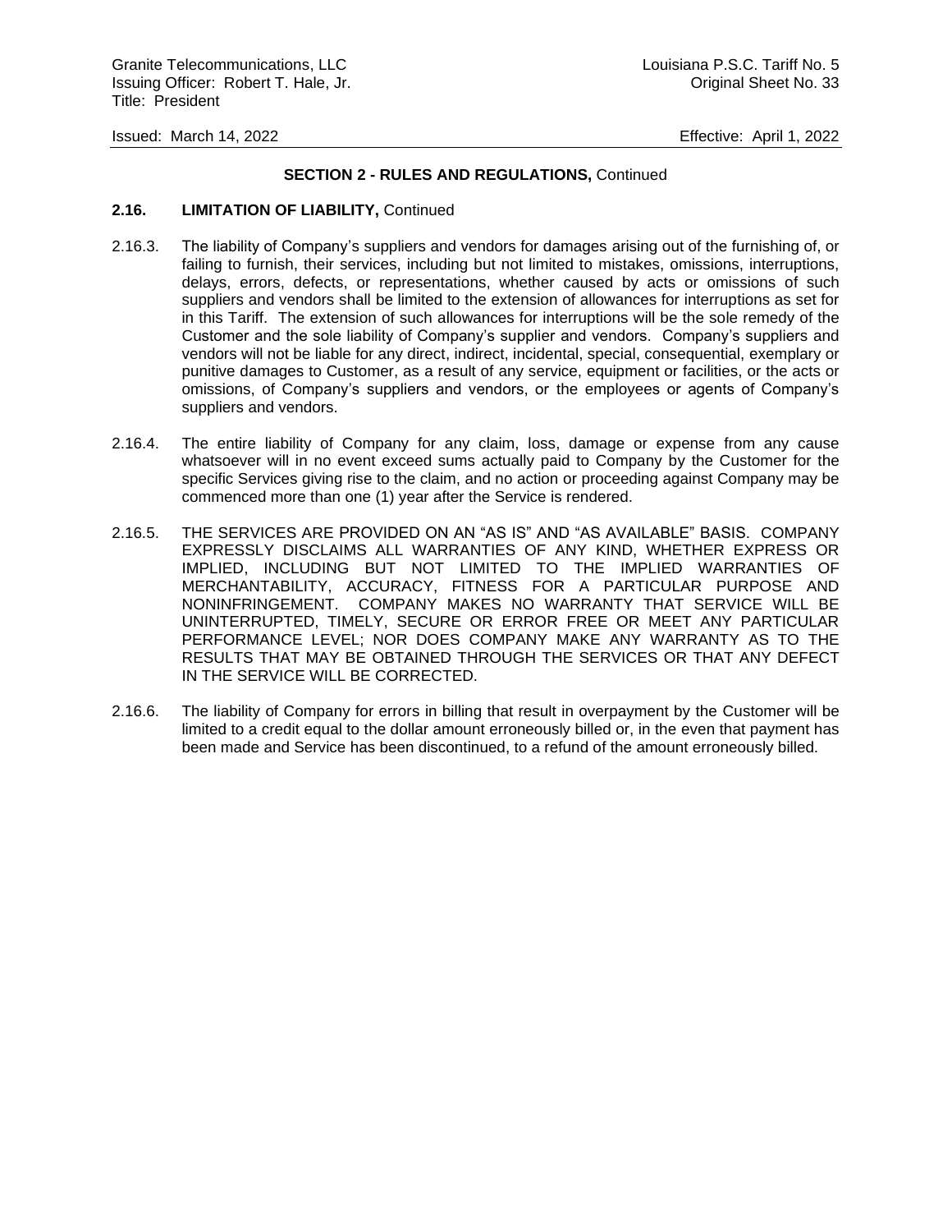## SECTION 2 - RULES AND REGULATIONS, Continued

### 2.16. LIMITATION OF LIABILITY, Continued

2.16.3. The liability of Company's suppliers and vendors for damages arising out of the furnishing of, or failing to furnish, their services, including but not limited to mistakes, omissions, interruptions, delays, errors, defects, or representations, whether caused by acts or omissions of such suppliers and vendors shall be limited to the extension of allowances for interruptions as set for in this Tariff. The extension of such allowances for interruptions will be the sole remedy of the Customer and the sole liability of Company's supplier and vendors. Company's suppliers and vendors will not be liable for any direct, indirect, incidental, special, consequential, exemplary or punitive damages to Customer, as a result of any service, equipment or facilities, or the acts or omissions, of Company's suppliers and vendors, or the employees or agents of Company's suppliers and vendors.

2.16.4. The entire liability of Company for any claim, loss, damage or expense from any cause whatsoever will in no event exceed sums actually paid to Company by the Customer for the specific Services giving rise to the claim, and no action or proceeding against Company may be commenced more than one (1) year after the Service is rendered.

2.16.5. THE SERVICES ARE PROVIDED ON AN "AS IS" AND "AS AVAILABLE" BASIS. COMPANY EXPRESSLY DISCLAIMS ALL WARRANTIES OF ANY KIND, WHETHER EXPRESS OR IMPLIED, INCLUDING BUT NOT LIMITED TO THE IMPLIED WARRANTIES OF MERCHANTABILITY, ACCURACY, FITNESS FOR A PARTICULAR PURPOSE AND NONINFRINGEMENT. COMPANY MAKES NO WARRANTY THAT SERVICE WILL BE UNINTERRUPTED, TIMELY, SECURE OR ERROR FREE OR MEET ANY PARTICULAR PERFORMANCE LEVEL; NOR DOES COMPANY MAKE ANY WARRANTY AS TO THE RESULTS THAT MAY BE OBTAINED THROUGH THE SERVICES OR THAT ANY DEFECT IN THE SERVICE WILL BE CORRECTED.

2.16.6. The liability of Company for errors in billing that result in overpayment by the Customer will be limited to a credit equal to the dollar amount erroneously billed or, in the even that payment has been made and Service has been discontinued, to a refund of the amount erroneously billed.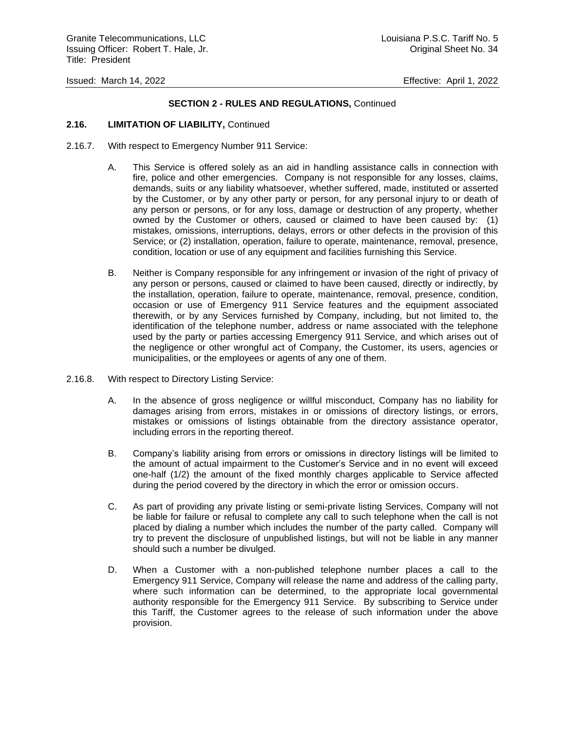**SECTION 2 - RULES AND REGULATIONS,** Continued

**2.16. LIMITATION OF LIABILITY,** Continued

2.16.7. With respect to Emergency Number 911 Service:

A. This Service is offered solely as an aid in handling assistance calls in connection with fire, police and other emergencies. Company is not responsible for any losses, claims, demands, suits or any liability whatsoever, whether suffered, made, instituted or asserted by the Customer, or by any other party or person, for any personal injury to or death of any person or persons, or for any loss, damage or destruction of any property, whether owned by the Customer or others, caused or claimed to have been caused by: (1) mistakes, omissions, interruptions, delays, errors or other defects in the provision of this Service; or (2) installation, operation, failure to operate, maintenance, removal, presence, condition, location or use of any equipment and facilities furnishing this Service.

B. Neither is Company responsible for any infringement or invasion of the right of privacy of any person or persons, caused or claimed to have been caused, directly or indirectly, by the installation, operation, failure to operate, maintenance, removal, presence, condition, occasion or use of Emergency 911 Service features and the equipment associated therewith, or by any Services furnished by Company, including, but not limited to, the identification of the telephone number, address or name associated with the telephone used by the party or parties accessing Emergency 911 Service, and which arises out of the negligence or other wrongful act of Company, the Customer, its users, agencies or municipalities, or the employees or agents of any one of them.

2.16.8. With respect to Directory Listing Service:

A. In the absence of gross negligence or willful misconduct, Company has no liability for damages arising from errors, mistakes in or omissions of directory listings, or errors, mistakes or omissions of listings obtainable from the directory assistance operator, including errors in the reporting thereof.

B. Company's liability arising from errors or omissions in directory listings will be limited to the amount of actual impairment to the Customer's Service and in no event will exceed one-half (1/2) the amount of the fixed monthly charges applicable to Service affected during the period covered by the directory in which the error or omission occurs.

C. As part of providing any private listing or semi-private listing Services, Company will not be liable for failure or refusal to complete any call to such telephone when the call is not placed by dialing a number which includes the number of the party called. Company will try to prevent the disclosure of unpublished listings, but will not be liable in any manner should such a number be divulged.

D. When a Customer with a non-published telephone number places a call to the Emergency 911 Service, Company will release the name and address of the calling party, where such information can be determined, to the appropriate local governmental authority responsible for the Emergency 911 Service. By subscribing to Service under this Tariff, the Customer agrees to the release of such information under the above provision.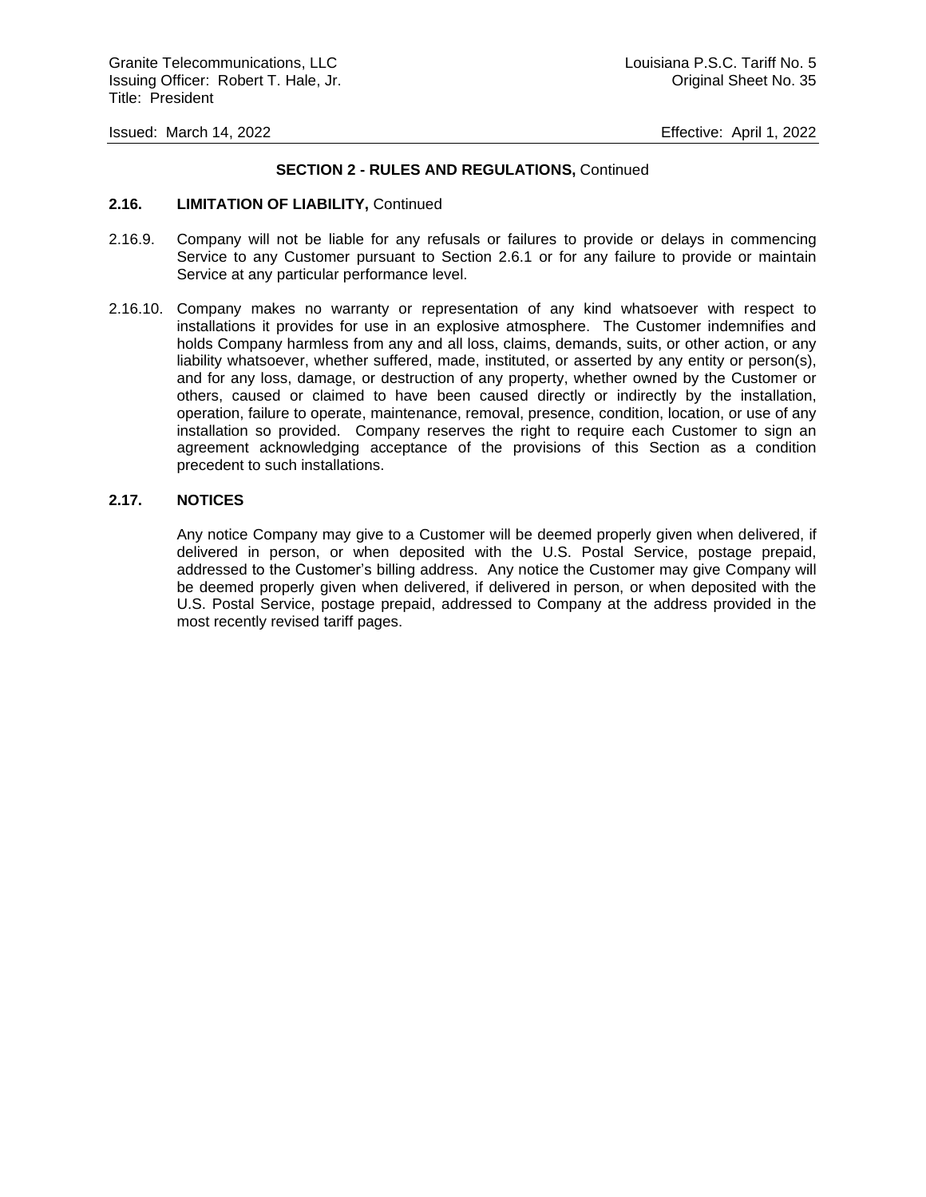## SECTION 2 - RULES AND REGULATIONS, Continued

### 2.16. LIMITATION OF LIABILITY, Continued

2.16.9. Company will not be liable for any refusals or failures to provide or delays in commencing Service to any Customer pursuant to Section 2.6.1 or for any failure to provide or maintain Service at any particular performance level.

2.16.10. Company makes no warranty or representation of any kind whatsoever with respect to installations it provides for use in an explosive atmosphere. The Customer indemnifies and holds Company harmless from any and all loss, claims, demands, suits, or other action, or any liability whatsoever, whether suffered, made, instituted, or asserted by any entity or person(s), and for any loss, damage, or destruction of any property, whether owned by the Customer or others, caused or claimed to have been caused directly or indirectly by the installation, operation, failure to operate, maintenance, removal, presence, condition, location, or use of any installation so provided. Company reserves the right to require each Customer to sign an agreement acknowledging acceptance of the provisions of this Section as a condition precedent to such installations.

### 2.17. NOTICES

Any notice Company may give to a Customer will be deemed properly given when delivered, if delivered in person, or when deposited with the U.S. Postal Service, postage prepaid, addressed to the Customer's billing address. Any notice the Customer may give Company will be deemed properly given when delivered, if delivered in person, or when deposited with the U.S. Postal Service, postage prepaid, addressed to Company at the address provided in the most recently revised tariff pages.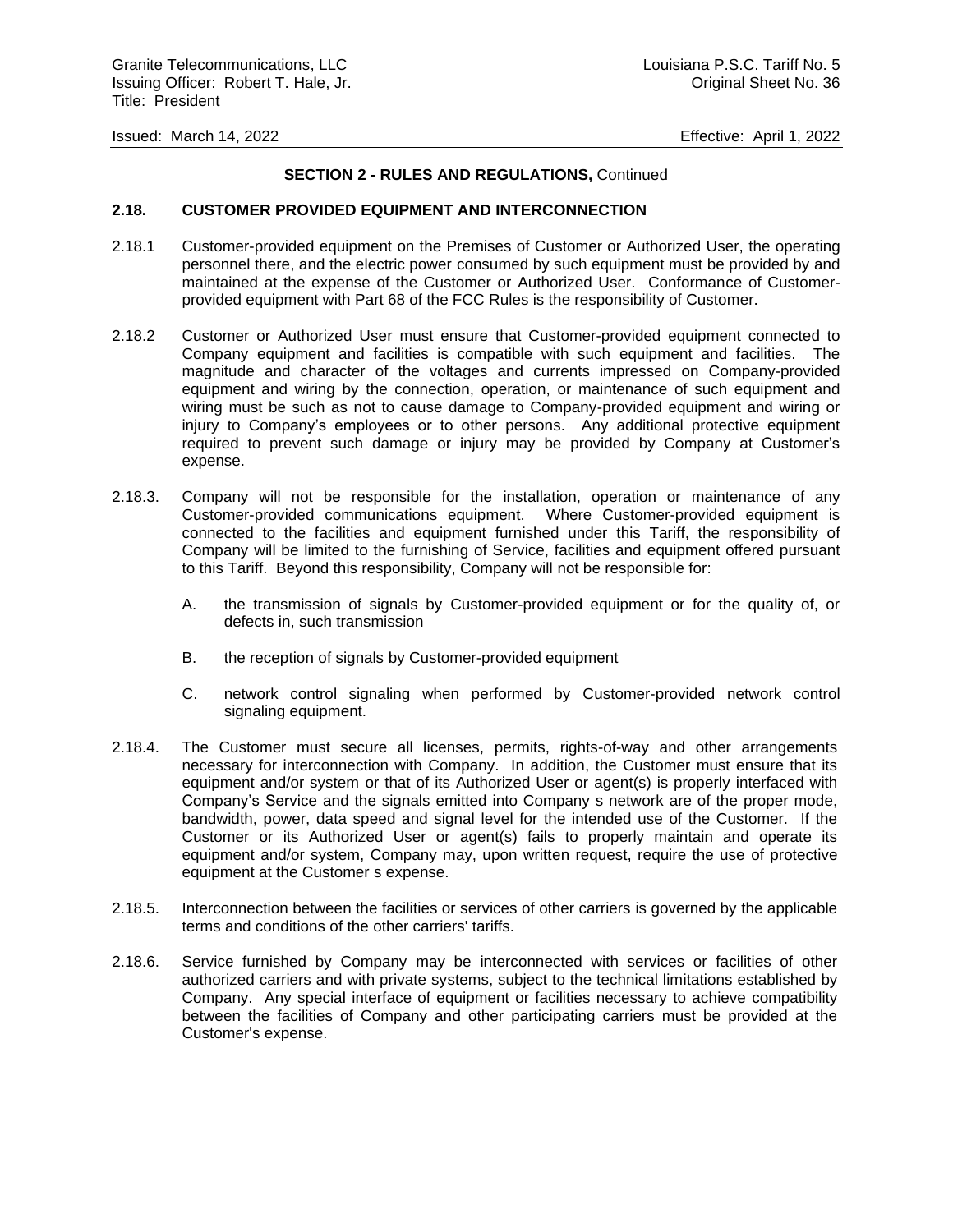**SECTION 2 - RULES AND REGULATIONS,** Continued

**2.18. CUSTOMER PROVIDED EQUIPMENT AND INTERCONNECTION**

2.18.1 Customer-provided equipment on the Premises of Customer or Authorized User, the operating personnel there, and the electric power consumed by such equipment must be provided by and maintained at the expense of the Customer or Authorized User. Conformance of Customer-provided equipment with Part 68 of the FCC Rules is the responsibility of Customer.

2.18.2 Customer or Authorized User must ensure that Customer-provided equipment connected to Company equipment and facilities is compatible with such equipment and facilities. The magnitude and character of the voltages and currents impressed on Company-provided equipment and wiring by the connection, operation, or maintenance of such equipment and wiring must be such as not to cause damage to Company-provided equipment and wiring or injury to Company's employees or to other persons. Any additional protective equipment required to prevent such damage or injury may be provided by Company at Customer's expense.

2.18.3. Company will not be responsible for the installation, operation or maintenance of any Customer-provided communications equipment. Where Customer-provided equipment is connected to the facilities and equipment furnished under this Tariff, the responsibility of Company will be limited to the furnishing of Service, facilities and equipment offered pursuant to this Tariff. Beyond this responsibility, Company will not be responsible for:

A. the transmission of signals by Customer-provided equipment or for the quality of, or defects in, such transmission

B. the reception of signals by Customer-provided equipment

C. network control signaling when performed by Customer-provided network control signaling equipment.

2.18.4. The Customer must secure all licenses, permits, rights-of-way and other arrangements necessary for interconnection with Company. In addition, the Customer must ensure that its equipment and/or system or that of its Authorized User or agent(s) is properly interfaced with Company's Service and the signals emitted into Company s network are of the proper mode, bandwidth, power, data speed and signal level for the intended use of the Customer. If the Customer or its Authorized User or agent(s) fails to properly maintain and operate its equipment and/or system, Company may, upon written request, require the use of protective equipment at the Customer s expense.

2.18.5. Interconnection between the facilities or services of other carriers is governed by the applicable terms and conditions of the other carriers' tariffs.

2.18.6. Service furnished by Company may be interconnected with services or facilities of other authorized carriers and with private systems, subject to the technical limitations established by Company. Any special interface of equipment or facilities necessary to achieve compatibility between the facilities of Company and other participating carriers must be provided at the Customer's expense.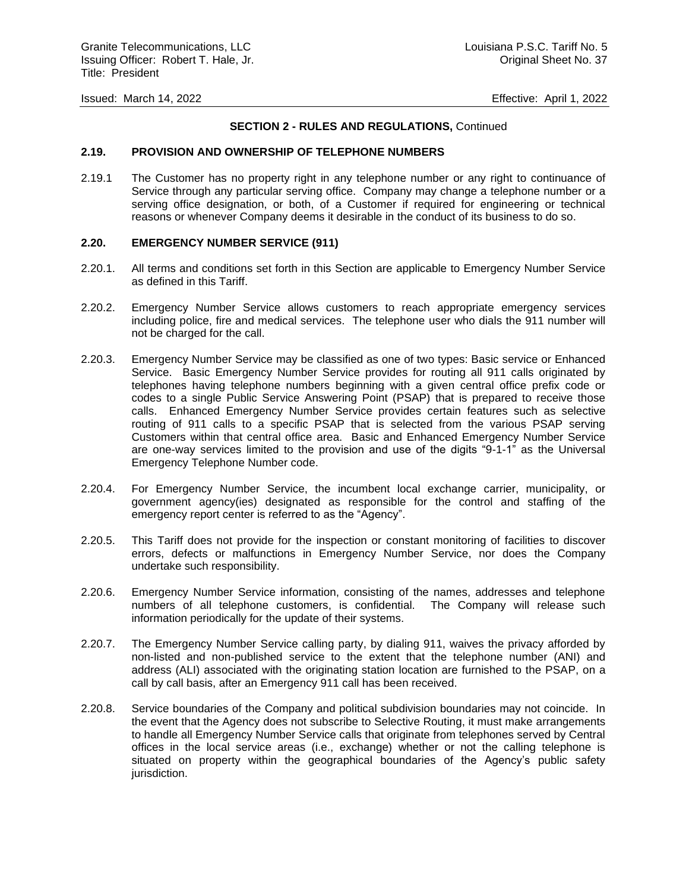**SECTION 2 - RULES AND REGULATIONS,** Continued

### 2.19. PROVISION AND OWNERSHIP OF TELEPHONE NUMBERS

2.19.1 The Customer has no property right in any telephone number or any right to continuance of Service through any particular serving office. Company may change a telephone number or a serving office designation, or both, of a Customer if required for engineering or technical reasons or whenever Company deems it desirable in the conduct of its business to do so.

### 2.20. EMERGENCY NUMBER SERVICE (911)

2.20.1. All terms and conditions set forth in this Section are applicable to Emergency Number Service as defined in this Tariff.

2.20.2. Emergency Number Service allows customers to reach appropriate emergency services including police, fire and medical services. The telephone user who dials the 911 number will not be charged for the call.

2.20.3. Emergency Number Service may be classified as one of two types: Basic service or Enhanced Service. Basic Emergency Number Service provides for routing all 911 calls originated by telephones having telephone numbers beginning with a given central office prefix code or codes to a single Public Service Answering Point (PSAP) that is prepared to receive those calls. Enhanced Emergency Number Service provides certain features such as selective routing of 911 calls to a specific PSAP that is selected from the various PSAP serving Customers within that central office area. Basic and Enhanced Emergency Number Service are one-way services limited to the provision and use of the digits "9-1-1" as the Universal Emergency Telephone Number code.

2.20.4. For Emergency Number Service, the incumbent local exchange carrier, municipality, or government agency(ies) designated as responsible for the control and staffing of the emergency report center is referred to as the "Agency".

2.20.5. This Tariff does not provide for the inspection or constant monitoring of facilities to discover errors, defects or malfunctions in Emergency Number Service, nor does the Company undertake such responsibility.

2.20.6. Emergency Number Service information, consisting of the names, addresses and telephone numbers of all telephone customers, is confidential. The Company will release such information periodically for the update of their systems.

2.20.7. The Emergency Number Service calling party, by dialing 911, waives the privacy afforded by non-listed and non-published service to the extent that the telephone number (ANI) and address (ALI) associated with the originating station location are furnished to the PSAP, on a call by call basis, after an Emergency 911 call has been received.

2.20.8. Service boundaries of the Company and political subdivision boundaries may not coincide. In the event that the Agency does not subscribe to Selective Routing, it must make arrangements to handle all Emergency Number Service calls that originate from telephones served by Central offices in the local service areas (i.e., exchange) whether or not the calling telephone is situated on property within the geographical boundaries of the Agency's public safety jurisdiction.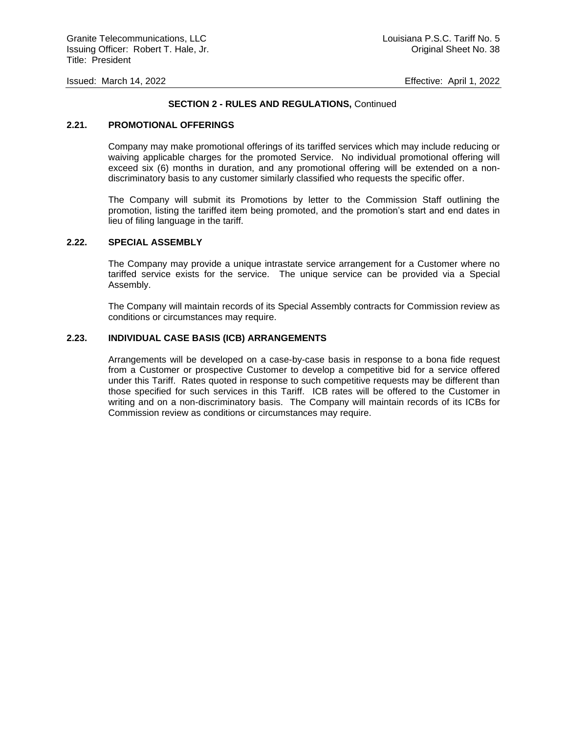**SECTION 2 - RULES AND REGULATIONS,** Continued

### 2.21. PROMOTIONAL OFFERINGS

Company may make promotional offerings of its tariffed services which may include reducing or waiving applicable charges for the promoted Service. No individual promotional offering will exceed six (6) months in duration, and any promotional offering will be extended on a non-discriminatory basis to any customer similarly classified who requests the specific offer.

The Company will submit its Promotions by letter to the Commission Staff outlining the promotion, listing the tariffed item being promoted, and the promotion's start and end dates in lieu of filing language in the tariff.

### 2.22. SPECIAL ASSEMBLY

The Company may provide a unique intrastate service arrangement for a Customer where no tariffed service exists for the service. The unique service can be provided via a Special Assembly.

The Company will maintain records of its Special Assembly contracts for Commission review as conditions or circumstances may require.

### 2.23. INDIVIDUAL CASE BASIS (ICB) ARRANGEMENTS

Arrangements will be developed on a case-by-case basis in response to a bona fide request from a Customer or prospective Customer to develop a competitive bid for a service offered under this Tariff. Rates quoted in response to such competitive requests may be different than those specified for such services in this Tariff. ICB rates will be offered to the Customer in writing and on a non-discriminatory basis. The Company will maintain records of its ICBs for Commission review as conditions or circumstances may require.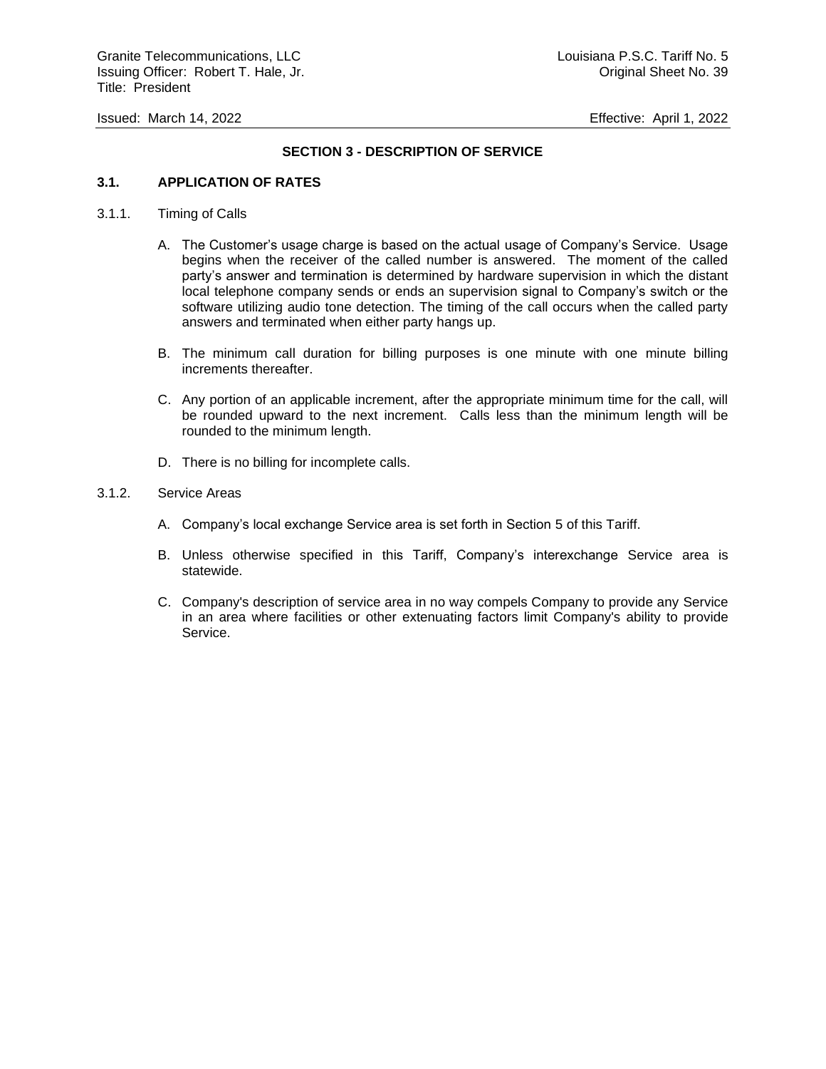## SECTION 3 - DESCRIPTION OF SERVICE

### 3.1. APPLICATION OF RATES

3.1.1. Timing of Calls

A. The Customer's usage charge is based on the actual usage of Company's Service. Usage begins when the receiver of the called number is answered. The moment of the called party's answer and termination is determined by hardware supervision in which the distant local telephone company sends or ends an supervision signal to Company's switch or the software utilizing audio tone detection. The timing of the call occurs when the called party answers and terminated when either party hangs up.

B. The minimum call duration for billing purposes is one minute with one minute billing increments thereafter.

C. Any portion of an applicable increment, after the appropriate minimum time for the call, will be rounded upward to the next increment. Calls less than the minimum length will be rounded to the minimum length.

D. There is no billing for incomplete calls.

3.1.2. Service Areas

A. Company's local exchange Service area is set forth in Section 5 of this Tariff.

B. Unless otherwise specified in this Tariff, Company's interexchange Service area is statewide.

C. Company's description of service area in no way compels Company to provide any Service in an area where facilities or other extenuating factors limit Company's ability to provide Service.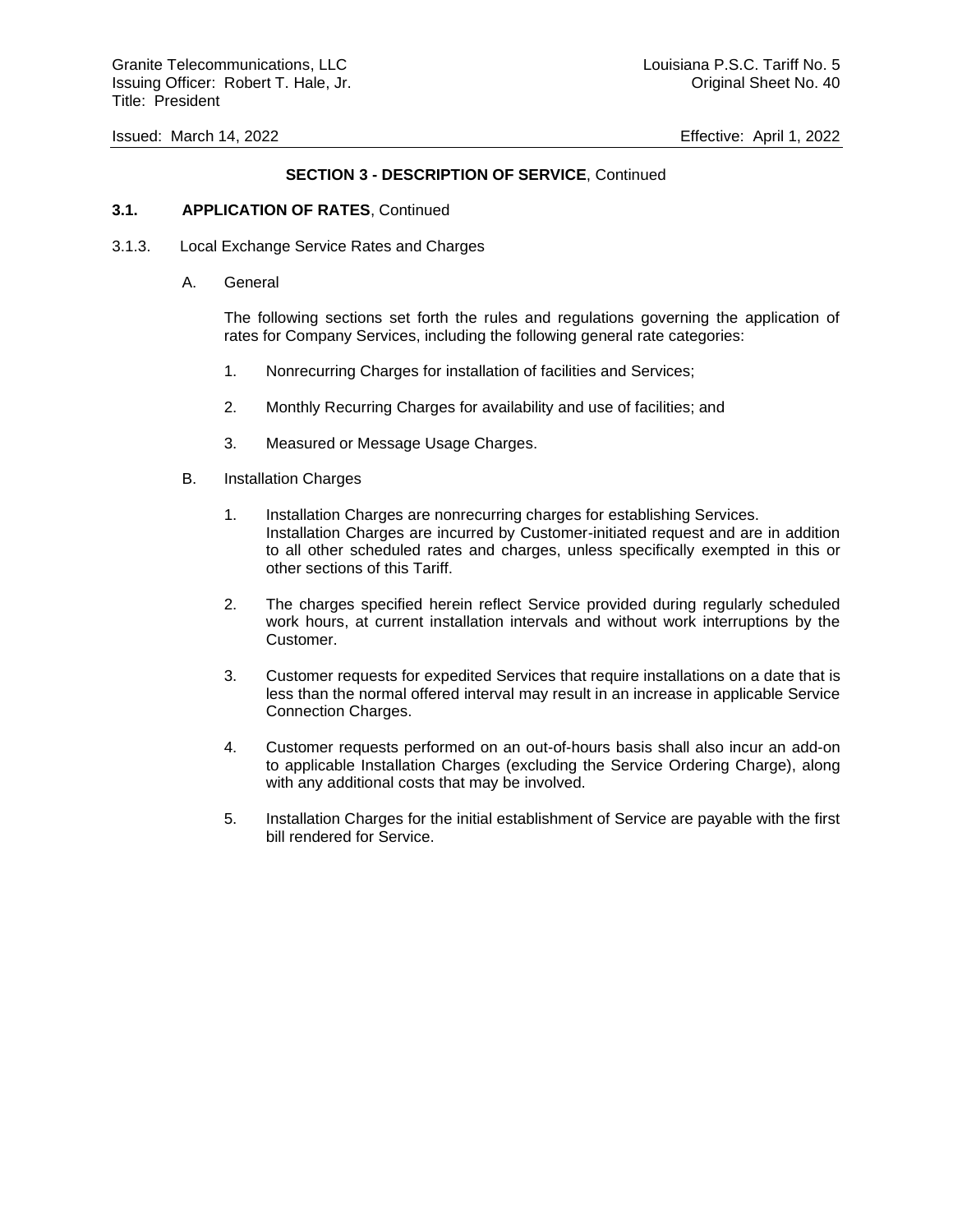## SECTION 3 - DESCRIPTION OF SERVICE, Continued

### 3.1. APPLICATION OF RATES, Continued

3.1.3. Local Exchange Service Rates and Charges

A. General

The following sections set forth the rules and regulations governing the application of rates for Company Services, including the following general rate categories:

1. Nonrecurring Charges for installation of facilities and Services;

2. Monthly Recurring Charges for availability and use of facilities; and

3. Measured or Message Usage Charges.

B. Installation Charges

1. Installation Charges are nonrecurring charges for establishing Services. Installation Charges are incurred by Customer-initiated request and are in addition to all other scheduled rates and charges, unless specifically exempted in this or other sections of this Tariff.

2. The charges specified herein reflect Service provided during regularly scheduled work hours, at current installation intervals and without work interruptions by the Customer.

3. Customer requests for expedited Services that require installations on a date that is less than the normal offered interval may result in an increase in applicable Service Connection Charges.

4. Customer requests performed on an out-of-hours basis shall also incur an add-on to applicable Installation Charges (excluding the Service Ordering Charge), along with any additional costs that may be involved.

5. Installation Charges for the initial establishment of Service are payable with the first bill rendered for Service.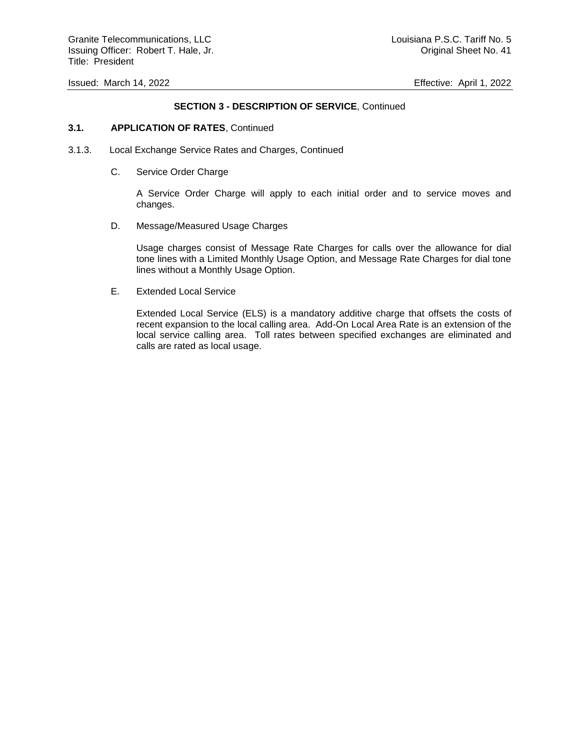**SECTION 3 - DESCRIPTION OF SERVICE**, Continued

**3.1. APPLICATION OF RATES**, Continued

3.1.3. Local Exchange Service Rates and Charges, Continued

C. Service Order Charge

A Service Order Charge will apply to each initial order and to service moves and changes.

D. Message/Measured Usage Charges

Usage charges consist of Message Rate Charges for calls over the allowance for dial tone lines with a Limited Monthly Usage Option, and Message Rate Charges for dial tone lines without a Monthly Usage Option.

E. Extended Local Service

Extended Local Service (ELS) is a mandatory additive charge that offsets the costs of recent expansion to the local calling area. Add-On Local Area Rate is an extension of the local service calling area. Toll rates between specified exchanges are eliminated and calls are rated as local usage.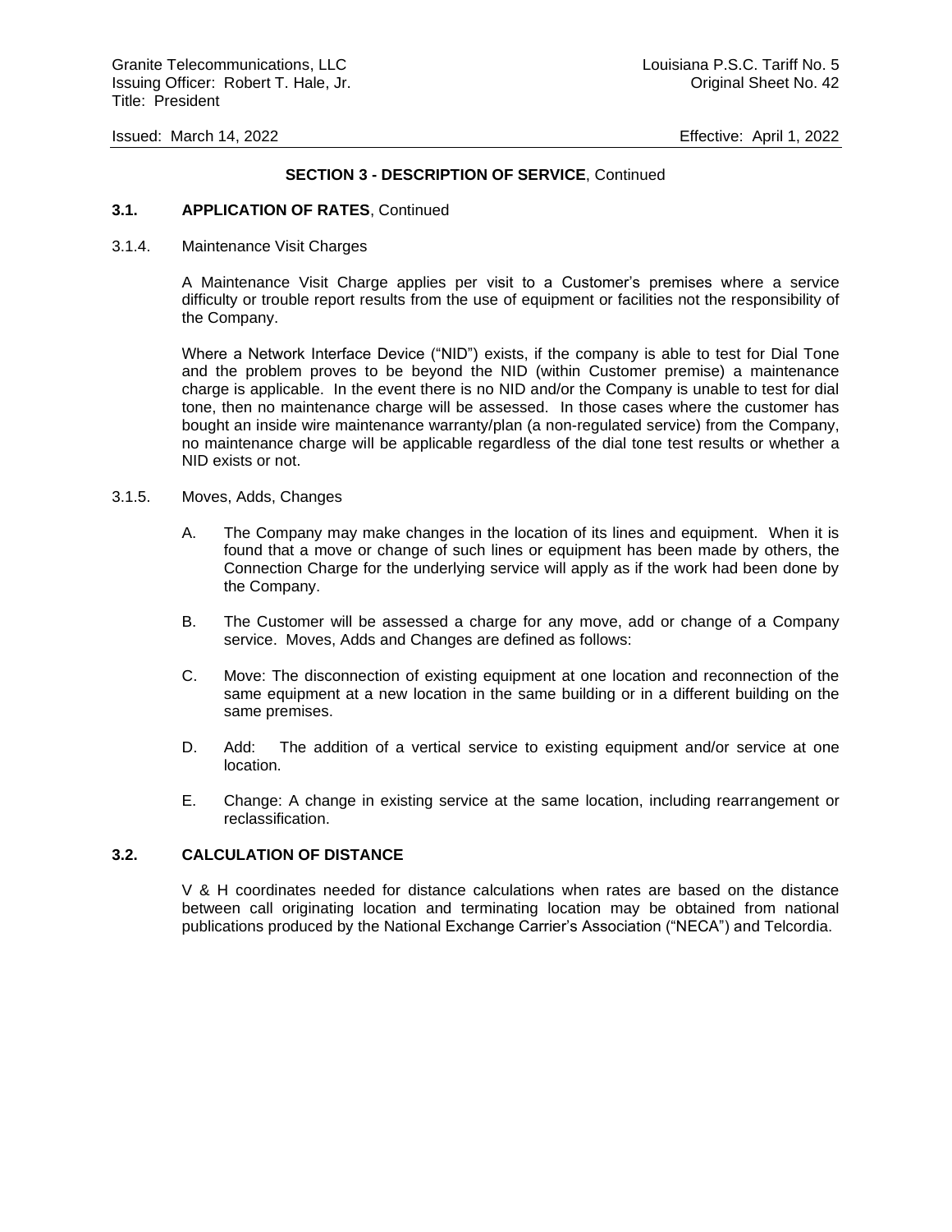**SECTION 3 - DESCRIPTION OF SERVICE**, Continued

**3.1. APPLICATION OF RATES**, Continued

3.1.4. Maintenance Visit Charges

A Maintenance Visit Charge applies per visit to a Customer's premises where a service difficulty or trouble report results from the use of equipment or facilities not the responsibility of the Company.

Where a Network Interface Device ("NID") exists, if the company is able to test for Dial Tone and the problem proves to be beyond the NID (within Customer premise) a maintenance charge is applicable. In the event there is no NID and/or the Company is unable to test for dial tone, then no maintenance charge will be assessed. In those cases where the customer has bought an inside wire maintenance warranty/plan (a non-regulated service) from the Company, no maintenance charge will be applicable regardless of the dial tone test results or whether a NID exists or not.

3.1.5. Moves, Adds, Changes

A. The Company may make changes in the location of its lines and equipment. When it is found that a move or change of such lines or equipment has been made by others, the Connection Charge for the underlying service will apply as if the work had been done by the Company.

B. The Customer will be assessed a charge for any move, add or change of a Company service. Moves, Adds and Changes are defined as follows:

C. Move: The disconnection of existing equipment at one location and reconnection of the same equipment at a new location in the same building or in a different building on the same premises.

D. Add: The addition of a vertical service to existing equipment and/or service at one location.

E. Change: A change in existing service at the same location, including rearrangement or reclassification.

**3.2. CALCULATION OF DISTANCE**

V & H coordinates needed for distance calculations when rates are based on the distance between call originating location and terminating location may be obtained from national publications produced by the National Exchange Carrier's Association ("NECA") and Telcordia.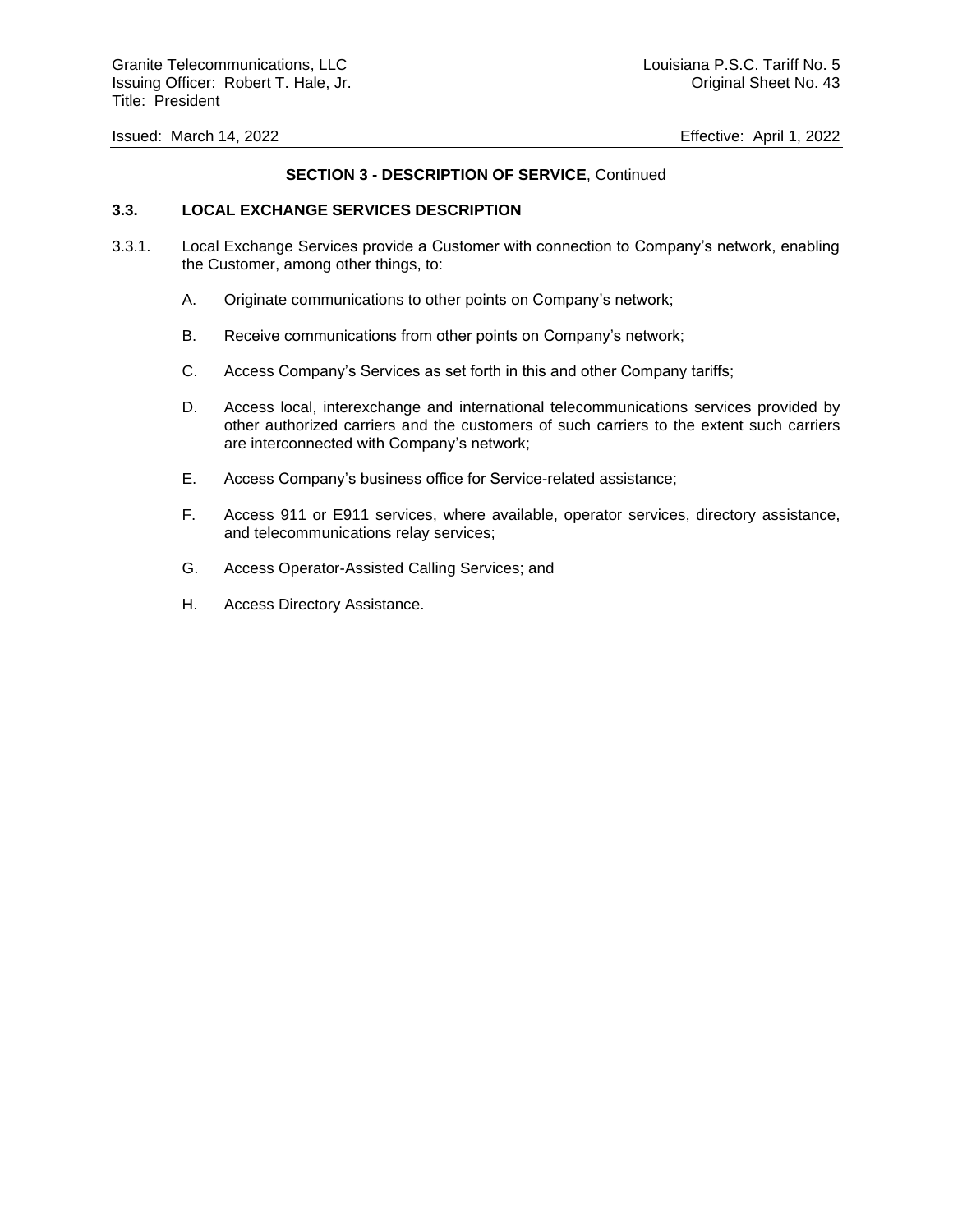**SECTION 3 - DESCRIPTION OF SERVICE**, Continued

### 3.3. LOCAL EXCHANGE SERVICES DESCRIPTION

3.3.1. Local Exchange Services provide a Customer with connection to Company's network, enabling the Customer, among other things, to:

A. Originate communications to other points on Company's network;

B. Receive communications from other points on Company's network;

C. Access Company's Services as set forth in this and other Company tariffs;

D. Access local, interexchange and international telecommunications services provided by other authorized carriers and the customers of such carriers to the extent such carriers are interconnected with Company's network;

E. Access Company's business office for Service-related assistance;

F. Access 911 or E911 services, where available, operator services, directory assistance, and telecommunications relay services;

G. Access Operator-Assisted Calling Services; and

H. Access Directory Assistance.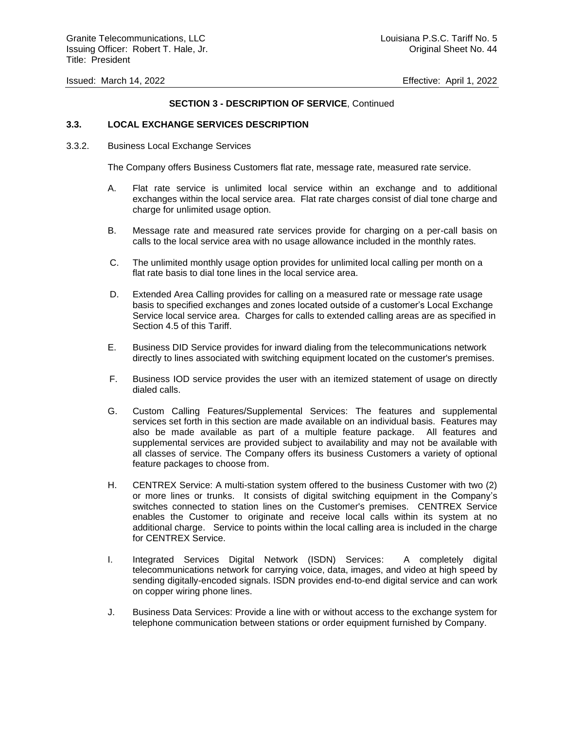**SECTION 3 - DESCRIPTION OF SERVICE**, Continued

## 3.3. LOCAL EXCHANGE SERVICES DESCRIPTION

3.3.2. Business Local Exchange Services

The Company offers Business Customers flat rate, message rate, measured rate service.

A. Flat rate service is unlimited local service within an exchange and to additional exchanges within the local service area. Flat rate charges consist of dial tone charge and charge for unlimited usage option.

B. Message rate and measured rate services provide for charging on a per-call basis on calls to the local service area with no usage allowance included in the monthly rates.

C. The unlimited monthly usage option provides for unlimited local calling per month on a flat rate basis to dial tone lines in the local service area.

D. Extended Area Calling provides for calling on a measured rate or message rate usage basis to specified exchanges and zones located outside of a customer's Local Exchange Service local service area. Charges for calls to extended calling areas are as specified in Section 4.5 of this Tariff.

E. Business DID Service provides for inward dialing from the telecommunications network directly to lines associated with switching equipment located on the customer's premises.

F. Business IOD service provides the user with an itemized statement of usage on directly dialed calls.

G. Custom Calling Features/Supplemental Services: The features and supplemental services set forth in this section are made available on an individual basis. Features may also be made available as part of a multiple feature package. All features and supplemental services are provided subject to availability and may not be available with all classes of service. The Company offers its business Customers a variety of optional feature packages to choose from.

H. CENTREX Service: A multi-station system offered to the business Customer with two (2) or more lines or trunks. It consists of digital switching equipment in the Company's switches connected to station lines on the Customer's premises. CENTREX Service enables the Customer to originate and receive local calls within its system at no additional charge. Service to points within the local calling area is included in the charge for CENTREX Service.

I. Integrated Services Digital Network (ISDN) Services: A completely digital telecommunications network for carrying voice, data, images, and video at high speed by sending digitally-encoded signals. ISDN provides end-to-end digital service and can work on copper wiring phone lines.

J. Business Data Services: Provide a line with or without access to the exchange system for telephone communication between stations or order equipment furnished by Company.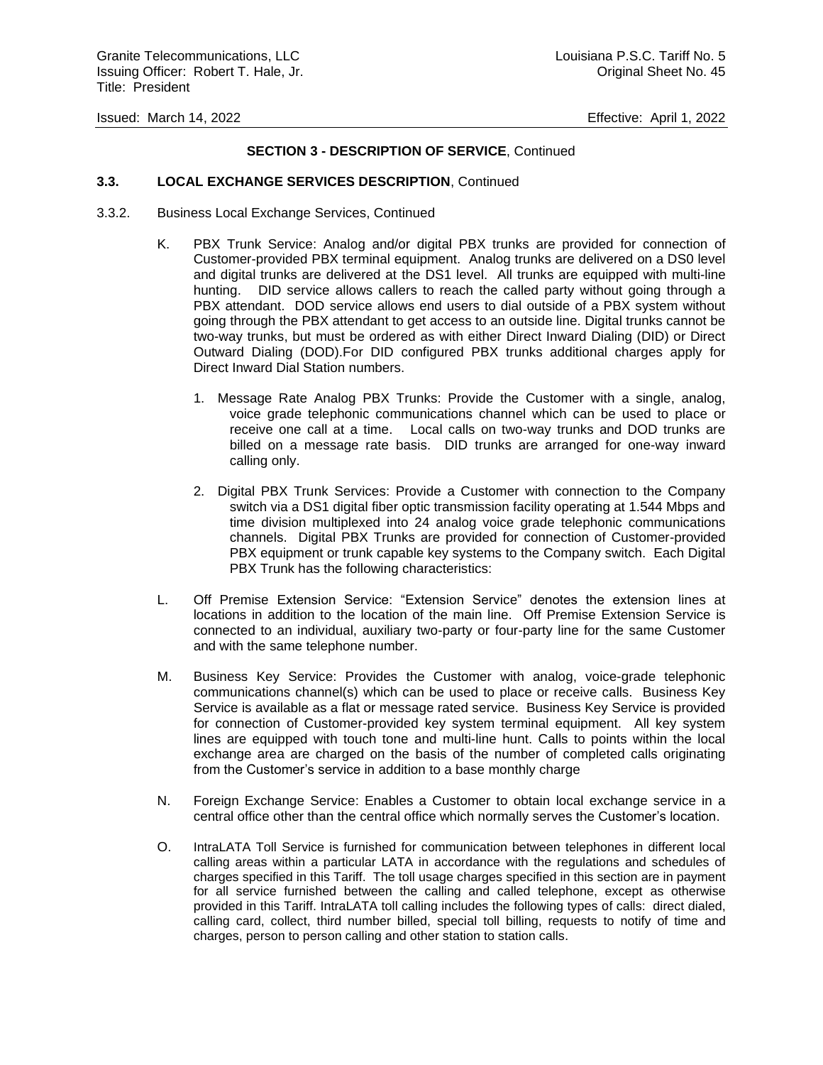**SECTION 3 - DESCRIPTION OF SERVICE**, Continued

**3.3. LOCAL EXCHANGE SERVICES DESCRIPTION**, Continued

3.3.2. Business Local Exchange Services, Continued

K. PBX Trunk Service: Analog and/or digital PBX trunks are provided for connection of Customer-provided PBX terminal equipment. Analog trunks are delivered on a DS0 level and digital trunks are delivered at the DS1 level. All trunks are equipped with multi-line hunting. DID service allows callers to reach the called party without going through a PBX attendant. DOD service allows end users to dial outside of a PBX system without going through the PBX attendant to get access to an outside line. Digital trunks cannot be two-way trunks, but must be ordered as with either Direct Inward Dialing (DID) or Direct Outward Dialing (DOD).For DID configured PBX trunks additional charges apply for Direct Inward Dial Station numbers.

1. Message Rate Analog PBX Trunks: Provide the Customer with a single, analog, voice grade telephonic communications channel which can be used to place or receive one call at a time. Local calls on two-way trunks and DOD trunks are billed on a message rate basis. DID trunks are arranged for one-way inward calling only.

2. Digital PBX Trunk Services: Provide a Customer with connection to the Company switch via a DS1 digital fiber optic transmission facility operating at 1.544 Mbps and time division multiplexed into 24 analog voice grade telephonic communications channels. Digital PBX Trunks are provided for connection of Customer-provided PBX equipment or trunk capable key systems to the Company switch. Each Digital PBX Trunk has the following characteristics:

L. Off Premise Extension Service: "Extension Service" denotes the extension lines at locations in addition to the location of the main line. Off Premise Extension Service is connected to an individual, auxiliary two-party or four-party line for the same Customer and with the same telephone number.

M. Business Key Service: Provides the Customer with analog, voice-grade telephonic communications channel(s) which can be used to place or receive calls. Business Key Service is available as a flat or message rated service. Business Key Service is provided for connection of Customer-provided key system terminal equipment. All key system lines are equipped with touch tone and multi-line hunt. Calls to points within the local exchange area are charged on the basis of the number of completed calls originating from the Customer's service in addition to a base monthly charge

N. Foreign Exchange Service: Enables a Customer to obtain local exchange service in a central office other than the central office which normally serves the Customer's location.

O. IntraLATA Toll Service is furnished for communication between telephones in different local calling areas within a particular LATA in accordance with the regulations and schedules of charges specified in this Tariff. The toll usage charges specified in this section are in payment for all service furnished between the calling and called telephone, except as otherwise provided in this Tariff. IntraLATA toll calling includes the following types of calls: direct dialed, calling card, collect, third number billed, special toll billing, requests to notify of time and charges, person to person calling and other station to station calls.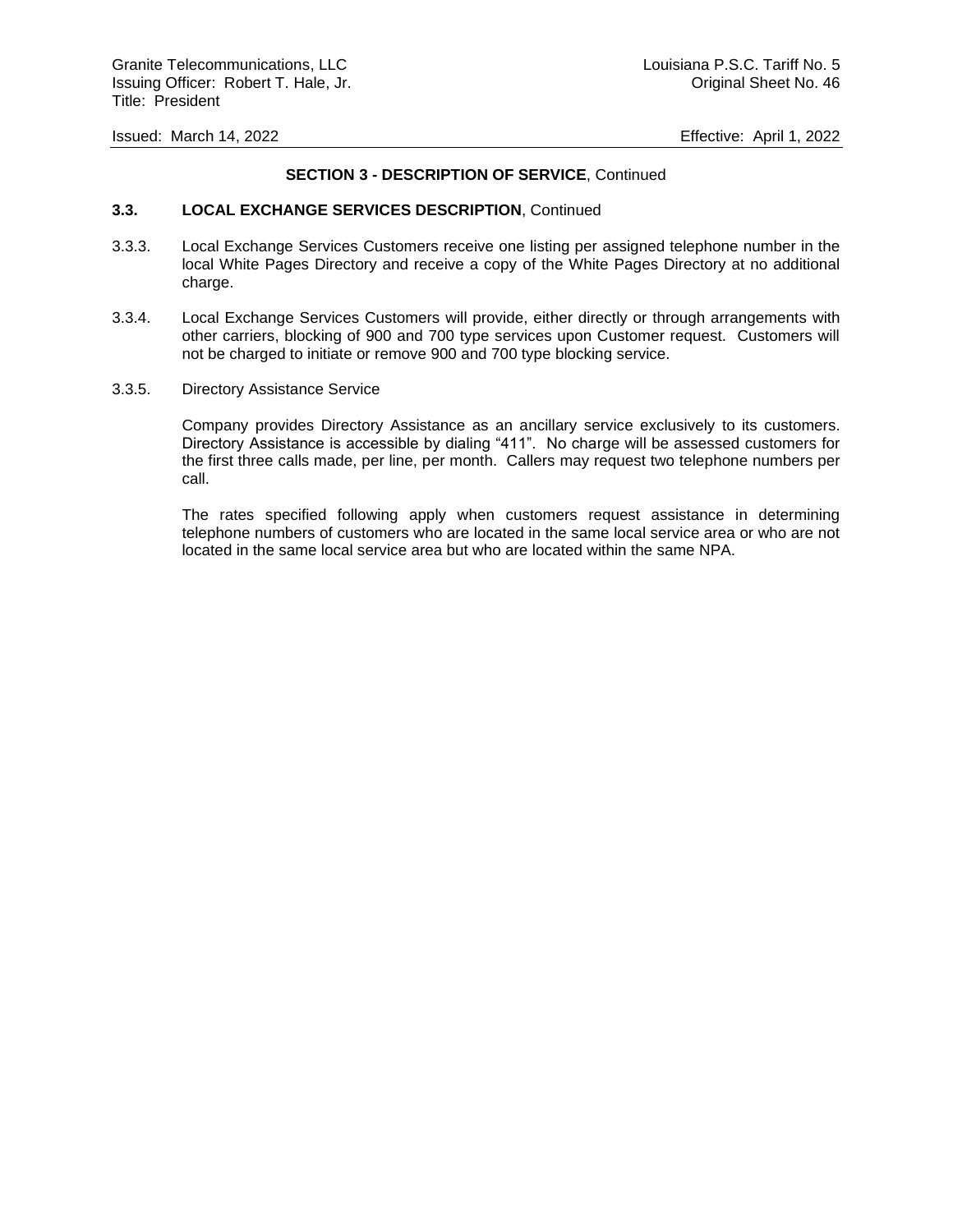**SECTION 3 - DESCRIPTION OF SERVICE**, Continued

**3.3. LOCAL EXCHANGE SERVICES DESCRIPTION**, Continued

3.3.3. Local Exchange Services Customers receive one listing per assigned telephone number in the local White Pages Directory and receive a copy of the White Pages Directory at no additional charge.

3.3.4. Local Exchange Services Customers will provide, either directly or through arrangements with other carriers, blocking of 900 and 700 type services upon Customer request. Customers will not be charged to initiate or remove 900 and 700 type blocking service.

3.3.5. Directory Assistance Service

Company provides Directory Assistance as an ancillary service exclusively to its customers. Directory Assistance is accessible by dialing "411". No charge will be assessed customers for the first three calls made, per line, per month. Callers may request two telephone numbers per call.

The rates specified following apply when customers request assistance in determining telephone numbers of customers who are located in the same local service area or who are not located in the same local service area but who are located within the same NPA.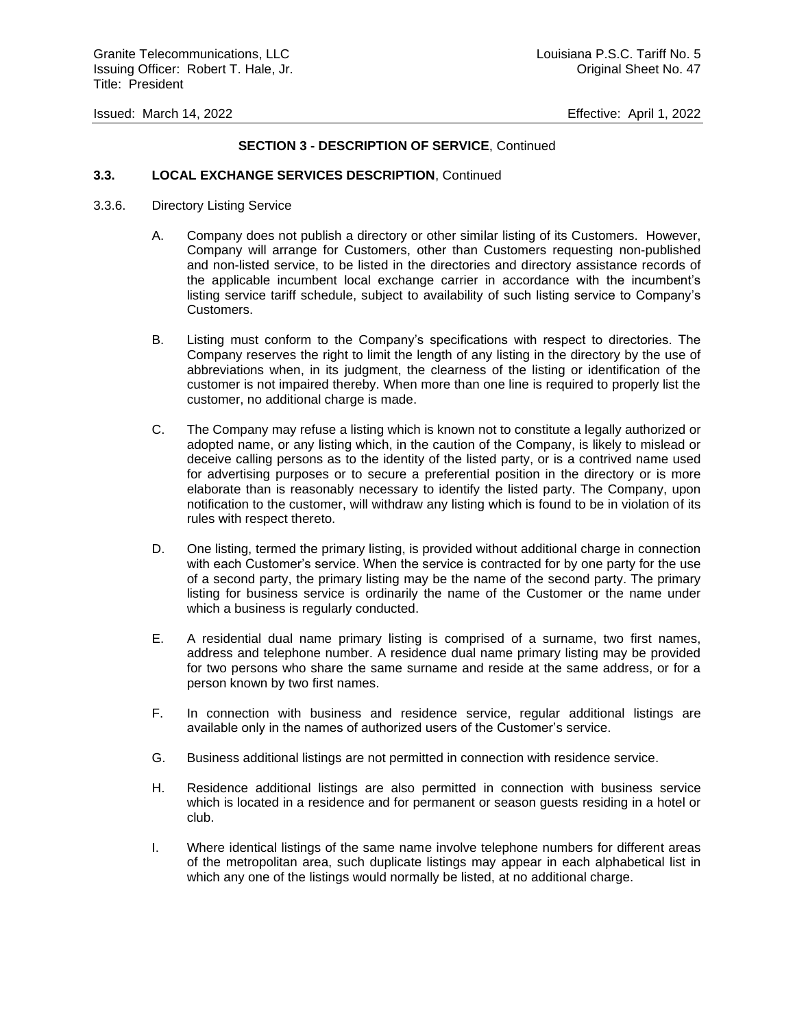**SECTION 3 - DESCRIPTION OF SERVICE**, Continued

**3.3. LOCAL EXCHANGE SERVICES DESCRIPTION**, Continued

3.3.6. Directory Listing Service

A. Company does not publish a directory or other similar listing of its Customers. However, Company will arrange for Customers, other than Customers requesting non-published and non-listed service, to be listed in the directories and directory assistance records of the applicable incumbent local exchange carrier in accordance with the incumbent's listing service tariff schedule, subject to availability of such listing service to Company's Customers.

B. Listing must conform to the Company's specifications with respect to directories. The Company reserves the right to limit the length of any listing in the directory by the use of abbreviations when, in its judgment, the clearness of the listing or identification of the customer is not impaired thereby. When more than one line is required to properly list the customer, no additional charge is made.

C. The Company may refuse a listing which is known not to constitute a legally authorized or adopted name, or any listing which, in the caution of the Company, is likely to mislead or deceive calling persons as to the identity of the listed party, or is a contrived name used for advertising purposes or to secure a preferential position in the directory or is more elaborate than is reasonably necessary to identify the listed party. The Company, upon notification to the customer, will withdraw any listing which is found to be in violation of its rules with respect thereto.

D. One listing, termed the primary listing, is provided without additional charge in connection with each Customer's service. When the service is contracted for by one party for the use of a second party, the primary listing may be the name of the second party. The primary listing for business service is ordinarily the name of the Customer or the name under which a business is regularly conducted.

E. A residential dual name primary listing is comprised of a surname, two first names, address and telephone number. A residence dual name primary listing may be provided for two persons who share the same surname and reside at the same address, or for a person known by two first names.

F. In connection with business and residence service, regular additional listings are available only in the names of authorized users of the Customer's service.

G. Business additional listings are not permitted in connection with residence service.

H. Residence additional listings are also permitted in connection with business service which is located in a residence and for permanent or season guests residing in a hotel or club.

I. Where identical listings of the same name involve telephone numbers for different areas of the metropolitan area, such duplicate listings may appear in each alphabetical list in which any one of the listings would normally be listed, at no additional charge.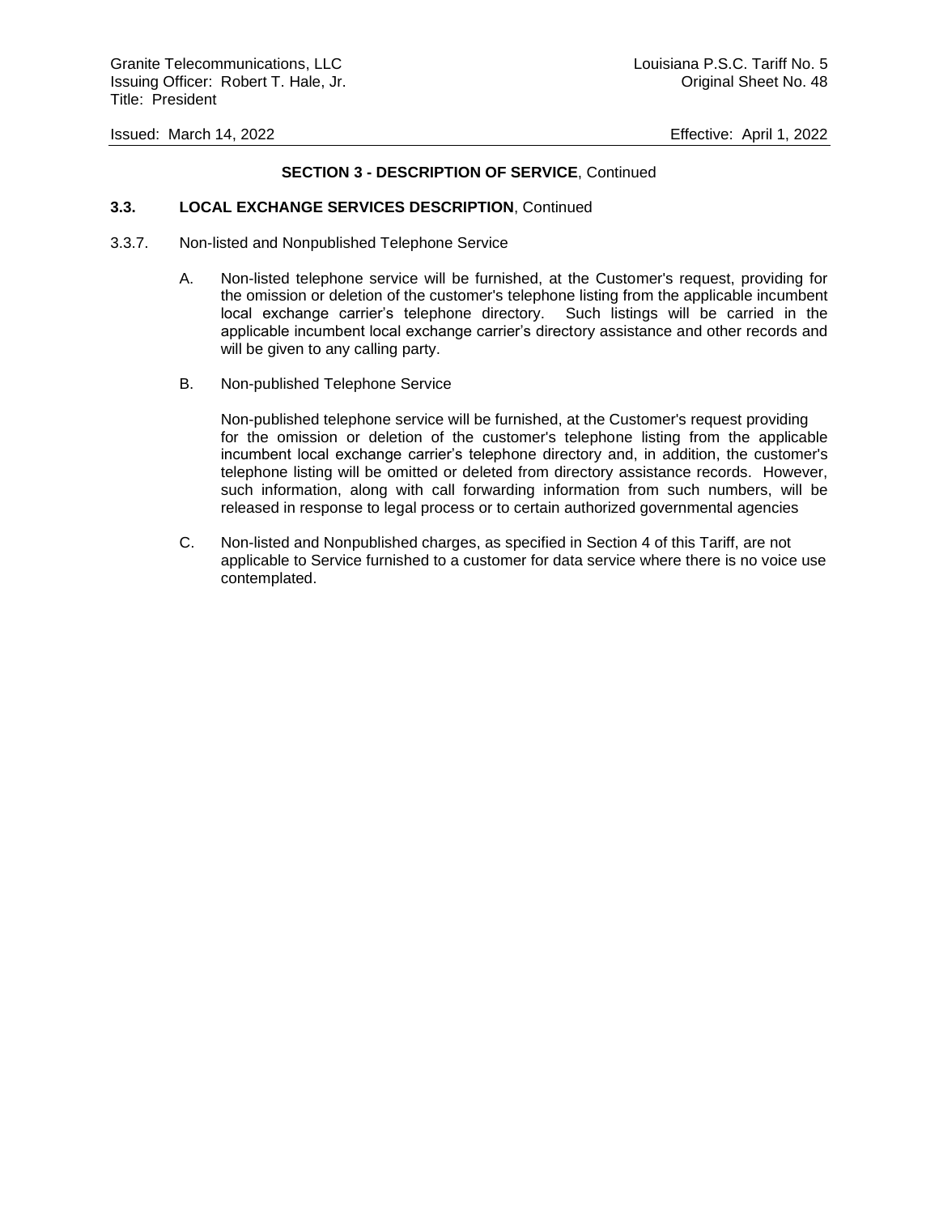**SECTION 3 - DESCRIPTION OF SERVICE**, Continued

**3.3. LOCAL EXCHANGE SERVICES DESCRIPTION**, Continued

3.3.7. Non-listed and Nonpublished Telephone Service

A. Non-listed telephone service will be furnished, at the Customer's request, providing for the omission or deletion of the customer's telephone listing from the applicable incumbent local exchange carrier's telephone directory. Such listings will be carried in the applicable incumbent local exchange carrier's directory assistance and other records and will be given to any calling party.

B. Non-published Telephone Service

Non-published telephone service will be furnished, at the Customer's request providing for the omission or deletion of the customer's telephone listing from the applicable incumbent local exchange carrier's telephone directory and, in addition, the customer's telephone listing will be omitted or deleted from directory assistance records. However, such information, along with call forwarding information from such numbers, will be released in response to legal process or to certain authorized governmental agencies

C. Non-listed and Nonpublished charges, as specified in Section 4 of this Tariff, are not applicable to Service furnished to a customer for data service where there is no voice use contemplated.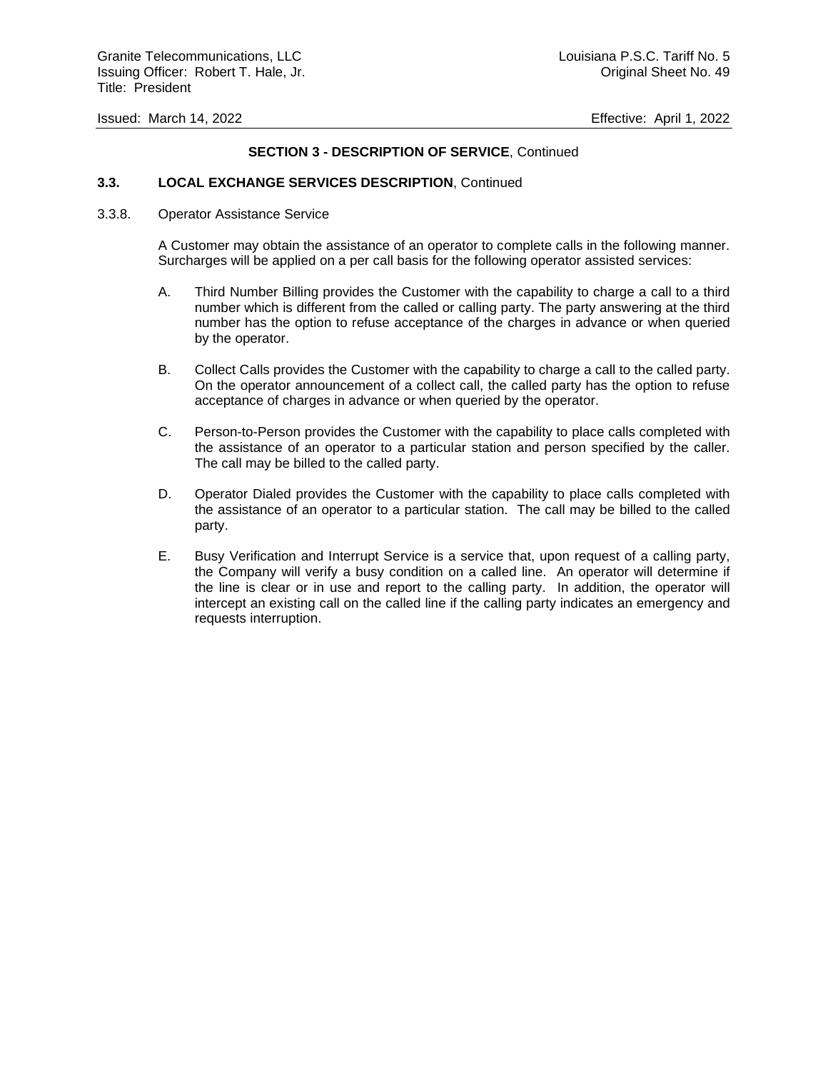**SECTION 3 - DESCRIPTION OF SERVICE**, Continued

**3.3. LOCAL EXCHANGE SERVICES DESCRIPTION**, Continued

3.3.8. Operator Assistance Service

A Customer may obtain the assistance of an operator to complete calls in the following manner. Surcharges will be applied on a per call basis for the following operator assisted services:

A. Third Number Billing provides the Customer with the capability to charge a call to a third number which is different from the called or calling party. The party answering at the third number has the option to refuse acceptance of the charges in advance or when queried by the operator.

B. Collect Calls provides the Customer with the capability to charge a call to the called party. On the operator announcement of a collect call, the called party has the option to refuse acceptance of charges in advance or when queried by the operator.

C. Person-to-Person provides the Customer with the capability to place calls completed with the assistance of an operator to a particular station and person specified by the caller. The call may be billed to the called party.

D. Operator Dialed provides the Customer with the capability to place calls completed with the assistance of an operator to a particular station. The call may be billed to the called party.

E. Busy Verification and Interrupt Service is a service that, upon request of a calling party, the Company will verify a busy condition on a called line. An operator will determine if the line is clear or in use and report to the calling party. In addition, the operator will intercept an existing call on the called line if the calling party indicates an emergency and requests interruption.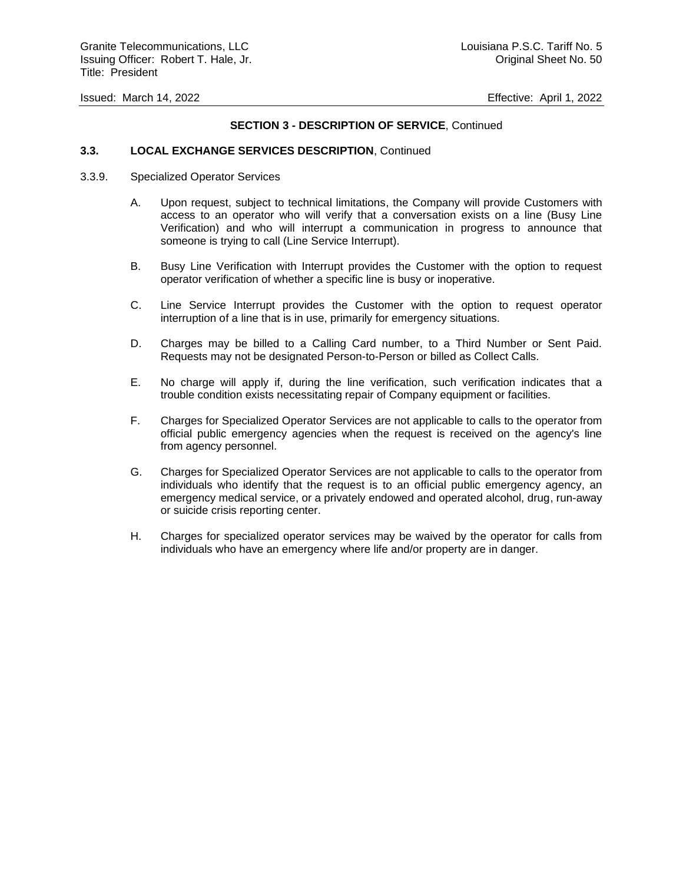**SECTION 3 - DESCRIPTION OF SERVICE**, Continued

**3.3. LOCAL EXCHANGE SERVICES DESCRIPTION**, Continued

3.3.9. Specialized Operator Services

A. Upon request, subject to technical limitations, the Company will provide Customers with access to an operator who will verify that a conversation exists on a line (Busy Line Verification) and who will interrupt a communication in progress to announce that someone is trying to call (Line Service Interrupt).

B. Busy Line Verification with Interrupt provides the Customer with the option to request operator verification of whether a specific line is busy or inoperative.

C. Line Service Interrupt provides the Customer with the option to request operator interruption of a line that is in use, primarily for emergency situations.

D. Charges may be billed to a Calling Card number, to a Third Number or Sent Paid. Requests may not be designated Person-to-Person or billed as Collect Calls.

E. No charge will apply if, during the line verification, such verification indicates that a trouble condition exists necessitating repair of Company equipment or facilities.

F. Charges for Specialized Operator Services are not applicable to calls to the operator from official public emergency agencies when the request is received on the agency's line from agency personnel.

G. Charges for Specialized Operator Services are not applicable to calls to the operator from individuals who identify that the request is to an official public emergency agency, an emergency medical service, or a privately endowed and operated alcohol, drug, run-away or suicide crisis reporting center.

H. Charges for specialized operator services may be waived by the operator for calls from individuals who have an emergency where life and/or property are in danger.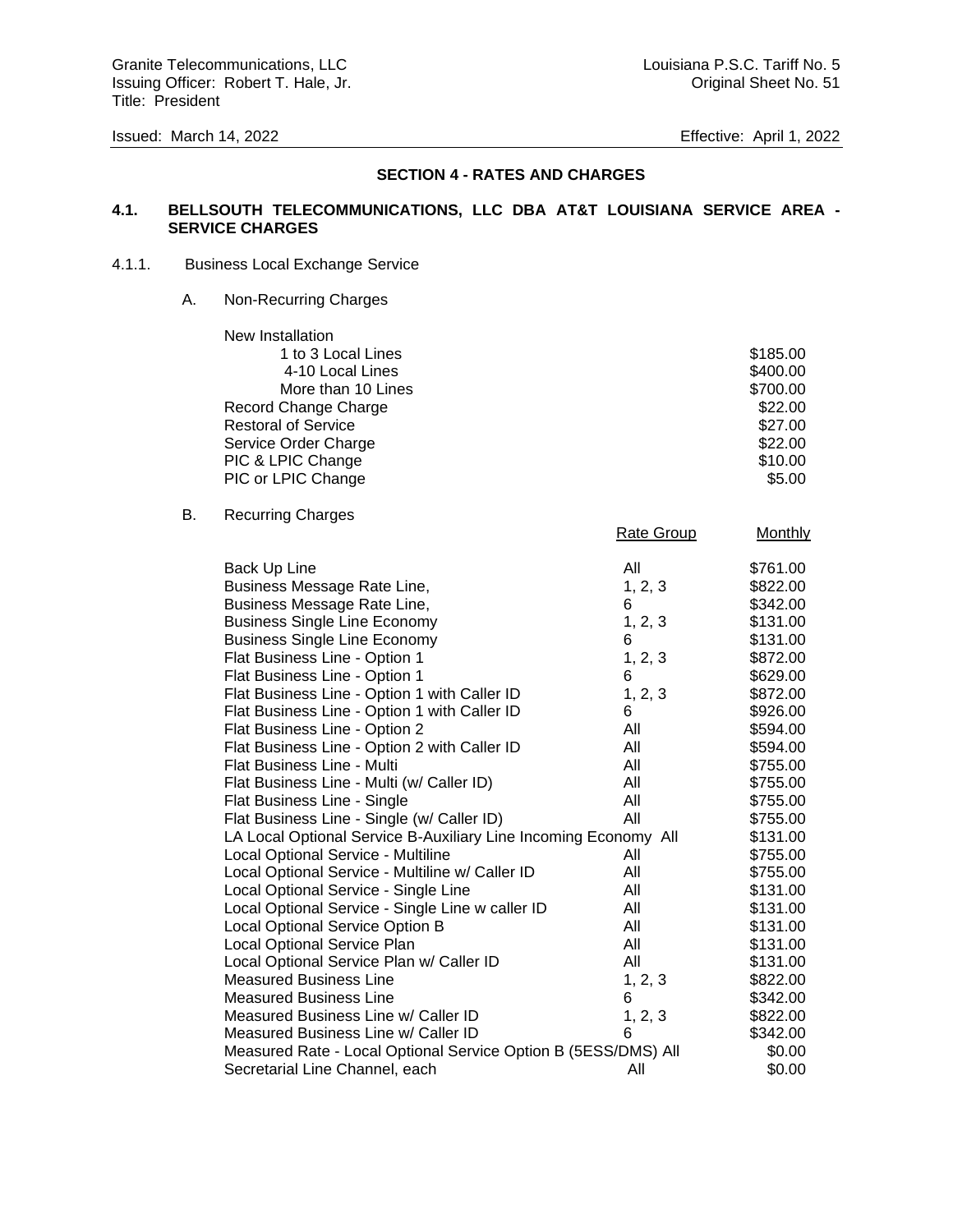## SECTION 4 - RATES AND CHARGES

### 4.1. BELLSOUTH TELECOMMUNICATIONS, LLC DBA AT&T LOUISIANA SERVICE AREA - SERVICE CHARGES

4.1.1. Business Local Exchange Service

A. Non-Recurring Charges

| | |
|---|---|
| New Installation | |
| 1 to 3 Local Lines | $185.00 |
| 4-10 Local Lines | $400.00 |
| More than 10 Lines | $700.00 |
| Record Change Charge | $22.00 |
| Restoral of Service | $27.00 |
| Service Order Charge | $22.00 |
| PIC & LPIC Change | $10.00 |
| PIC or LPIC Change | $5.00 |

B. Recurring Charges

| | Rate Group | Monthly |
|---|---|---|
| Back Up Line | All | $761.00 |
| Business Message Rate Line, | 1, 2, 3 | $822.00 |
| Business Message Rate Line, | 6 | $342.00 |
| Business Single Line Economy | 1, 2, 3 | $131.00 |
| Business Single Line Economy | 6 | $131.00 |
| Flat Business Line - Option 1 | 1, 2, 3 | $872.00 |
| Flat Business Line - Option 1 | 6 | $629.00 |
| Flat Business Line - Option 1 with Caller ID | 1, 2, 3 | $872.00 |
| Flat Business Line - Option 1 with Caller ID | 6 | $926.00 |
| Flat Business Line - Option 2 | All | $594.00 |
| Flat Business Line - Option 2 with Caller ID | All | $594.00 |
| Flat Business Line - Multi | All | $755.00 |
| Flat Business Line - Multi (w/ Caller ID) | All | $755.00 |
| Flat Business Line - Single | All | $755.00 |
| Flat Business Line - Single (w/ Caller ID) | All | $755.00 |
| LA Local Optional Service B-Auxiliary Line Incoming Economy | All | $131.00 |
| Local Optional Service - Multiline | All | $755.00 |
| Local Optional Service - Multiline w/ Caller ID | All | $755.00 |
| Local Optional Service - Single Line | All | $131.00 |
| Local Optional Service - Single Line w caller ID | All | $131.00 |
| Local Optional Service Option B | All | $131.00 |
| Local Optional Service Plan | All | $131.00 |
| Local Optional Service Plan w/ Caller ID | All | $131.00 |
| Measured Business Line | 1, 2, 3 | $822.00 |
| Measured Business Line | 6 | $342.00 |
| Measured Business Line w/ Caller ID | 1, 2, 3 | $822.00 |
| Measured Business Line w/ Caller ID | 6 | $342.00 |
| Measured Rate - Local Optional Service Option B (5ESS/DMS) | All | $0.00 |
| Secretarial Line Channel, each | All | $0.00 |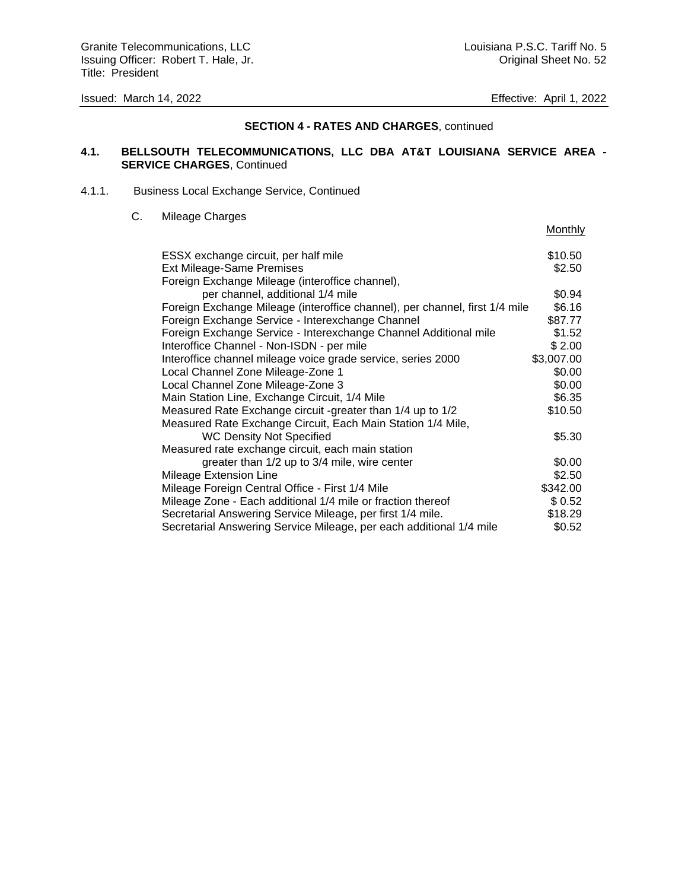Granite Telecommunications, LLC
Issuing Officer: Robert T. Hale, Jr.
Title: President

Louisiana P.S.C. Tariff No. 5
Original Sheet No. 52

Issued: March 14, 2022

Effective: April 1, 2022

**SECTION 4 - RATES AND CHARGES**, continued

**4.1. BELLSOUTH TELECOMMUNICATIONS, LLC DBA AT&T LOUISIANA SERVICE AREA - SERVICE CHARGES**, Continued

4.1.1. Business Local Exchange Service, Continued

C. Mileage Charges

| | Monthly |
|---|---|
| ESSX exchange circuit, per half mile | $10.50 |
| Ext Mileage-Same Premises | $2.50 |
| Foreign Exchange Mileage (interoffice channel), per channel, additional 1/4 mile | $0.94 |
| Foreign Exchange Mileage (interoffice channel), per channel, first 1/4 mile | $6.16 |
| Foreign Exchange Service - Interexchange Channel | $87.77 |
| Foreign Exchange Service - Interexchange Channel Additional mile | $1.52 |
| Interoffice Channel - Non-ISDN - per mile | $ 2.00 |
| Interoffice channel mileage voice grade service, series 2000 | $3,007.00 |
| Local Channel Zone Mileage-Zone 1 | $0.00 |
| Local Channel Zone Mileage-Zone 3 | $0.00 |
| Main Station Line, Exchange Circuit, 1/4 Mile | $6.35 |
| Measured Rate Exchange circuit -greater than 1/4 up to 1/2 | $10.50 |
| Measured Rate Exchange Circuit, Each Main Station 1/4 Mile, WC Density Not Specified | $5.30 |
| Measured rate exchange circuit, each main station greater than 1/2 up to 3/4 mile, wire center | $0.00 |
| Mileage Extension Line | $2.50 |
| Mileage Foreign Central Office - First 1/4 Mile | $342.00 |
| Mileage Zone - Each additional 1/4 mile or fraction thereof | $ 0.52 |
| Secretarial Answering Service Mileage, per first 1/4 mile. | $18.29 |
| Secretarial Answering Service Mileage, per each additional 1/4 mile | $0.52 |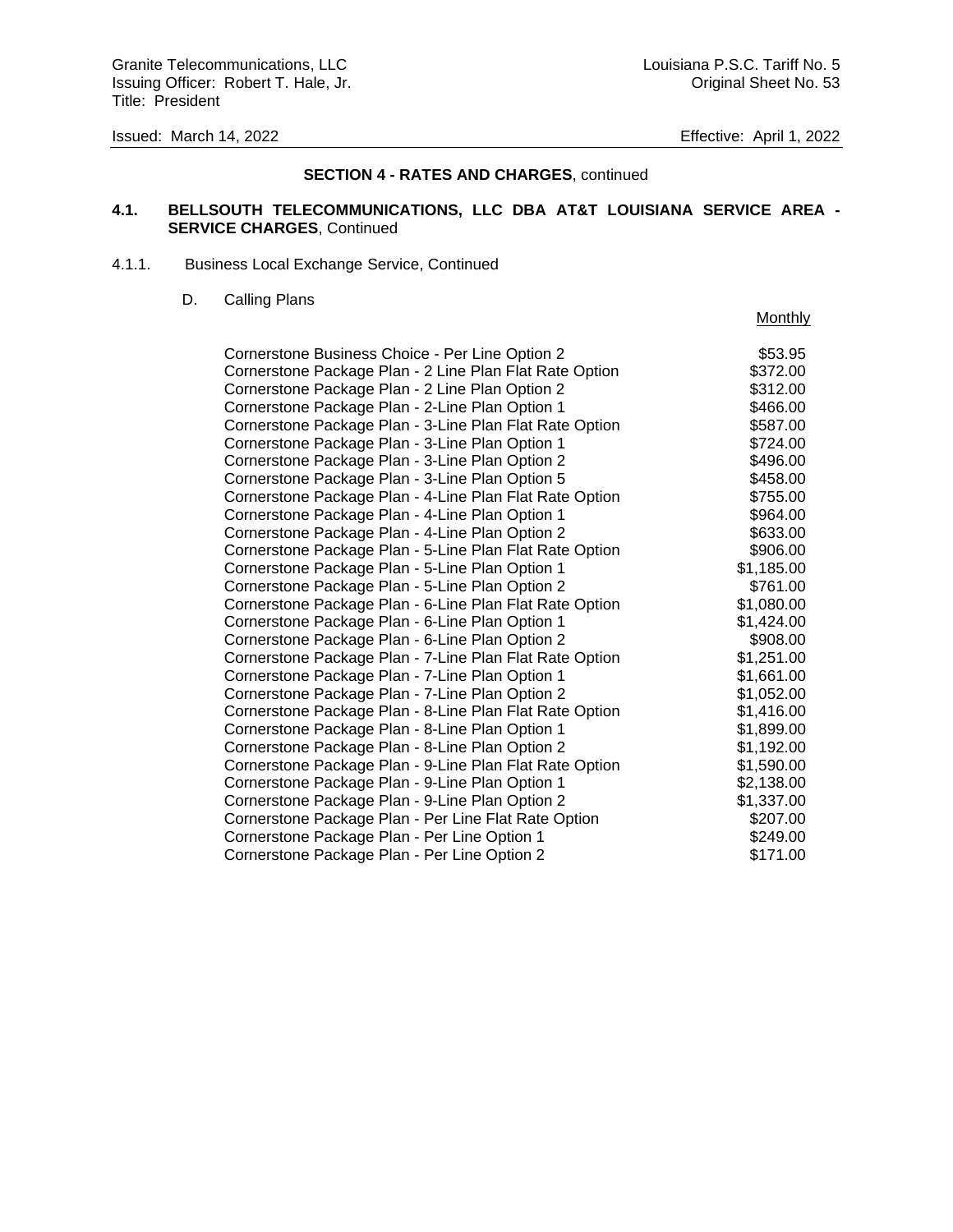## SECTION 4 - RATES AND CHARGES, continued

### 4.1. BELLSOUTH TELECOMMUNICATIONS, LLC DBA AT&T LOUISIANA SERVICE AREA - SERVICE CHARGES, Continued

4.1.1. Business Local Exchange Service, Continued

D. Calling Plans

| | Monthly |
|---|---|
| Cornerstone Business Choice - Per Line Option 2 | $53.95 |
| Cornerstone Package Plan - 2 Line Plan Flat Rate Option | $372.00 |
| Cornerstone Package Plan - 2 Line Plan Option 2 | $312.00 |
| Cornerstone Package Plan - 2-Line Plan Option 1 | $466.00 |
| Cornerstone Package Plan - 3-Line Plan Flat Rate Option | $587.00 |
| Cornerstone Package Plan - 3-Line Plan Option 1 | $724.00 |
| Cornerstone Package Plan - 3-Line Plan Option 2 | $496.00 |
| Cornerstone Package Plan - 3-Line Plan Option 5 | $458.00 |
| Cornerstone Package Plan - 4-Line Plan Flat Rate Option | $755.00 |
| Cornerstone Package Plan - 4-Line Plan Option 1 | $964.00 |
| Cornerstone Package Plan - 4-Line Plan Option 2 | $633.00 |
| Cornerstone Package Plan - 5-Line Plan Flat Rate Option | $906.00 |
| Cornerstone Package Plan - 5-Line Plan Option 1 | $1,185.00 |
| Cornerstone Package Plan - 5-Line Plan Option 2 | $761.00 |
| Cornerstone Package Plan - 6-Line Plan Flat Rate Option | $1,080.00 |
| Cornerstone Package Plan - 6-Line Plan Option 1 | $1,424.00 |
| Cornerstone Package Plan - 6-Line Plan Option 2 | $908.00 |
| Cornerstone Package Plan - 7-Line Plan Flat Rate Option | $1,251.00 |
| Cornerstone Package Plan - 7-Line Plan Option 1 | $1,661.00 |
| Cornerstone Package Plan - 7-Line Plan Option 2 | $1,052.00 |
| Cornerstone Package Plan - 8-Line Plan Flat Rate Option | $1,416.00 |
| Cornerstone Package Plan - 8-Line Plan Option 1 | $1,899.00 |
| Cornerstone Package Plan - 8-Line Plan Option 2 | $1,192.00 |
| Cornerstone Package Plan - 9-Line Plan Flat Rate Option | $1,590.00 |
| Cornerstone Package Plan - 9-Line Plan Option 1 | $2,138.00 |
| Cornerstone Package Plan - 9-Line Plan Option 2 | $1,337.00 |
| Cornerstone Package Plan - Per Line Flat Rate Option | $207.00 |
| Cornerstone Package Plan - Per Line Option 1 | $249.00 |
| Cornerstone Package Plan - Per Line Option 2 | $171.00 |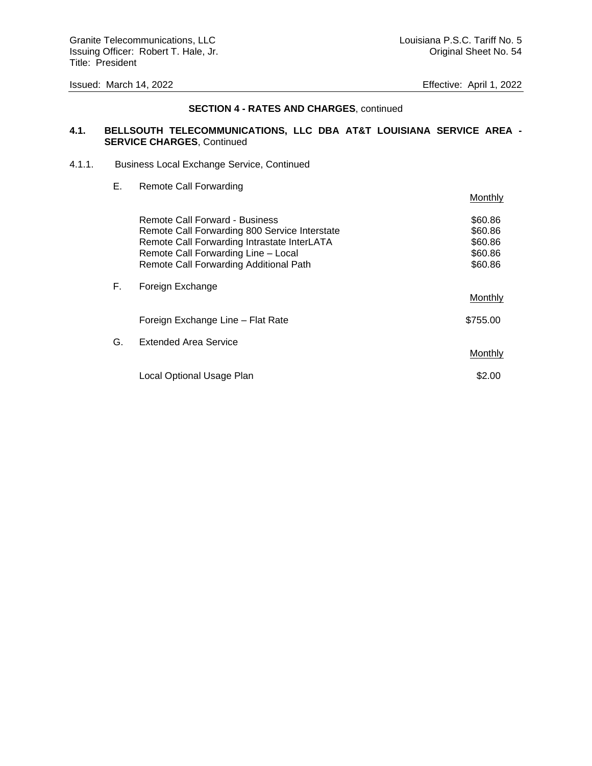**SECTION 4 - RATES AND CHARGES**, continued

**4.1. BELLSOUTH TELECOMMUNICATIONS, LLC DBA AT&T LOUISIANA SERVICE AREA - SERVICE CHARGES**, Continued

4.1.1. Business Local Exchange Service, Continued

E. Remote Call Forwarding

| | Monthly |
|---|---|
| Remote Call Forward - Business | $60.86 |
| Remote Call Forwarding 800 Service Interstate | $60.86 |
| Remote Call Forwarding Intrastate InterLATA | $60.86 |
| Remote Call Forwarding Line – Local | $60.86 |
| Remote Call Forwarding Additional Path | $60.86 |

F. Foreign Exchange

| | Monthly |
|---|---|
| Foreign Exchange Line – Flat Rate | $755.00 |

G. Extended Area Service

| | Monthly |
|---|---|
| Local Optional Usage Plan | $2.00 |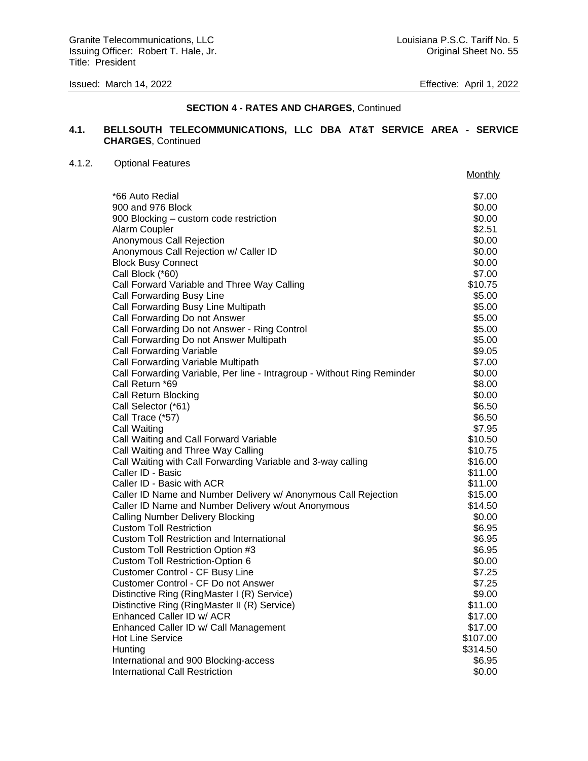## SECTION 4 - RATES AND CHARGES, Continued

### 4.1. BELLSOUTH TELECOMMUNICATIONS, LLC DBA AT&T SERVICE AREA - SERVICE CHARGES, Continued

4.1.2. Optional Features

| | Monthly |
|---|---|
| *66 Auto Redial | $7.00 |
| 900 and 976 Block | $0.00 |
| 900 Blocking – custom code restriction | $0.00 |
| Alarm Coupler | $2.51 |
| Anonymous Call Rejection | $0.00 |
| Anonymous Call Rejection w/ Caller ID | $0.00 |
| Block Busy Connect | $0.00 |
| Call Block (*60) | $7.00 |
| Call Forward Variable and Three Way Calling | $10.75 |
| Call Forwarding Busy Line | $5.00 |
| Call Forwarding Busy Line Multipath | $5.00 |
| Call Forwarding Do not Answer | $5.00 |
| Call Forwarding Do not Answer - Ring Control | $5.00 |
| Call Forwarding Do not Answer Multipath | $5.00 |
| Call Forwarding Variable | $9.05 |
| Call Forwarding Variable Multipath | $7.00 |
| Call Forwarding Variable, Per line - Intragroup - Without Ring Reminder | $0.00 |
| Call Return *69 | $8.00 |
| Call Return Blocking | $0.00 |
| Call Selector (*61) | $6.50 |
| Call Trace (*57) | $6.50 |
| Call Waiting | $7.95 |
| Call Waiting and Call Forward Variable | $10.50 |
| Call Waiting and Three Way Calling | $10.75 |
| Call Waiting with Call Forwarding Variable and 3-way calling | $16.00 |
| Caller ID - Basic | $11.00 |
| Caller ID - Basic with ACR | $11.00 |
| Caller ID Name and Number Delivery w/ Anonymous Call Rejection | $15.00 |
| Caller ID Name and Number Delivery w/out Anonymous | $14.50 |
| Calling Number Delivery Blocking | $0.00 |
| Custom Toll Restriction | $6.95 |
| Custom Toll Restriction and International | $6.95 |
| Custom Toll Restriction Option #3 | $6.95 |
| Custom Toll Restriction-Option 6 | $0.00 |
| Customer Control - CF Busy Line | $7.25 |
| Customer Control - CF Do not Answer | $7.25 |
| Distinctive Ring (RingMaster I (R) Service) | $9.00 |
| Distinctive Ring (RingMaster II (R) Service) | $11.00 |
| Enhanced Caller ID w/ ACR | $17.00 |
| Enhanced Caller ID w/ Call Management | $17.00 |
| Hot Line Service | $107.00 |
| Hunting | $314.50 |
| International and 900 Blocking-access | $6.95 |
| International Call Restriction | $0.00 |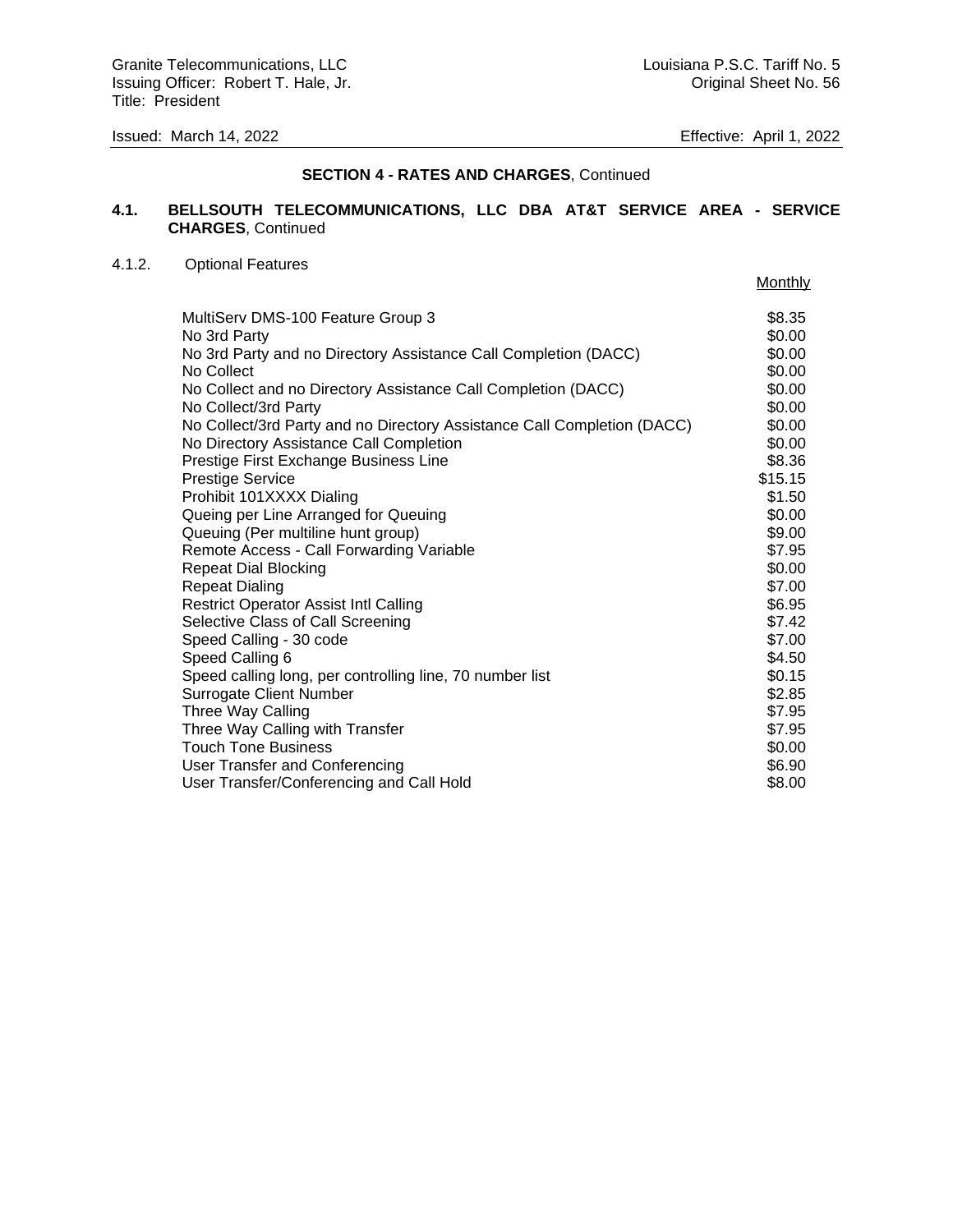**SECTION 4 - RATES AND CHARGES**, Continued

**4.1. BELLSOUTH TELECOMMUNICATIONS, LLC DBA AT&T SERVICE AREA - SERVICE CHARGES**, Continued

4.1.2. Optional Features

| | Monthly |
|---|---|
| MultiServ DMS-100 Feature Group 3 | $8.35 |
| No 3rd Party | $0.00 |
| No 3rd Party and no Directory Assistance Call Completion (DACC) | $0.00 |
| No Collect | $0.00 |
| No Collect and no Directory Assistance Call Completion (DACC) | $0.00 |
| No Collect/3rd Party | $0.00 |
| No Collect/3rd Party and no Directory Assistance Call Completion (DACC) | $0.00 |
| No Directory Assistance Call Completion | $0.00 |
| Prestige First Exchange Business Line | $8.36 |
| Prestige Service | $15.15 |
| Prohibit 101XXXX Dialing | $1.50 |
| Queing per Line Arranged for Queuing | $0.00 |
| Queuing (Per multiline hunt group) | $9.00 |
| Remote Access - Call Forwarding Variable | $7.95 |
| Repeat Dial Blocking | $0.00 |
| Repeat Dialing | $7.00 |
| Restrict Operator Assist Intl Calling | $6.95 |
| Selective Class of Call Screening | $7.42 |
| Speed Calling - 30 code | $7.00 |
| Speed Calling 6 | $4.50 |
| Speed calling long, per controlling line, 70 number list | $0.15 |
| Surrogate Client Number | $2.85 |
| Three Way Calling | $7.95 |
| Three Way Calling with Transfer | $7.95 |
| Touch Tone Business | $0.00 |
| User Transfer and Conferencing | $6.90 |
| User Transfer/Conferencing and Call Hold | $8.00 |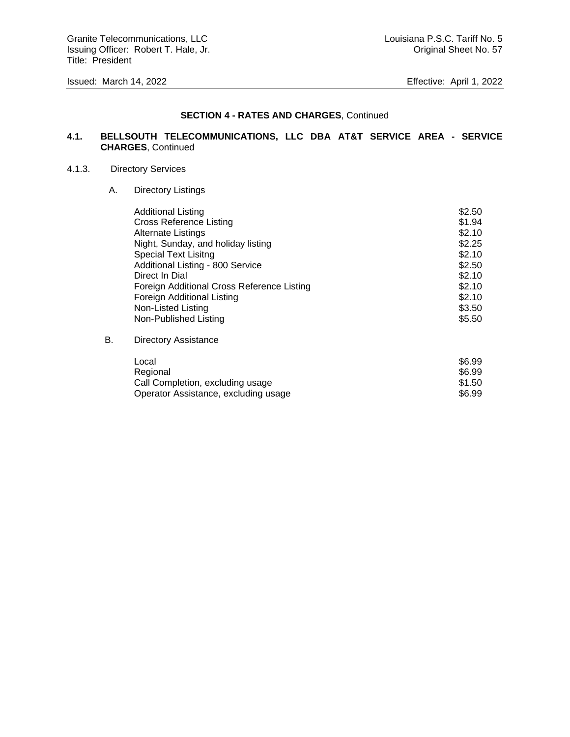**SECTION 4 - RATES AND CHARGES**, Continued

**4.1. BELLSOUTH TELECOMMUNICATIONS, LLC DBA AT&T SERVICE AREA - SERVICE CHARGES**, Continued

4.1.3. Directory Services

A. Directory Listings

| | |
|---|---|
| Additional Listing | $2.50 |
| Cross Reference Listing | $1.94 |
| Alternate Listings | $2.10 |
| Night, Sunday, and holiday listing | $2.25 |
| Special Text Lisitng | $2.10 |
| Additional Listing - 800 Service | $2.50 |
| Direct In Dial | $2.10 |
| Foreign Additional Cross Reference Listing | $2.10 |
| Foreign Additional Listing | $2.10 |
| Non-Listed Listing | $3.50 |
| Non-Published Listing | $5.50 |

B. Directory Assistance

| | |
|---|---|
| Local | $6.99 |
| Regional | $6.99 |
| Call Completion, excluding usage | $1.50 |
| Operator Assistance, excluding usage | $6.99 |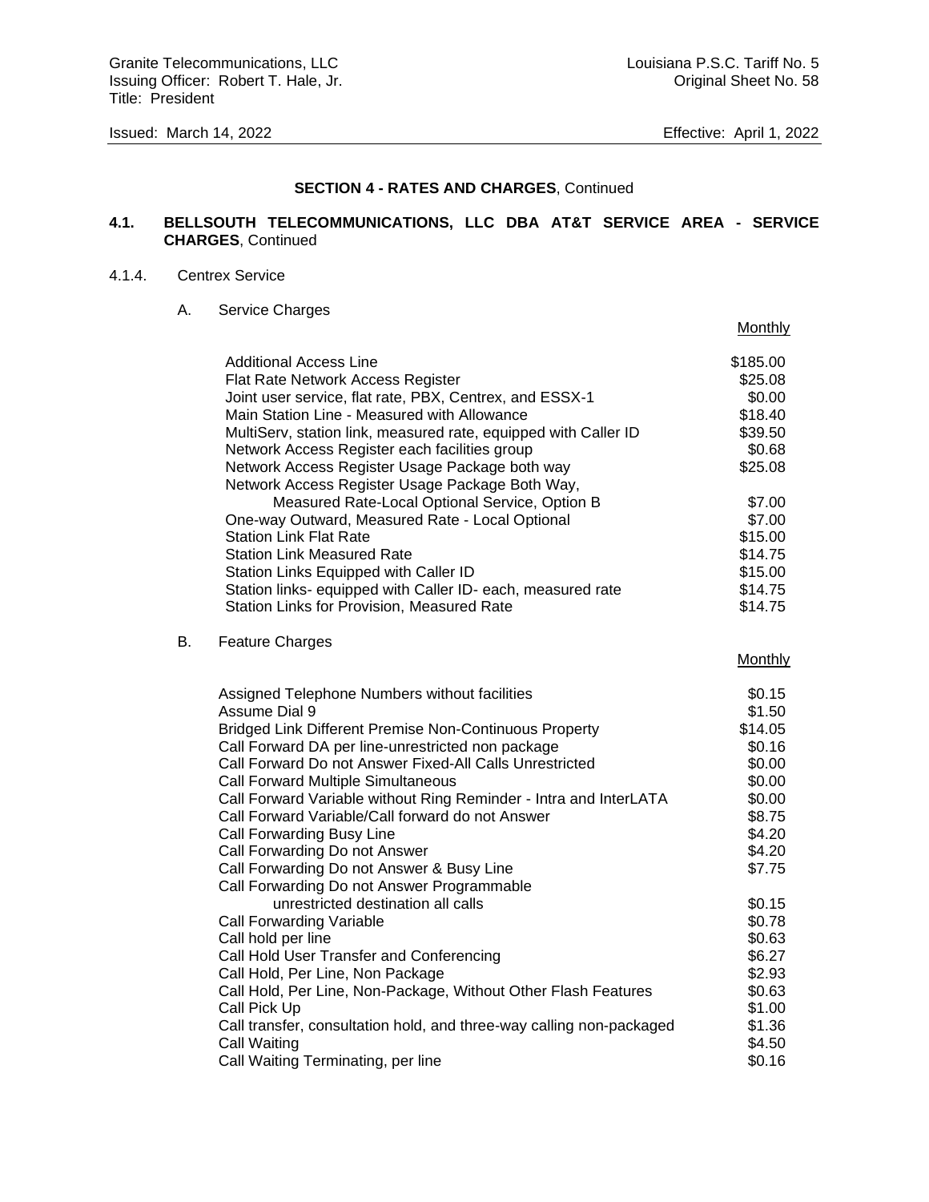**SECTION 4 - RATES AND CHARGES**, Continued

**4.1. BELLSOUTH TELECOMMUNICATIONS, LLC DBA AT&T SERVICE AREA - SERVICE CHARGES**, Continued

4.1.4. Centrex Service

A. Service Charges

| | Monthly |
|---|---|
| Additional Access Line | $185.00 |
| Flat Rate Network Access Register | $25.08 |
| Joint user service, flat rate, PBX, Centrex, and ESSX-1 | $0.00 |
| Main Station Line - Measured with Allowance | $18.40 |
| MultiServ, station link, measured rate, equipped with Caller ID | $39.50 |
| Network Access Register each facilities group | $0.68 |
| Network Access Register Usage Package both way | $25.08 |
| Network Access Register Usage Package Both Way, Measured Rate-Local Optional Service, Option B | $7.00 |
| One-way Outward, Measured Rate - Local Optional | $7.00 |
| Station Link Flat Rate | $15.00 |
| Station Link Measured Rate | $14.75 |
| Station Links Equipped with Caller ID | $15.00 |
| Station links- equipped with Caller ID- each, measured rate | $14.75 |
| Station Links for Provision, Measured Rate | $14.75 |

B. Feature Charges

| | Monthly |
|---|---|
| Assigned Telephone Numbers without facilities | $0.15 |
| Assume Dial 9 | $1.50 |
| Bridged Link Different Premise Non-Continuous Property | $14.05 |
| Call Forward DA per line-unrestricted non package | $0.16 |
| Call Forward Do not Answer Fixed-All Calls Unrestricted | $0.00 |
| Call Forward Multiple Simultaneous | $0.00 |
| Call Forward Variable without Ring Reminder - Intra and InterLATA | $0.00 |
| Call Forward Variable/Call forward do not Answer | $8.75 |
| Call Forwarding Busy Line | $4.20 |
| Call Forwarding Do not Answer | $4.20 |
| Call Forwarding Do not Answer & Busy Line | $7.75 |
| Call Forwarding Do not Answer Programmable unrestricted destination all calls | $0.15 |
| Call Forwarding Variable | $0.78 |
| Call hold per line | $0.63 |
| Call Hold User Transfer and Conferencing | $6.27 |
| Call Hold, Per Line, Non Package | $2.93 |
| Call Hold, Per Line, Non-Package, Without Other Flash Features | $0.63 |
| Call Pick Up | $1.00 |
| Call transfer, consultation hold, and three-way calling non-packaged | $1.36 |
| Call Waiting | $4.50 |
| Call Waiting Terminating, per line | $0.16 |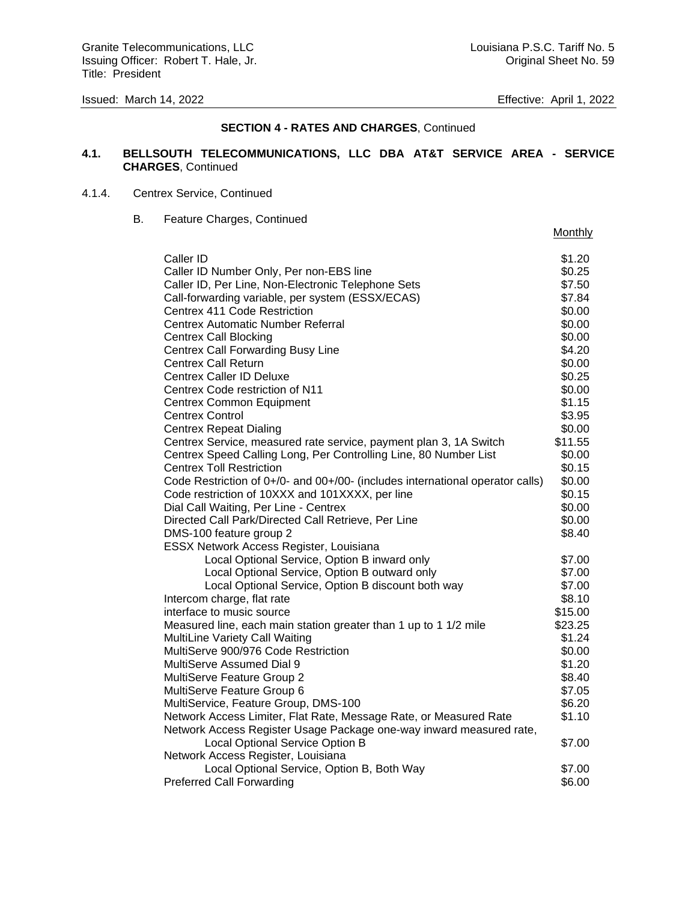Granite Telecommunications, LLC
Issuing Officer: Robert T. Hale, Jr.
Title: President

Louisiana P.S.C. Tariff No. 5
Original Sheet No. 59

Issued: March 14, 2022

Effective: April 1, 2022

**SECTION 4 - RATES AND CHARGES**, Continued

**4.1. BELLSOUTH TELECOMMUNICATIONS, LLC DBA AT&T SERVICE AREA - SERVICE CHARGES**, Continued

4.1.4. Centrex Service, Continued

B. Feature Charges, Continued

| | Monthly |
|---|---|
| Caller ID | $1.20 |
| Caller ID Number Only, Per non-EBS line | $0.25 |
| Caller ID, Per Line, Non-Electronic Telephone Sets | $7.50 |
| Call-forwarding variable, per system (ESSX/ECAS) | $7.84 |
| Centrex 411 Code Restriction | $0.00 |
| Centrex Automatic Number Referral | $0.00 |
| Centrex Call Blocking | $0.00 |
| Centrex Call Forwarding Busy Line | $4.20 |
| Centrex Call Return | $0.00 |
| Centrex Caller ID Deluxe | $0.25 |
| Centrex Code restriction of N11 | $0.00 |
| Centrex Common Equipment | $1.15 |
| Centrex Control | $3.95 |
| Centrex Repeat Dialing | $0.00 |
| Centrex Service, measured rate service, payment plan 3, 1A Switch | $11.55 |
| Centrex Speed Calling Long, Per Controlling Line, 80 Number List | $0.00 |
| Centrex Toll Restriction | $0.15 |
| Code Restriction of 0+/0- and 00+/00- (includes international operator calls) | $0.00 |
| Code restriction of 10XXX and 101XXXX, per line | $0.15 |
| Dial Call Waiting, Per Line - Centrex | $0.00 |
| Directed Call Park/Directed Call Retrieve, Per Line | $0.00 |
| DMS-100 feature group 2 | $8.40 |
| ESSX Network Access Register, Louisiana | |
| Local Optional Service, Option B inward only | $7.00 |
| Local Optional Service, Option B outward only | $7.00 |
| Local Optional Service, Option B discount both way | $7.00 |
| Intercom charge, flat rate | $8.10 |
| interface to music source | $15.00 |
| Measured line, each main station greater than 1 up to 1 1/2 mile | $23.25 |
| MultiLine Variety Call Waiting | $1.24 |
| MultiServe 900/976 Code Restriction | $0.00 |
| MultiServe Assumed Dial 9 | $1.20 |
| MultiServe Feature Group 2 | $8.40 |
| MultiServe Feature Group 6 | $7.05 |
| MultiService, Feature Group, DMS-100 | $6.20 |
| Network Access Limiter, Flat Rate, Message Rate, or Measured Rate | $1.10 |
| Network Access Register Usage Package one-way inward measured rate, Local Optional Service Option B | $7.00 |
| Network Access Register, Louisiana | |
| Local Optional Service, Option B, Both Way | $7.00 |
| Preferred Call Forwarding | $6.00 |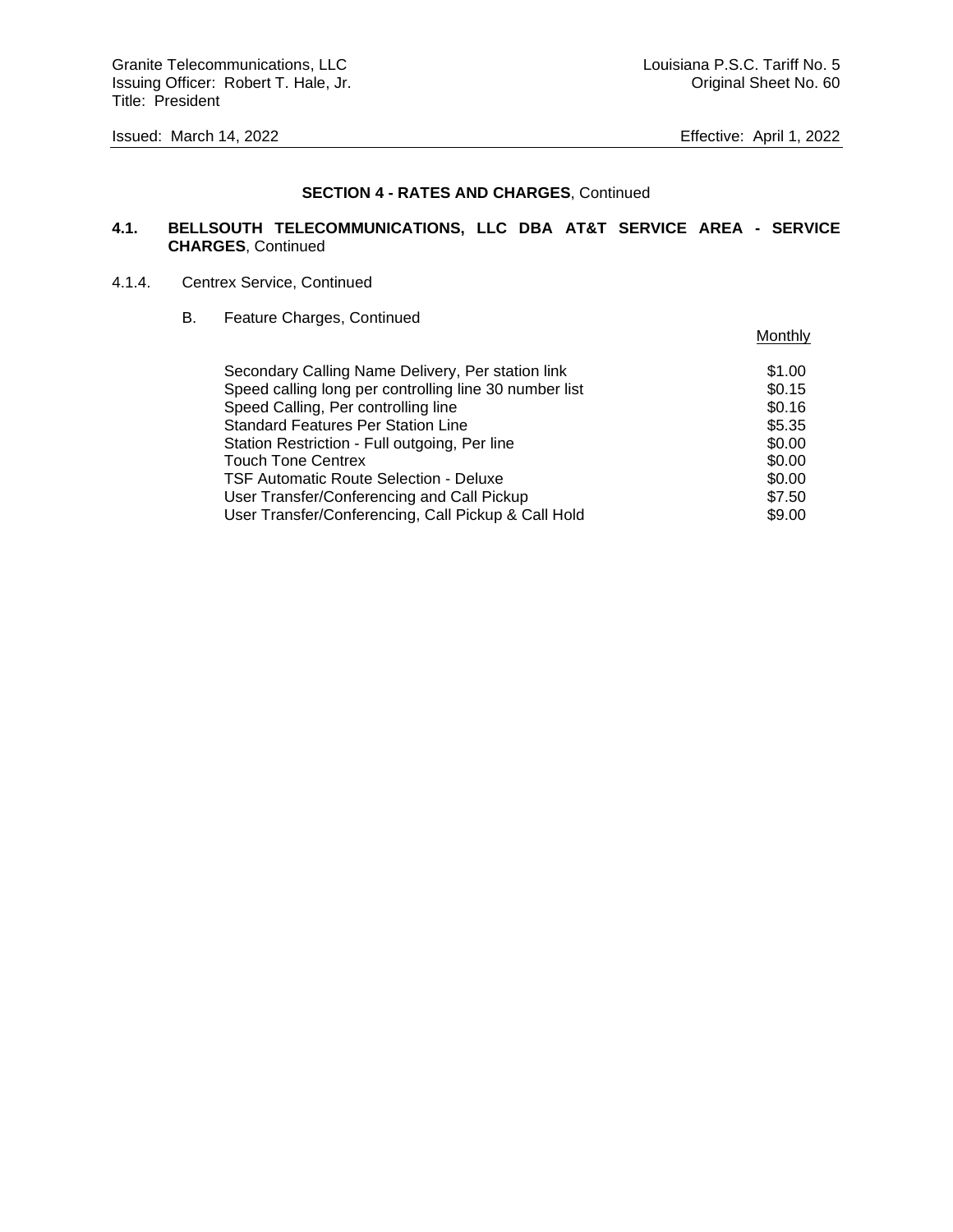**SECTION 4 - RATES AND CHARGES**, Continued

**4.1. BELLSOUTH TELECOMMUNICATIONS, LLC DBA AT&T SERVICE AREA - SERVICE CHARGES**, Continued

4.1.4. Centrex Service, Continued

B. Feature Charges, Continued

| | Monthly |
|---|---|
| Secondary Calling Name Delivery, Per station link | $1.00 |
| Speed calling long per controlling line 30 number list | $0.15 |
| Speed Calling, Per controlling line | $0.16 |
| Standard Features Per Station Line | $5.35 |
| Station Restriction - Full outgoing, Per line | $0.00 |
| Touch Tone Centrex | $0.00 |
| TSF Automatic Route Selection - Deluxe | $0.00 |
| User Transfer/Conferencing and Call Pickup | $7.50 |
| User Transfer/Conferencing, Call Pickup & Call Hold | $9.00 |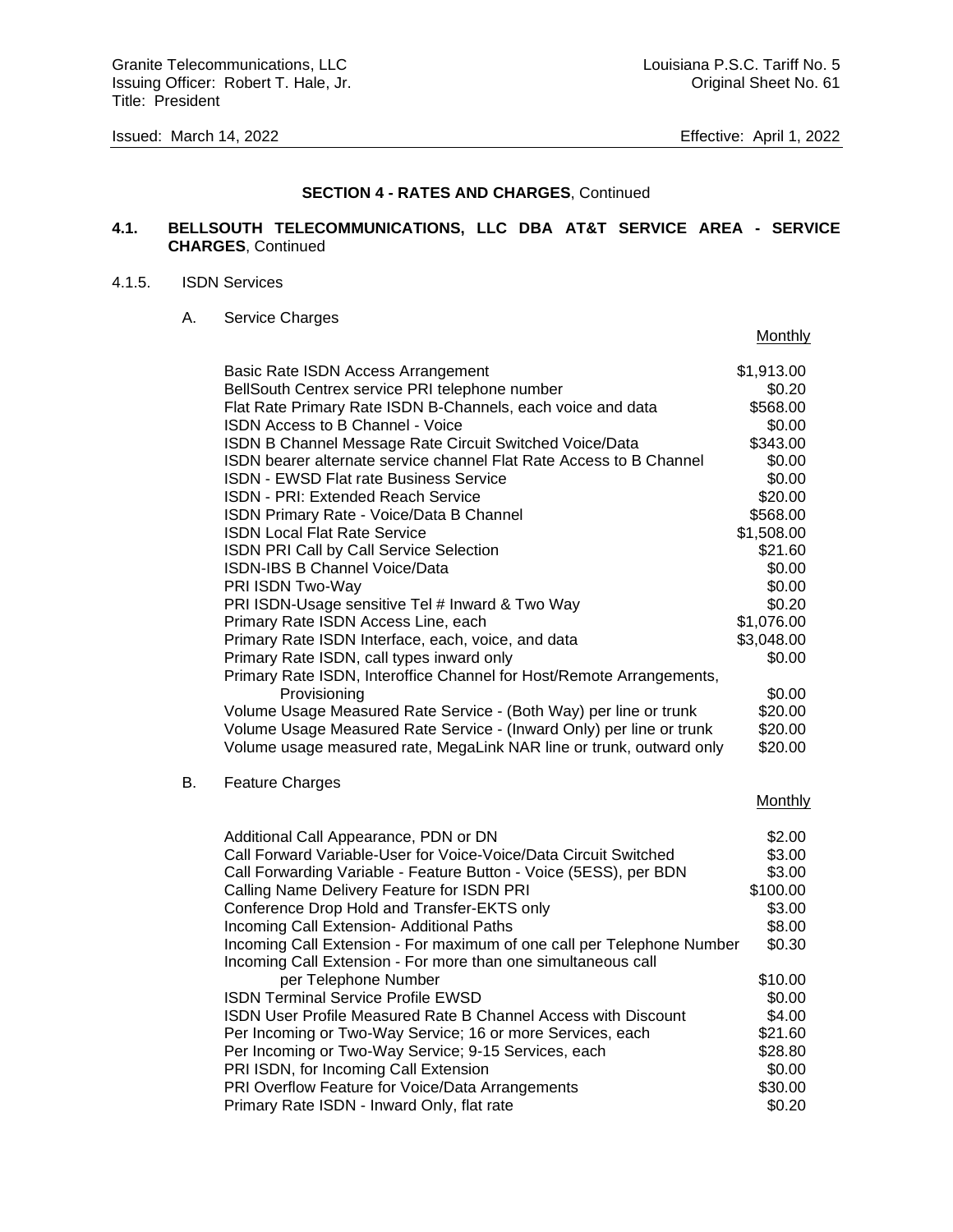Granite Telecommunications, LLC
Issuing Officer: Robert T. Hale, Jr.
Title: President

Louisiana P.S.C. Tariff No. 5
Original Sheet No. 61

Issued: March 14, 2022

Effective: April 1, 2022

**SECTION 4 - RATES AND CHARGES**, Continued

**4.1. BELLSOUTH TELECOMMUNICATIONS, LLC DBA AT&T SERVICE AREA - SERVICE CHARGES**, Continued

4.1.5. ISDN Services

A. Service Charges

| | Monthly |
|---|---|
| Basic Rate ISDN Access Arrangement | $1,913.00 |
| BellSouth Centrex service PRI telephone number | $0.20 |
| Flat Rate Primary Rate ISDN B-Channels, each voice and data | $568.00 |
| ISDN Access to B Channel - Voice | $0.00 |
| ISDN B Channel Message Rate Circuit Switched Voice/Data | $343.00 |
| ISDN bearer alternate service channel Flat Rate Access to B Channel | $0.00 |
| ISDN - EWSD Flat rate Business Service | $0.00 |
| ISDN - PRI: Extended Reach Service | $20.00 |
| ISDN Primary Rate - Voice/Data B Channel | $568.00 |
| ISDN Local Flat Rate Service | $1,508.00 |
| ISDN PRI Call by Call Service Selection | $21.60 |
| ISDN-IBS B Channel Voice/Data | $0.00 |
| PRI ISDN Two-Way | $0.00 |
| PRI ISDN-Usage sensitive Tel # Inward & Two Way | $0.20 |
| Primary Rate ISDN Access Line, each | $1,076.00 |
| Primary Rate ISDN Interface, each, voice, and data | $3,048.00 |
| Primary Rate ISDN, call types inward only | $0.00 |
| Primary Rate ISDN, Interoffice Channel for Host/Remote Arrangements, Provisioning | $0.00 |
| Volume Usage Measured Rate Service - (Both Way) per line or trunk | $20.00 |
| Volume Usage Measured Rate Service - (Inward Only) per line or trunk | $20.00 |
| Volume usage measured rate, MegaLink NAR line or trunk, outward only | $20.00 |

B. Feature Charges

| | Monthly |
|---|---|
| Additional Call Appearance, PDN or DN | $2.00 |
| Call Forward Variable-User for Voice-Voice/Data Circuit Switched | $3.00 |
| Call Forwarding Variable - Feature Button - Voice (5ESS), per BDN | $3.00 |
| Calling Name Delivery Feature for ISDN PRI | $100.00 |
| Conference Drop Hold and Transfer-EKTS only | $3.00 |
| Incoming Call Extension- Additional Paths | $8.00 |
| Incoming Call Extension - For maximum of one call per Telephone Number | $0.30 |
| Incoming Call Extension - For more than one simultaneous call per Telephone Number | $10.00 |
| ISDN Terminal Service Profile EWSD | $0.00 |
| ISDN User Profile Measured Rate B Channel Access with Discount | $4.00 |
| Per Incoming or Two-Way Service; 16 or more Services, each | $21.60 |
| Per Incoming or Two-Way Service; 9-15 Services, each | $28.80 |
| PRI ISDN, for Incoming Call Extension | $0.00 |
| PRI Overflow Feature for Voice/Data Arrangements | $30.00 |
| Primary Rate ISDN - Inward Only, flat rate | $0.20 |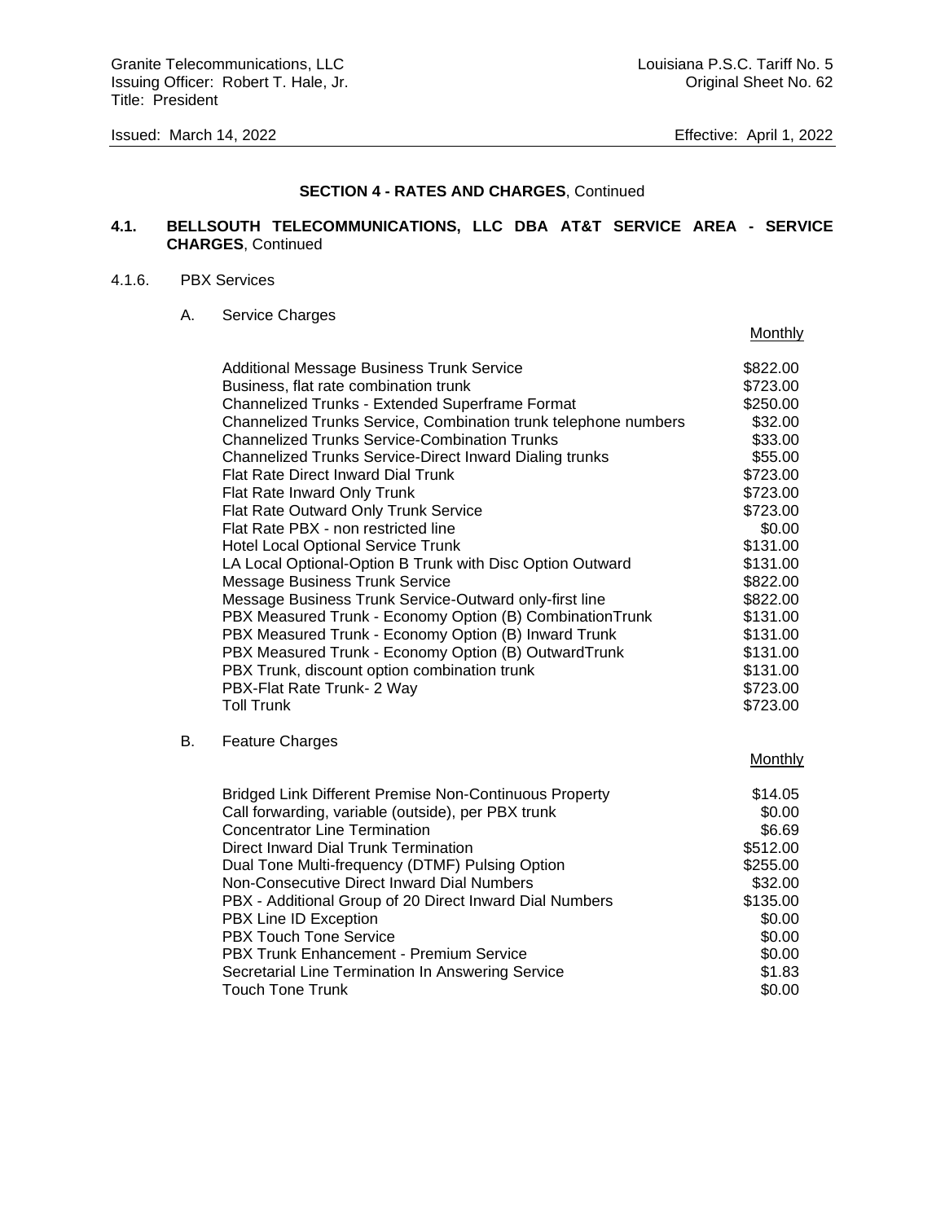Granite Telecommunications, LLC
Issuing Officer: Robert T. Hale, Jr.
Title: President

Louisiana P.S.C. Tariff No. 5
Original Sheet No. 62

Issued: March 14, 2022

Effective: April 1, 2022

**SECTION 4 - RATES AND CHARGES**, Continued

**4.1. BELLSOUTH TELECOMMUNICATIONS, LLC DBA AT&T SERVICE AREA - SERVICE CHARGES**, Continued

4.1.6. PBX Services

A. Service Charges

| | Monthly |
|---|---|
| Additional Message Business Trunk Service | $822.00 |
| Business, flat rate combination trunk | $723.00 |
| Channelized Trunks - Extended Superframe Format | $250.00 |
| Channelized Trunks Service, Combination trunk telephone numbers | $32.00 |
| Channelized Trunks Service-Combination Trunks | $33.00 |
| Channelized Trunks Service-Direct Inward Dialing trunks | $55.00 |
| Flat Rate Direct Inward Dial Trunk | $723.00 |
| Flat Rate Inward Only Trunk | $723.00 |
| Flat Rate Outward Only Trunk Service | $723.00 |
| Flat Rate PBX - non restricted line | $0.00 |
| Hotel Local Optional Service Trunk | $131.00 |
| LA Local Optional-Option B Trunk with Disc Option Outward | $131.00 |
| Message Business Trunk Service | $822.00 |
| Message Business Trunk Service-Outward only-first line | $822.00 |
| PBX Measured Trunk - Economy Option (B) CombinationTrunk | $131.00 |
| PBX Measured Trunk - Economy Option (B) Inward Trunk | $131.00 |
| PBX Measured Trunk - Economy Option (B) OutwardTrunk | $131.00 |
| PBX Trunk, discount option combination trunk | $131.00 |
| PBX-Flat Rate Trunk- 2 Way | $723.00 |
| Toll Trunk | $723.00 |

B. Feature Charges

| | Monthly |
|---|---|
| Bridged Link Different Premise Non-Continuous Property | $14.05 |
| Call forwarding, variable (outside), per PBX trunk | $0.00 |
| Concentrator Line Termination | $6.69 |
| Direct Inward Dial Trunk Termination | $512.00 |
| Dual Tone Multi-frequency (DTMF) Pulsing Option | $255.00 |
| Non-Consecutive Direct Inward Dial Numbers | $32.00 |
| PBX - Additional Group of 20 Direct Inward Dial Numbers | $135.00 |
| PBX Line ID Exception | $0.00 |
| PBX Touch Tone Service | $0.00 |
| PBX Trunk Enhancement - Premium Service | $0.00 |
| Secretarial Line Termination In Answering Service | $1.83 |
| Touch Tone Trunk | $0.00 |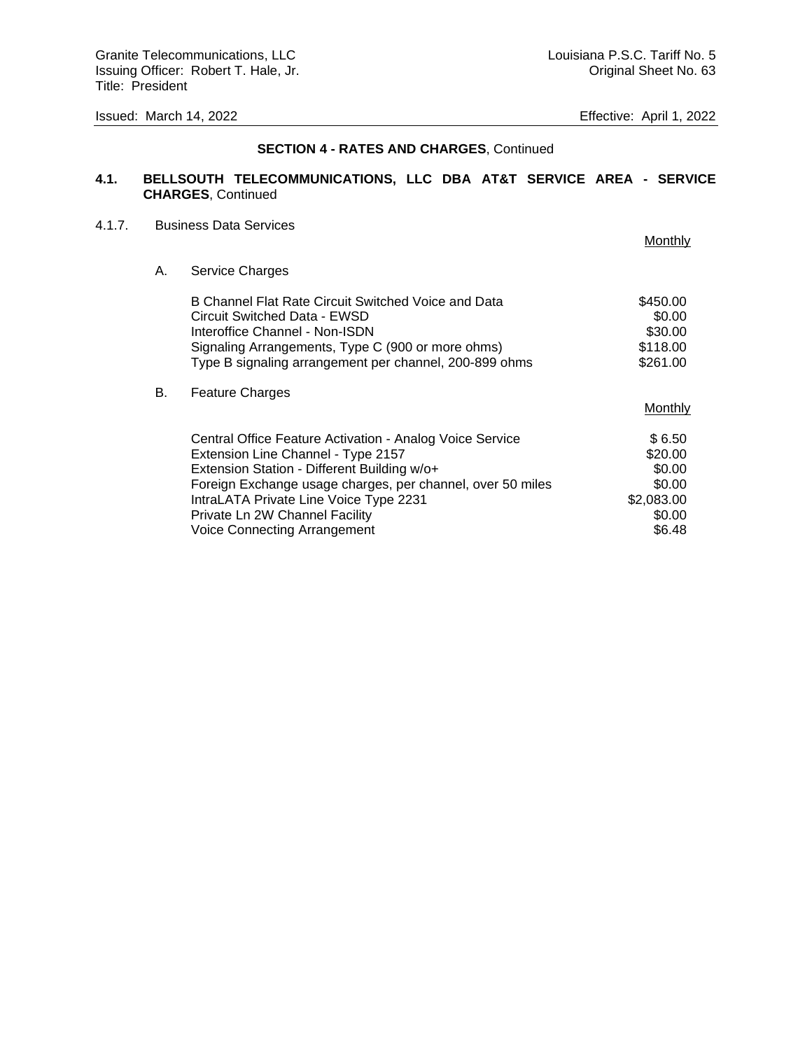**SECTION 4 - RATES AND CHARGES**, Continued

**4.1. BELLSOUTH TELECOMMUNICATIONS, LLC DBA AT&T SERVICE AREA - SERVICE CHARGES**, Continued

4.1.7. Business Data Services

A. Service Charges

| | Monthly |
|---|---|
| B Channel Flat Rate Circuit Switched Voice and Data | $450.00 |
| Circuit Switched Data - EWSD | $0.00 |
| Interoffice Channel - Non-ISDN | $30.00 |
| Signaling Arrangements, Type C (900 or more ohms) | $118.00 |
| Type B signaling arrangement per channel, 200-899 ohms | $261.00 |

B. Feature Charges

| | Monthly |
|---|---|
| Central Office Feature Activation - Analog Voice Service | $ 6.50 |
| Extension Line Channel - Type 2157 | $20.00 |
| Extension Station - Different Building w/o+ | $0.00 |
| Foreign Exchange usage charges, per channel, over 50 miles | $0.00 |
| IntraLATA Private Line Voice Type 2231 | $2,083.00 |
| Private Ln 2W Channel Facility | $0.00 |
| Voice Connecting Arrangement | $6.48 |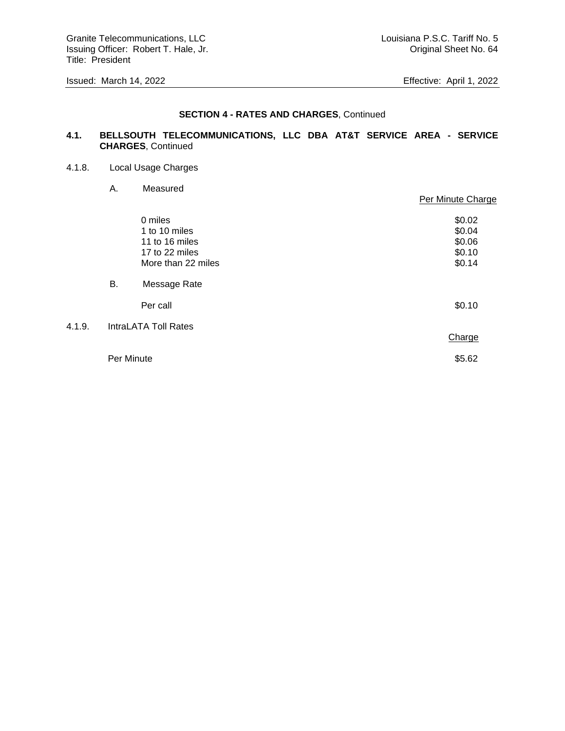**SECTION 4 - RATES AND CHARGES**, Continued

**4.1. BELLSOUTH TELECOMMUNICATIONS, LLC DBA AT&T SERVICE AREA - SERVICE CHARGES**, Continued

4.1.8. Local Usage Charges

A. Measured

| | Per Minute Charge |
|---|---|
| 0 miles | $0.02 |
| 1 to 10 miles | $0.04 |
| 11 to 16 miles | $0.06 |
| 17 to 22 miles | $0.10 |
| More than 22 miles | $0.14 |

B. Message Rate

| | |
|---|---|
| Per call | $0.10 |

4.1.9. IntraLATA Toll Rates

| | Charge |
|---|---|
| Per Minute | $5.62 |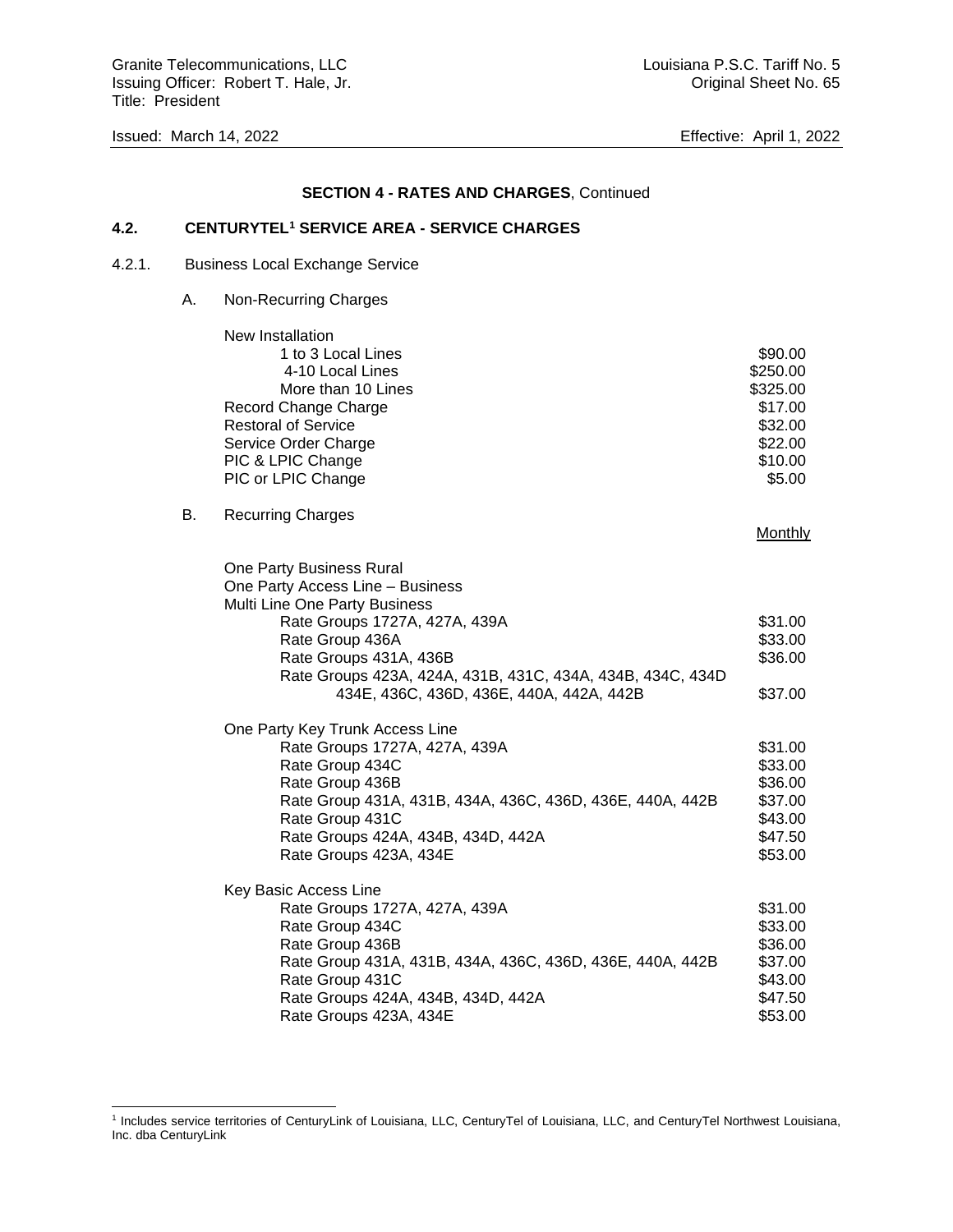**SECTION 4 - RATES AND CHARGES**, Continued

## 4.2. CENTURYTEL[1] SERVICE AREA - SERVICE CHARGES

### 4.2.1. Business Local Exchange Service

A. Non-Recurring Charges

| | |
|---|---|
| New Installation | |
| 1 to 3 Local Lines | $90.00 |
| 4-10 Local Lines | $250.00 |
| More than 10 Lines | $325.00 |
| Record Change Charge | $17.00 |
| Restoral of Service | $32.00 |
| Service Order Charge | $22.00 |
| PIC & LPIC Change | $10.00 |
| PIC or LPIC Change | $5.00 |

B. Recurring Charges

| | Monthly |
|---|---|
| One Party Business Rural | |
| One Party Access Line – Business | |
| Multi Line One Party Business | |
| Rate Groups 1727A, 427A, 439A | $31.00 |
| Rate Group 436A | $33.00 |
| Rate Groups 431A, 436B | $36.00 |
| Rate Groups 423A, 424A, 431B, 431C, 434A, 434B, 434C, 434D 434E, 436C, 436D, 436E, 440A, 442A, 442B | $37.00 |
| One Party Key Trunk Access Line | |
| Rate Groups 1727A, 427A, 439A | $31.00 |
| Rate Group 434C | $33.00 |
| Rate Group 436B | $36.00 |
| Rate Group 431A, 431B, 434A, 436C, 436D, 436E, 440A, 442B | $37.00 |
| Rate Group 431C | $43.00 |
| Rate Groups 424A, 434B, 434D, 442A | $47.50 |
| Rate Groups 423A, 434E | $53.00 |
| Key Basic Access Line | |
| Rate Groups 1727A, 427A, 439A | $31.00 |
| Rate Group 434C | $33.00 |
| Rate Group 436B | $36.00 |
| Rate Group 431A, 431B, 434A, 436C, 436D, 436E, 440A, 442B | $37.00 |
| Rate Group 431C | $43.00 |
| Rate Groups 424A, 434B, 434D, 442A | $47.50 |
| Rate Groups 423A, 434E | $53.00 |

[1] Includes service territories of CenturyLink of Louisiana, LLC, CenturyTel of Louisiana, LLC, and CenturyTel Northwest Louisiana, Inc. dba CenturyLink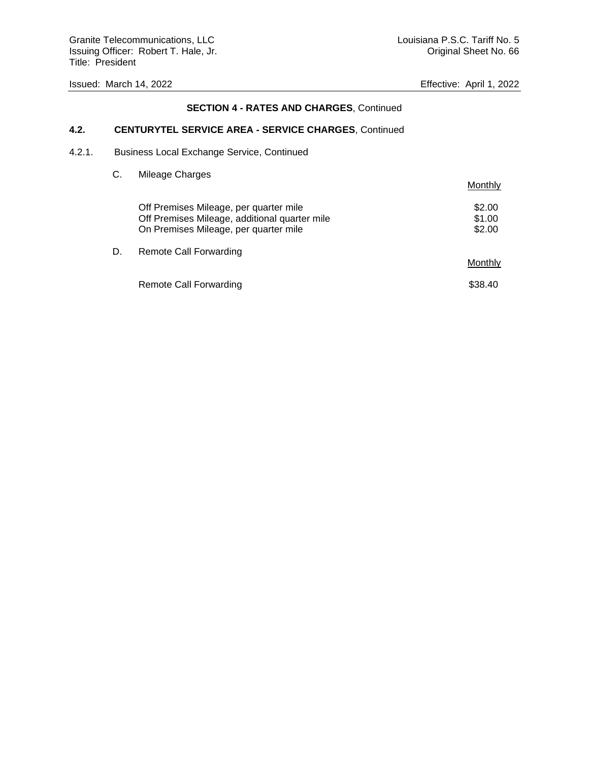## SECTION 4 - RATES AND CHARGES, Continued

### 4.2. CENTURYTEL SERVICE AREA - SERVICE CHARGES, Continued

4.2.1. Business Local Exchange Service, Continued

C. Mileage Charges

| | Monthly |
|---|---|
| Off Premises Mileage, per quarter mile | $2.00 |
| Off Premises Mileage, additional quarter mile | $1.00 |
| On Premises Mileage, per quarter mile | $2.00 |

D. Remote Call Forwarding

| | Monthly |
|---|---|
| Remote Call Forwarding | $38.40 |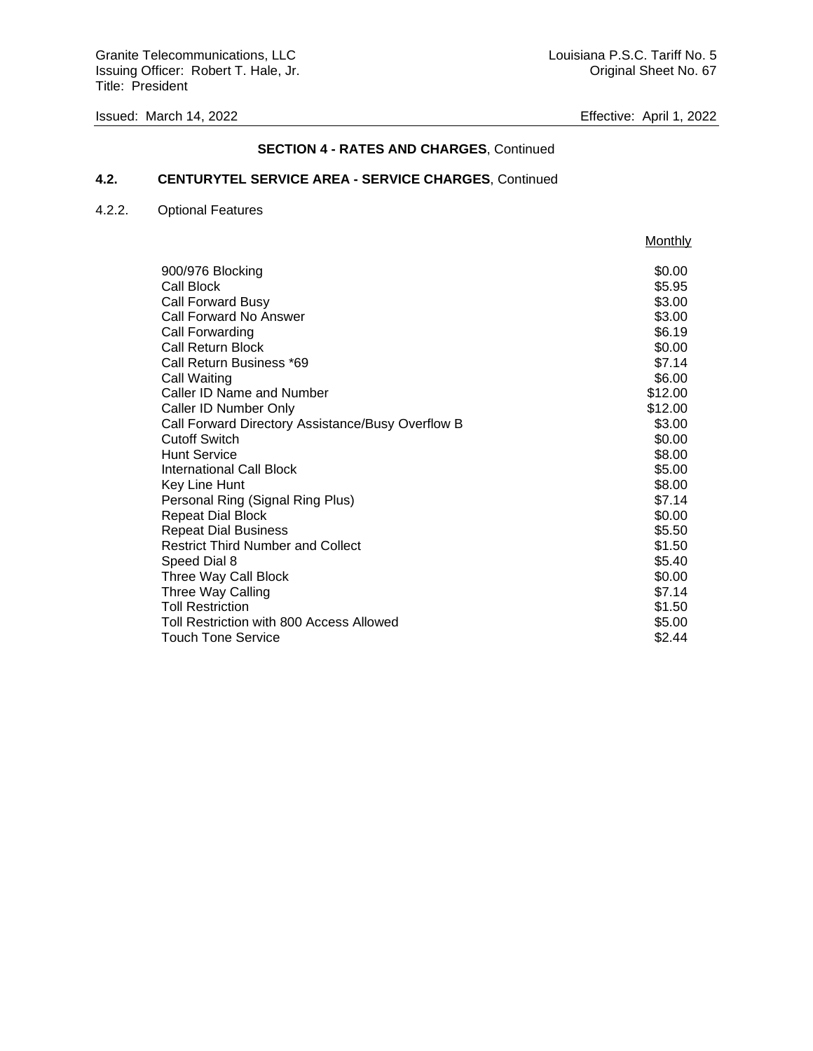**SECTION 4 - RATES AND CHARGES**, Continued

## 4.2. CENTURYTEL SERVICE AREA - SERVICE CHARGES, Continued

### 4.2.2. Optional Features

| | Monthly |
|---|---|
| 900/976 Blocking | $0.00 |
| Call Block | $5.95 |
| Call Forward Busy | $3.00 |
| Call Forward No Answer | $3.00 |
| Call Forwarding | $6.19 |
| Call Return Block | $0.00 |
| Call Return Business *69 | $7.14 |
| Call Waiting | $6.00 |
| Caller ID Name and Number | $12.00 |
| Caller ID Number Only | $12.00 |
| Call Forward Directory Assistance/Busy Overflow B | $3.00 |
| Cutoff Switch | $0.00 |
| Hunt Service | $8.00 |
| International Call Block | $5.00 |
| Key Line Hunt | $8.00 |
| Personal Ring (Signal Ring Plus) | $7.14 |
| Repeat Dial Block | $0.00 |
| Repeat Dial Business | $5.50 |
| Restrict Third Number and Collect | $1.50 |
| Speed Dial 8 | $5.40 |
| Three Way Call Block | $0.00 |
| Three Way Calling | $7.14 |
| Toll Restriction | $1.50 |
| Toll Restriction with 800 Access Allowed | $5.00 |
| Touch Tone Service | $2.44 |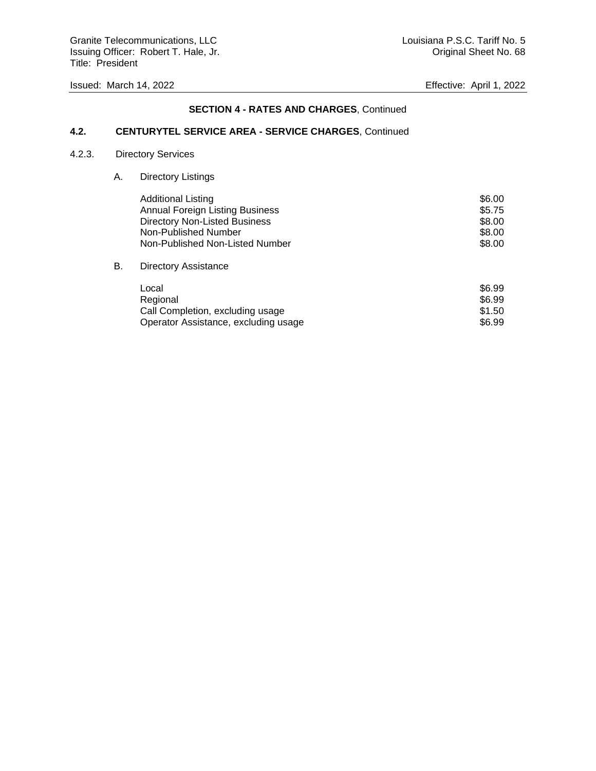## SECTION 4 - RATES AND CHARGES, Continued

### 4.2. CENTURYTEL SERVICE AREA - SERVICE CHARGES, Continued

4.2.3. Directory Services

A. Directory Listings

| | |
|---|---|
| Additional Listing | $6.00 |
| Annual Foreign Listing Business | $5.75 |
| Directory Non-Listed Business | $8.00 |
| Non-Published Number | $8.00 |
| Non-Published Non-Listed Number | $8.00 |

B. Directory Assistance

| | |
|---|---|
| Local | $6.99 |
| Regional | $6.99 |
| Call Completion, excluding usage | $1.50 |
| Operator Assistance, excluding usage | $6.99 |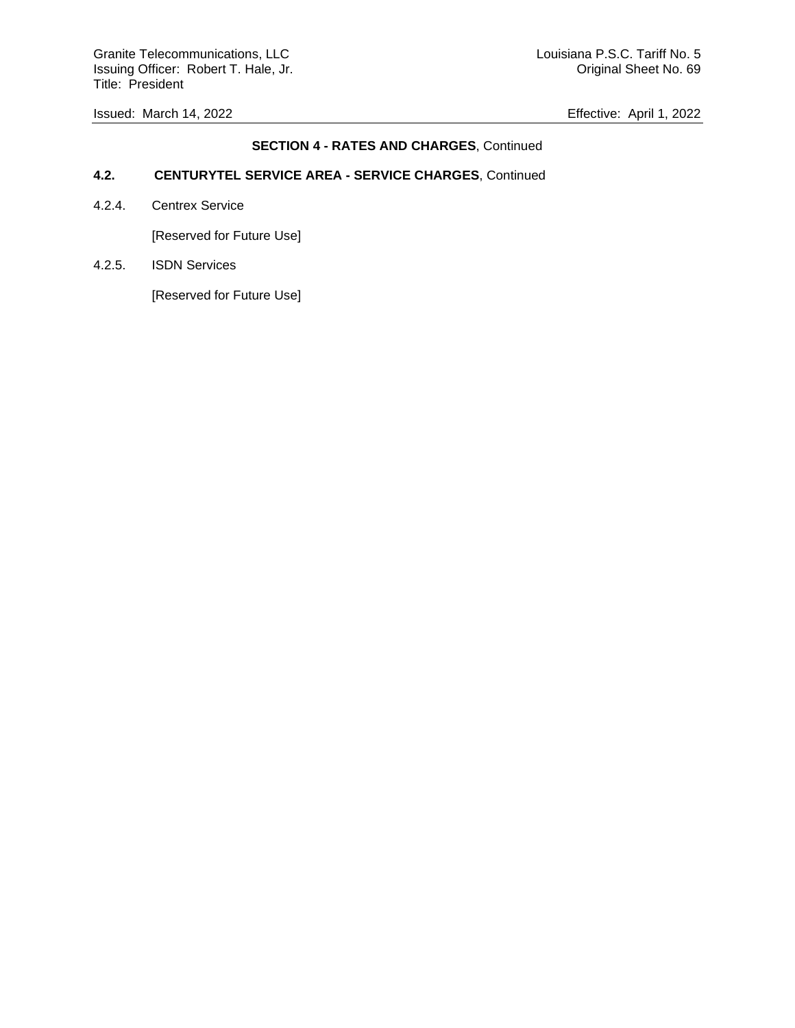**SECTION 4 - RATES AND CHARGES**, Continued

**4.2. CENTURYTEL SERVICE AREA - SERVICE CHARGES**, Continued

4.2.4. Centrex Service

[Reserved for Future Use]

4.2.5. ISDN Services

[Reserved for Future Use]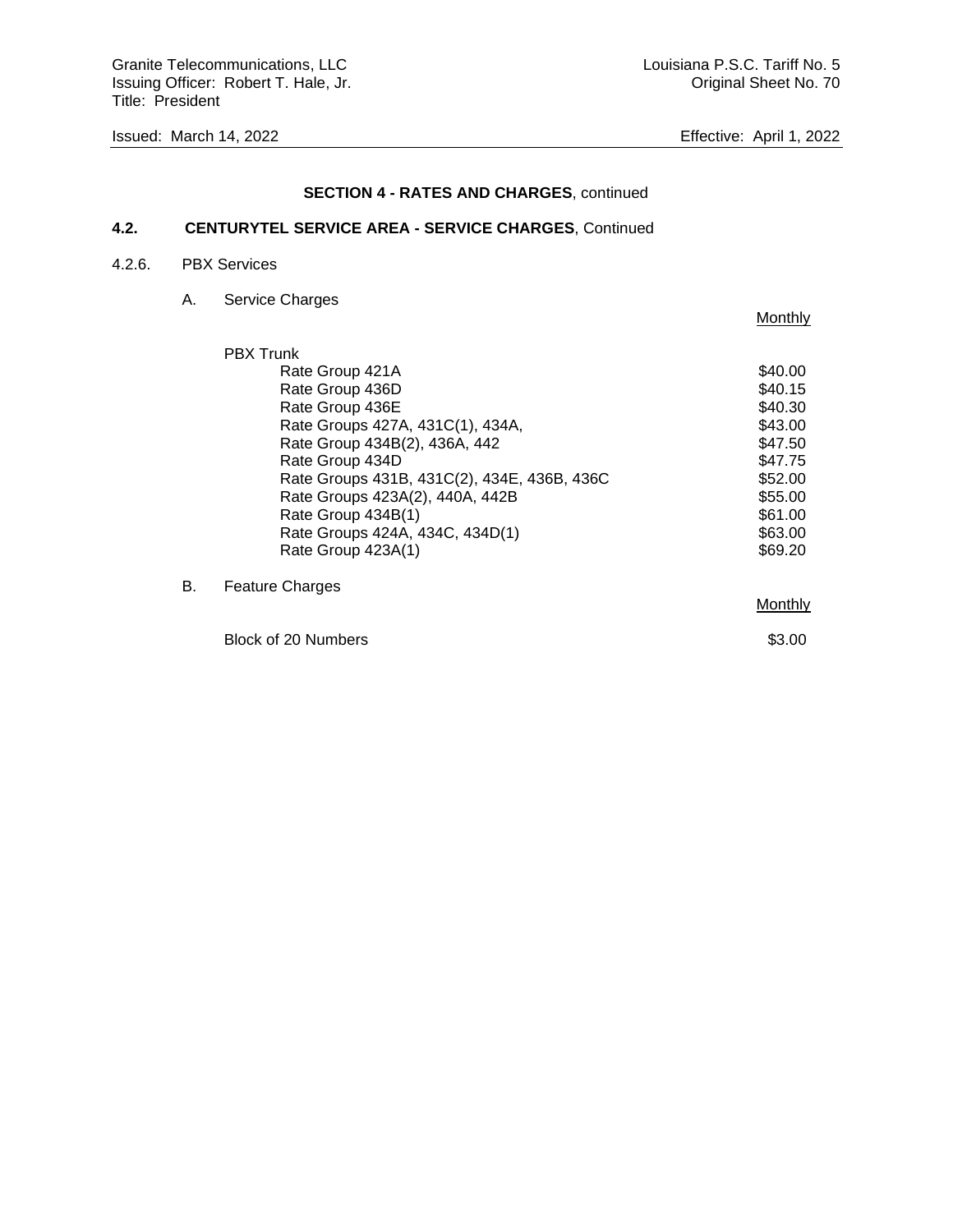## SECTION 4 - RATES AND CHARGES, continued

### 4.2. CENTURYTEL SERVICE AREA - SERVICE CHARGES, Continued

4.2.6. PBX Services

A. Service Charges

| | Monthly |
|---|---|
| PBX Trunk | |
| Rate Group 421A | $40.00 |
| Rate Group 436D | $40.15 |
| Rate Group 436E | $40.30 |
| Rate Groups 427A, 431C(1), 434A, | $43.00 |
| Rate Group 434B(2), 436A, 442 | $47.50 |
| Rate Group 434D | $47.75 |
| Rate Groups 431B, 431C(2), 434E, 436B, 436C | $52.00 |
| Rate Groups 423A(2), 440A, 442B | $55.00 |
| Rate Group 434B(1) | $61.00 |
| Rate Groups 424A, 434C, 434D(1) | $63.00 |
| Rate Group 423A(1) | $69.20 |

B. Feature Charges

| | Monthly |
|---|---|
| Block of 20 Numbers | $3.00 |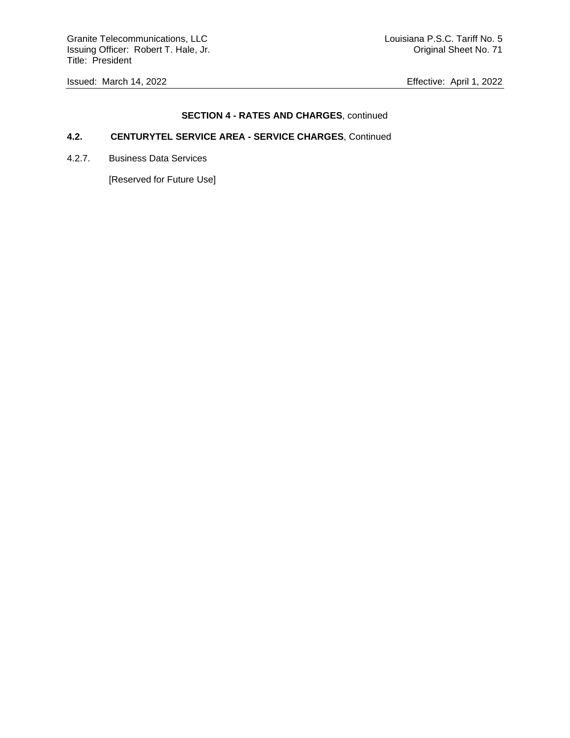**SECTION 4 - RATES AND CHARGES**, continued

**4.2. CENTURYTEL SERVICE AREA - SERVICE CHARGES**, Continued

4.2.7. Business Data Services

[Reserved for Future Use]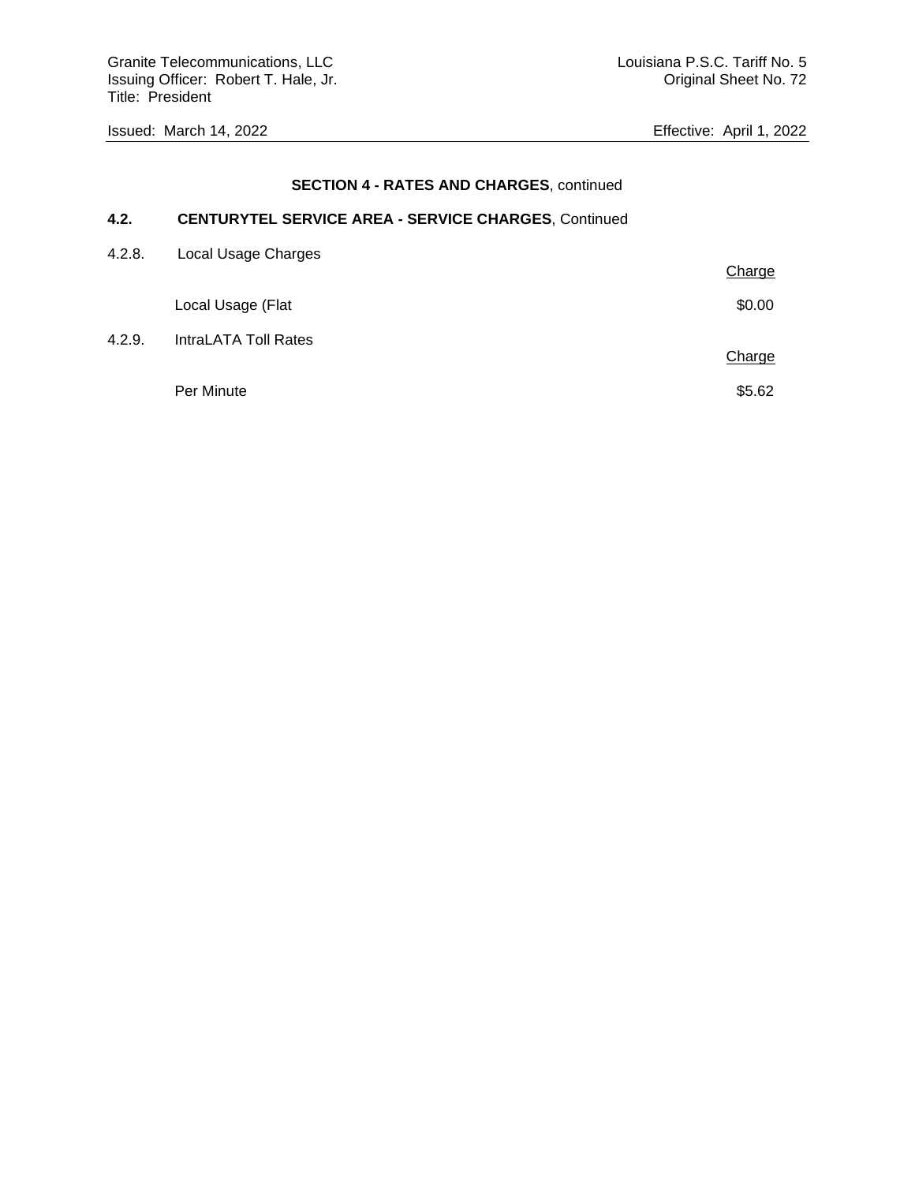**SECTION 4 - RATES AND CHARGES**, continued

**4.2. CENTURYTEL SERVICE AREA - SERVICE CHARGES**, Continued

4.2.8. Local Usage Charges

| | Charge |
|---|---|
| Local Usage (Flat | $0.00 |

4.2.9. IntraLATA Toll Rates

| | Charge |
|---|---|
| Per Minute | $5.62 |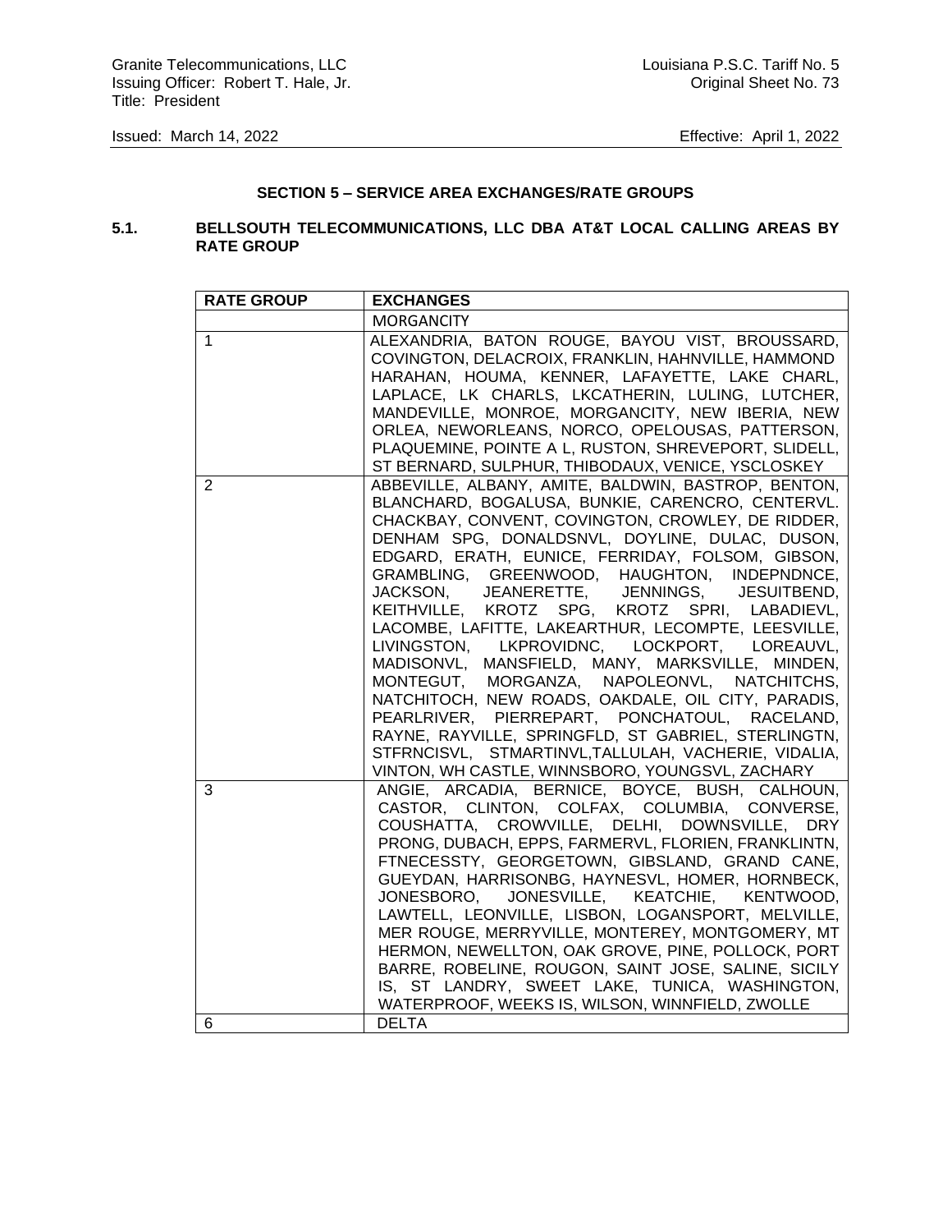Granite Telecommunications, LLC
Issuing Officer: Robert T. Hale, Jr.
Title: President

Louisiana P.S.C. Tariff No. 5
Original Sheet No. 73

Issued: March 14, 2022

Effective: April 1, 2022

## SECTION 5 – SERVICE AREA EXCHANGES/RATE GROUPS

### 5.1. BELLSOUTH TELECOMMUNICATIONS, LLC DBA AT&T LOCAL CALLING AREAS BY RATE GROUP

| RATE GROUP | EXCHANGES |
|---|---|
| | MORGANCITY |
| 1 | ALEXANDRIA, BATON ROUGE, BAYOU VIST, BROUSSARD, COVINGTON, DELACROIX, FRANKLIN, HAHNVILLE, HAMMOND HARAHAN, HOUMA, KENNER, LAFAYETTE, LAKE CHARL, LAPLACE, LK CHARLS, LKCATHERIN, LULING, LUTCHER, MANDEVILLE, MONROE, MORGANCITY, NEW IBERIA, NEW ORLEA, NEWORLEANS, NORCO, OPELOUSAS, PATTERSON, PLAQUEMINE, POINTE A L, RUSTON, SHREVEPORT, SLIDELL, ST BERNARD, SULPHUR, THIBODAUX, VENICE, YSCLOSKEY |
| 2 | ABBEVILLE, ALBANY, AMITE, BALDWIN, BASTROP, BENTON, BLANCHARD, BOGALUSA, BUNKIE, CARENCRO, CENTERVL. CHACKBAY, CONVENT, COVINGTON, CROWLEY, DE RIDDER, DENHAM SPG, DONALDSNVL, DOYLINE, DULAC, DUSON, EDGARD, ERATH, EUNICE, FERRIDAY, FOLSOM, GIBSON, GRAMBLING, GREENWOOD, HAUGHTON, INDEPNDNCE, JACKSON, JEANERETTE, JENNINGS, JESUITBEND, KEITHVILLE, KROTZ SPG, KROTZ SPRI, LABADIEVL, LACOMBE, LAFITTE, LAKEARTHUR, LECOMPTE, LEESVILLE, LIVINGSTON, LKPROVIDNC, LOCKPORT, LOREAUVL, MADISONVL, MANSFIELD, MANY, MARKSVILLE, MINDEN, MONTEGUT, MORGANZA, NAPOLEONVL, NATCHITCHS, NATCHITOCH, NEW ROADS, OAKDALE, OIL CITY, PARADIS, PEARLRIVER, PIERREPART, PONCHATOUL, RACELAND, RAYNE, RAYVILLE, SPRINGFLD, ST GABRIEL, STERLINGTN, STFRNCISVL, STMARTINVL,TALLULAH, VACHERIE, VIDALIA, VINTON, WH CASTLE, WINNSBORO, YOUNGSVL, ZACHARY |
| 3 | ANGIE, ARCADIA, BERNICE, BOYCE, BUSH, CALHOUN, CASTOR, CLINTON, COLFAX, COLUMBIA, CONVERSE, COUSHATTA, CROWVILLE, DELHI, DOWNSVILLE, DRY PRONG, DUBACH, EPPS, FARMERVL, FLORIEN, FRANKLINTN, FTNECESSTY, GEORGETOWN, GIBSLAND, GRAND CANE, GUEYDAN, HARRISONBG, HAYNESVL, HOMER, HORNBECK, JONESBORO, JONESVILLE, KEATCHIE, KENTWOOD, LAWTELL, LEONVILLE, LISBON, LOGANSPORT, MELVILLE, MER ROUGE, MERRYVILLE, MONTEREY, MONTGOMERY, MT HERMON, NEWELLTON, OAK GROVE, PINE, POLLOCK, PORT BARRE, ROBELINE, ROUGON, SAINT JOSE, SALINE, SICILY IS, ST LANDRY, SWEET LAKE, TUNICA, WASHINGTON, WATERPROOF, WEEKS IS, WILSON, WINNFIELD, ZWOLLE |
| 6 | DELTA |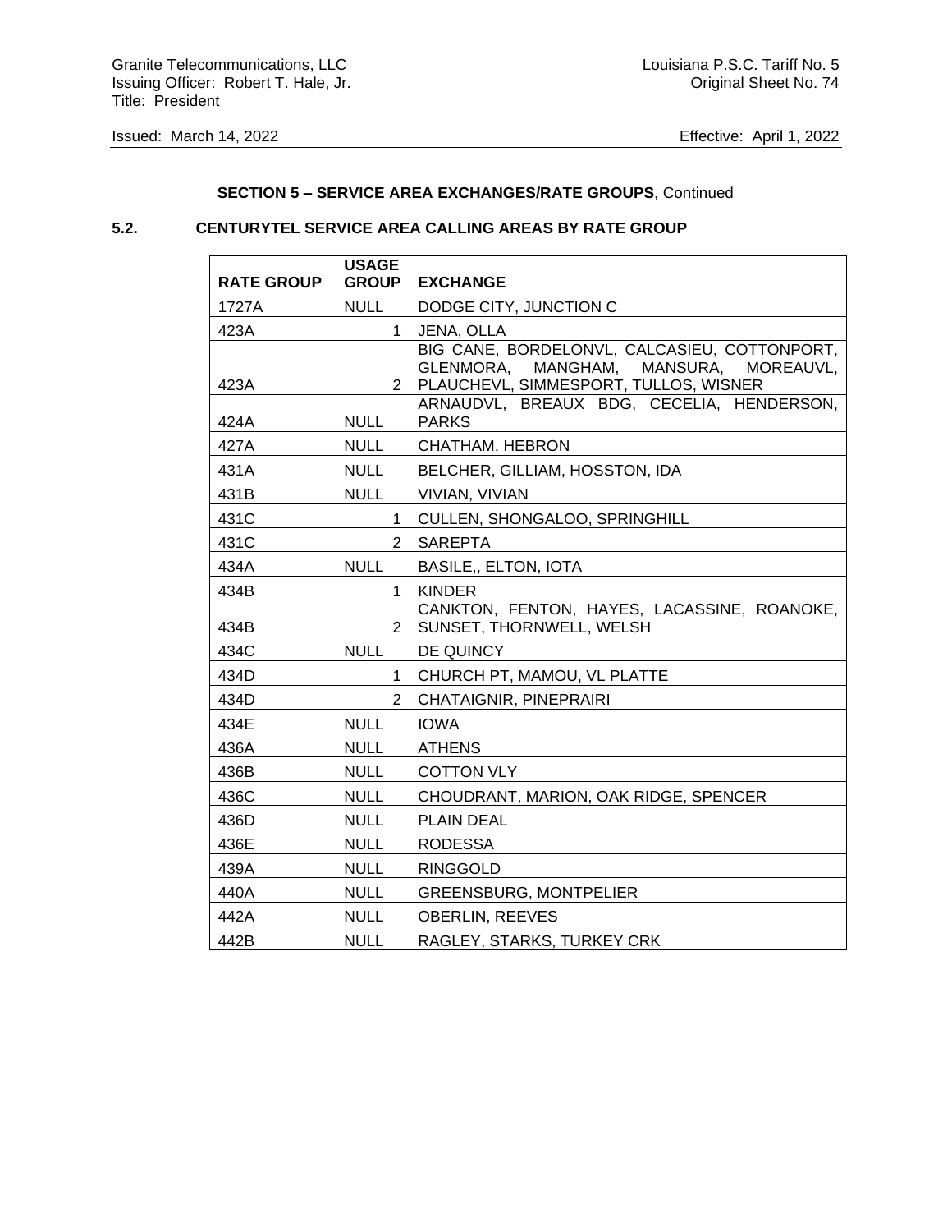**SECTION 5 – SERVICE AREA EXCHANGES/RATE GROUPS**, Continued

**5.2. CENTURYTEL SERVICE AREA CALLING AREAS BY RATE GROUP**

| RATE GROUP | USAGE GROUP | EXCHANGE |
|---|---|---|
| 1727A | NULL | DODGE CITY, JUNCTION C |
| 423A | 1 | JENA, OLLA |
| 423A | 2 | BIG CANE, BORDELONVL, CALCASIEU, COTTONPORT, GLENMORA, MANGHAM, MANSURA, MOREAUVL, PLAUCHEVL, SIMMESPORT, TULLOS, WISNER |
| 424A | NULL | ARNAUDVL, BREAUX BDG, CECELIA, HENDERSON, PARKS |
| 427A | NULL | CHATHAM, HEBRON |
| 431A | NULL | BELCHER, GILLIAM, HOSSTON, IDA |
| 431B | NULL | VIVIAN, VIVIAN |
| 431C | 1 | CULLEN, SHONGALOO, SPRINGHILL |
| 431C | 2 | SAREPTA |
| 434A | NULL | BASILE,, ELTON, IOTA |
| 434B | 1 | KINDER |
| 434B | 2 | CANKTON, FENTON, HAYES, LACASSINE, ROANOKE, SUNSET, THORNWELL, WELSH |
| 434C | NULL | DE QUINCY |
| 434D | 1 | CHURCH PT, MAMOU, VL PLATTE |
| 434D | 2 | CHATAIGNIR, PINEPRAIRI |
| 434E | NULL | IOWA |
| 436A | NULL | ATHENS |
| 436B | NULL | COTTON VLY |
| 436C | NULL | CHOUDRANT, MARION, OAK RIDGE, SPENCER |
| 436D | NULL | PLAIN DEAL |
| 436E | NULL | RODESSA |
| 439A | NULL | RINGGOLD |
| 440A | NULL | GREENSBURG, MONTPELIER |
| 442A | NULL | OBERLIN, REEVES |
| 442B | NULL | RAGLEY, STARKS, TURKEY CRK |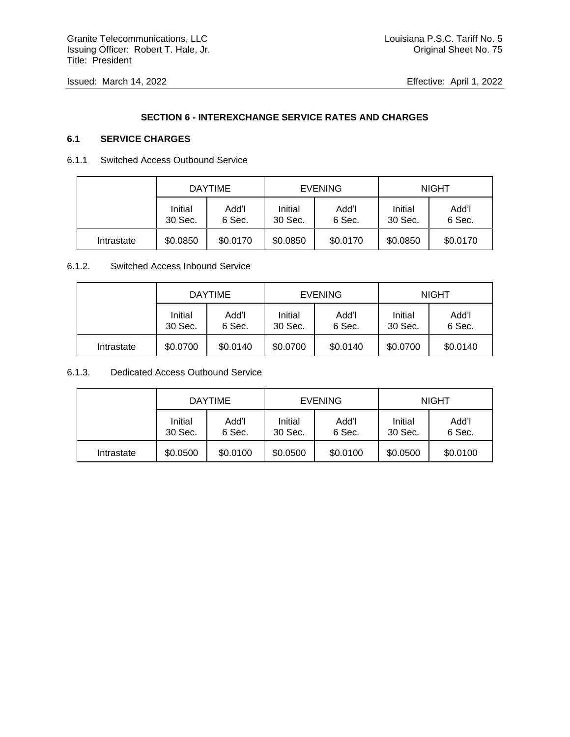## SECTION 6 - INTEREXCHANGE SERVICE RATES AND CHARGES

### 6.1 SERVICE CHARGES

6.1.1 Switched Access Outbound Service

| | DAYTIME | | EVENING | | NIGHT | |
|---|---|---|---|---|---|---|
| | Initial 30 Sec. | Add'l 6 Sec. | Initial 30 Sec. | Add'l 6 Sec. | Initial 30 Sec. | Add'l 6 Sec. |
| Intrastate | $0.0850 | $0.0170 | $0.0850 | $0.0170 | $0.0850 | $0.0170 |

6.1.2. Switched Access Inbound Service

| | DAYTIME | | EVENING | | NIGHT | |
|---|---|---|---|---|---|---|
| | Initial 30 Sec. | Add'l 6 Sec. | Initial 30 Sec. | Add'l 6 Sec. | Initial 30 Sec. | Add'l 6 Sec. |
| Intrastate | $0.0700 | $0.0140 | $0.0700 | $0.0140 | $0.0700 | $0.0140 |

6.1.3. Dedicated Access Outbound Service

| | DAYTIME | | EVENING | | NIGHT | |
|---|---|---|---|---|---|---|
| | Initial 30 Sec. | Add'l 6 Sec. | Initial 30 Sec. | Add'l 6 Sec. | Initial 30 Sec. | Add'l 6 Sec. |
| Intrastate | $0.0500 | $0.0100 | $0.0500 | $0.0100 | $0.0500 | $0.0100 |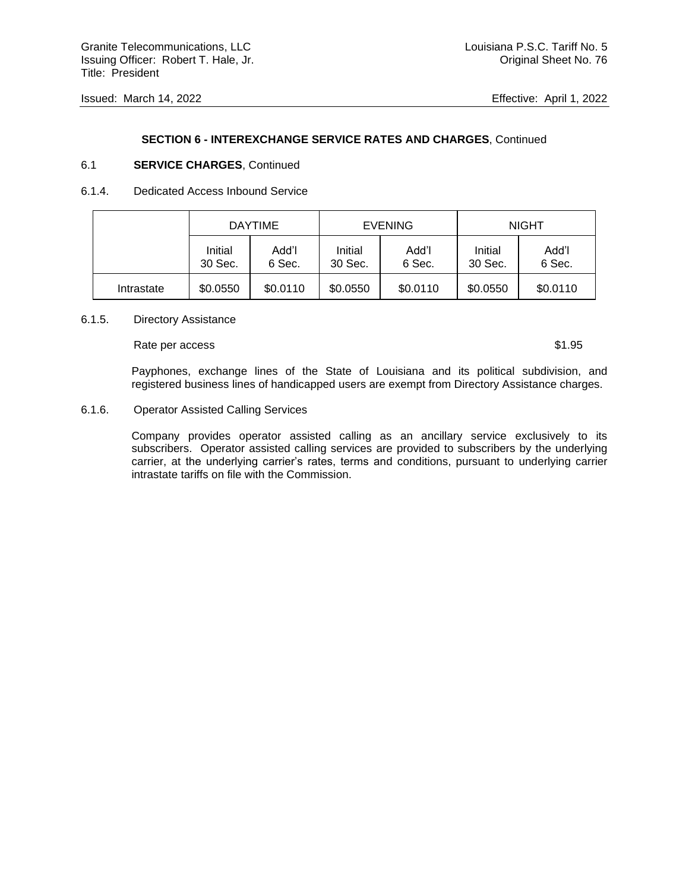**SECTION 6 - INTEREXCHANGE SERVICE RATES AND CHARGES**, Continued

6.1 **SERVICE CHARGES**, Continued

6.1.4. Dedicated Access Inbound Service

| | DAYTIME | | EVENING | | NIGHT | |
|---|---|---|---|---|---|---|
| | Initial 30 Sec. | Add'l 6 Sec. | Initial 30 Sec. | Add'l 6 Sec. | Initial 30 Sec. | Add'l 6 Sec. |
| Intrastate | $0.0550 | $0.0110 | $0.0550 | $0.0110 | $0.0550 | $0.0110 |

6.1.5. Directory Assistance

Rate per access $1.95

Payphones, exchange lines of the State of Louisiana and its political subdivision, and registered business lines of handicapped users are exempt from Directory Assistance charges.

6.1.6. Operator Assisted Calling Services

Company provides operator assisted calling as an ancillary service exclusively to its subscribers. Operator assisted calling services are provided to subscribers by the underlying carrier, at the underlying carrier's rates, terms and conditions, pursuant to underlying carrier intrastate tariffs on file with the Commission.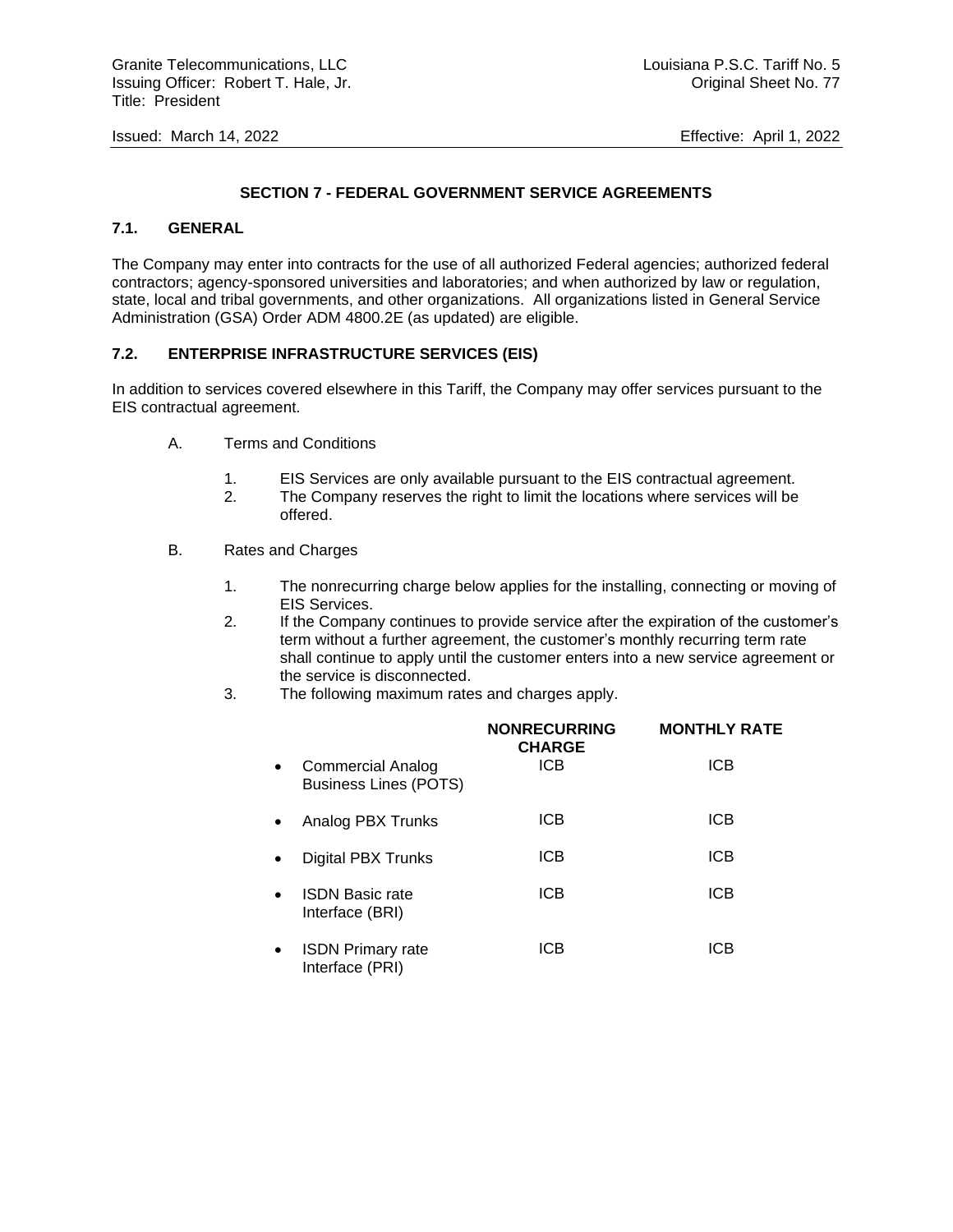## SECTION 7 - FEDERAL GOVERNMENT SERVICE AGREEMENTS

### 7.1. GENERAL

The Company may enter into contracts for the use of all authorized Federal agencies; authorized federal contractors; agency-sponsored universities and laboratories; and when authorized by law or regulation, state, local and tribal governments, and other organizations. All organizations listed in General Service Administration (GSA) Order ADM 4800.2E (as updated) are eligible.

### 7.2. ENTERPRISE INFRASTRUCTURE SERVICES (EIS)

In addition to services covered elsewhere in this Tariff, the Company may offer services pursuant to the EIS contractual agreement.

A. Terms and Conditions

1. EIS Services are only available pursuant to the EIS contractual agreement.
2. The Company reserves the right to limit the locations where services will be offered.

B. Rates and Charges

1. The nonrecurring charge below applies for the installing, connecting or moving of EIS Services.
2. If the Company continues to provide service after the expiration of the customer's term without a further agreement, the customer's monthly recurring term rate shall continue to apply until the customer enters into a new service agreement or the service is disconnected.
3. The following maximum rates and charges apply.

| | NONRECURRING CHARGE | MONTHLY RATE |
|---|---|---|
| • Commercial Analog Business Lines (POTS) | ICB | ICB |
| • Analog PBX Trunks | ICB | ICB |
| • Digital PBX Trunks | ICB | ICB |
| • ISDN Basic rate Interface (BRI) | ICB | ICB |
| • ISDN Primary rate Interface (PRI) | ICB | ICB |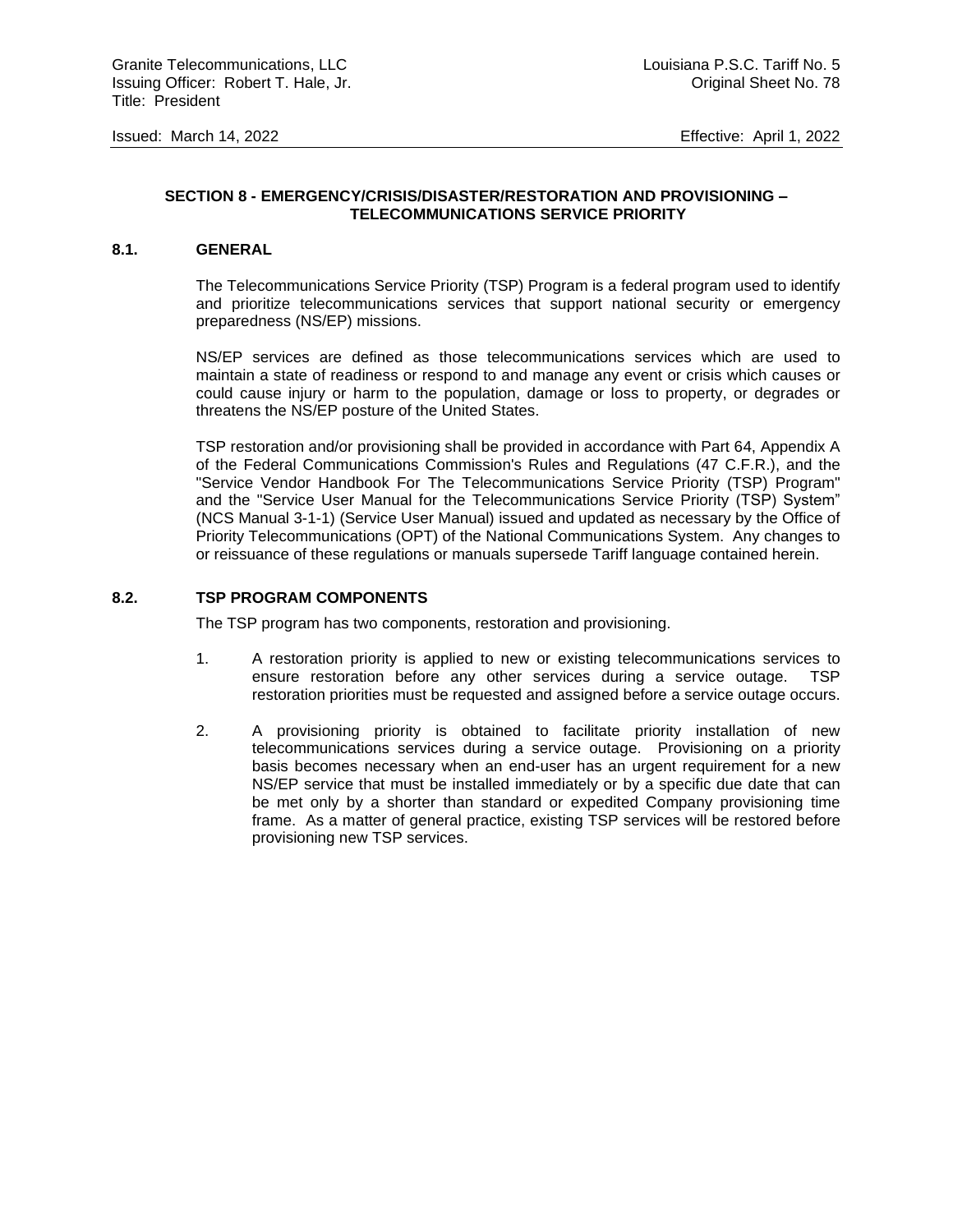## SECTION 8 - EMERGENCY/CRISIS/DISASTER/RESTORATION AND PROVISIONING – TELECOMMUNICATIONS SERVICE PRIORITY

### 8.1. GENERAL

The Telecommunications Service Priority (TSP) Program is a federal program used to identify and prioritize telecommunications services that support national security or emergency preparedness (NS/EP) missions.

NS/EP services are defined as those telecommunications services which are used to maintain a state of readiness or respond to and manage any event or crisis which causes or could cause injury or harm to the population, damage or loss to property, or degrades or threatens the NS/EP posture of the United States.

TSP restoration and/or provisioning shall be provided in accordance with Part 64, Appendix A of the Federal Communications Commission's Rules and Regulations (47 C.F.R.), and the "Service Vendor Handbook For The Telecommunications Service Priority (TSP) Program" and the "Service User Manual for the Telecommunications Service Priority (TSP) System" (NCS Manual 3-1-1) (Service User Manual) issued and updated as necessary by the Office of Priority Telecommunications (OPT) of the National Communications System. Any changes to or reissuance of these regulations or manuals supersede Tariff language contained herein.

### 8.2. TSP PROGRAM COMPONENTS

The TSP program has two components, restoration and provisioning.

1. A restoration priority is applied to new or existing telecommunications services to ensure restoration before any other services during a service outage. TSP restoration priorities must be requested and assigned before a service outage occurs.

2. A provisioning priority is obtained to facilitate priority installation of new telecommunications services during a service outage. Provisioning on a priority basis becomes necessary when an end-user has an urgent requirement for a new NS/EP service that must be installed immediately or by a specific due date that can be met only by a shorter than standard or expedited Company provisioning time frame. As a matter of general practice, existing TSP services will be restored before provisioning new TSP services.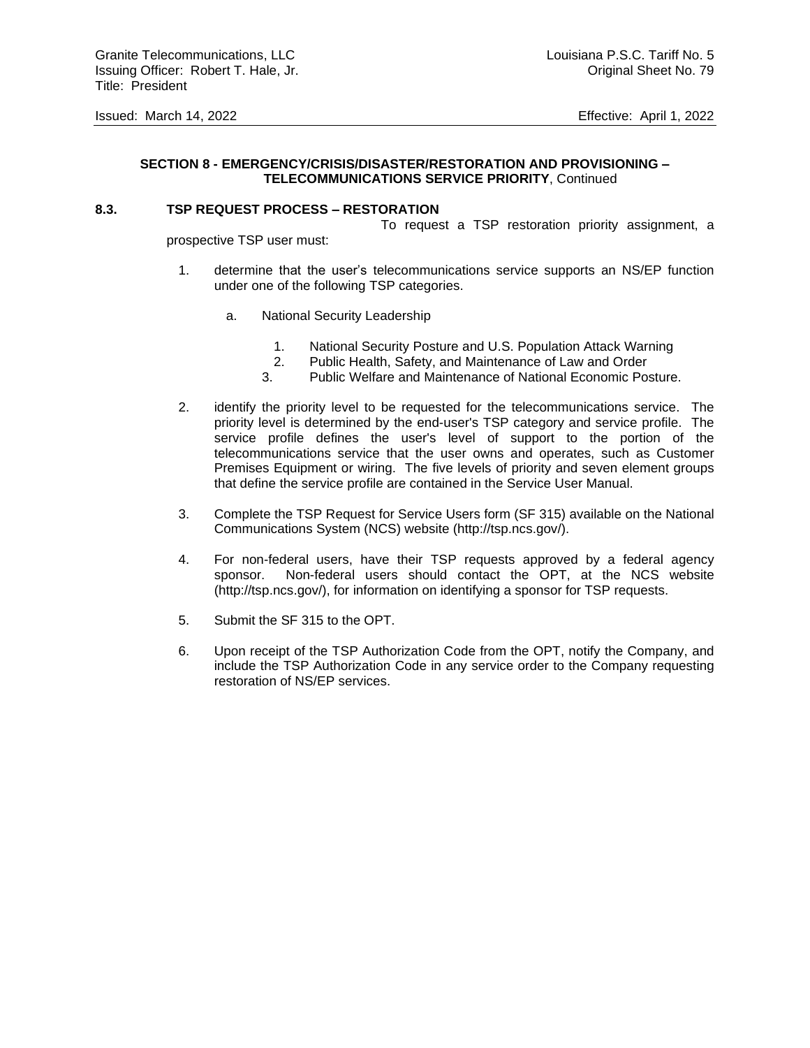**SECTION 8 - EMERGENCY/CRISIS/DISASTER/RESTORATION AND PROVISIONING – TELECOMMUNICATIONS SERVICE PRIORITY**, Continued

**8.3. TSP REQUEST PROCESS – RESTORATION**

To request a TSP restoration priority assignment, a prospective TSP user must:

1. determine that the user's telecommunications service supports an NS/EP function under one of the following TSP categories.

   a. National Security Leadership

      1. National Security Posture and U.S. Population Attack Warning
      2. Public Health, Safety, and Maintenance of Law and Order
      3. Public Welfare and Maintenance of National Economic Posture.

2. identify the priority level to be requested for the telecommunications service. The priority level is determined by the end-user's TSP category and service profile. The service profile defines the user's level of support to the portion of the telecommunications service that the user owns and operates, such as Customer Premises Equipment or wiring. The five levels of priority and seven element groups that define the service profile are contained in the Service User Manual.

3. Complete the TSP Request for Service Users form (SF 315) available on the National Communications System (NCS) website (http://tsp.ncs.gov/).

4. For non-federal users, have their TSP requests approved by a federal agency sponsor. Non-federal users should contact the OPT, at the NCS website (http://tsp.ncs.gov/), for information on identifying a sponsor for TSP requests.

5. Submit the SF 315 to the OPT.

6. Upon receipt of the TSP Authorization Code from the OPT, notify the Company, and include the TSP Authorization Code in any service order to the Company requesting restoration of NS/EP services.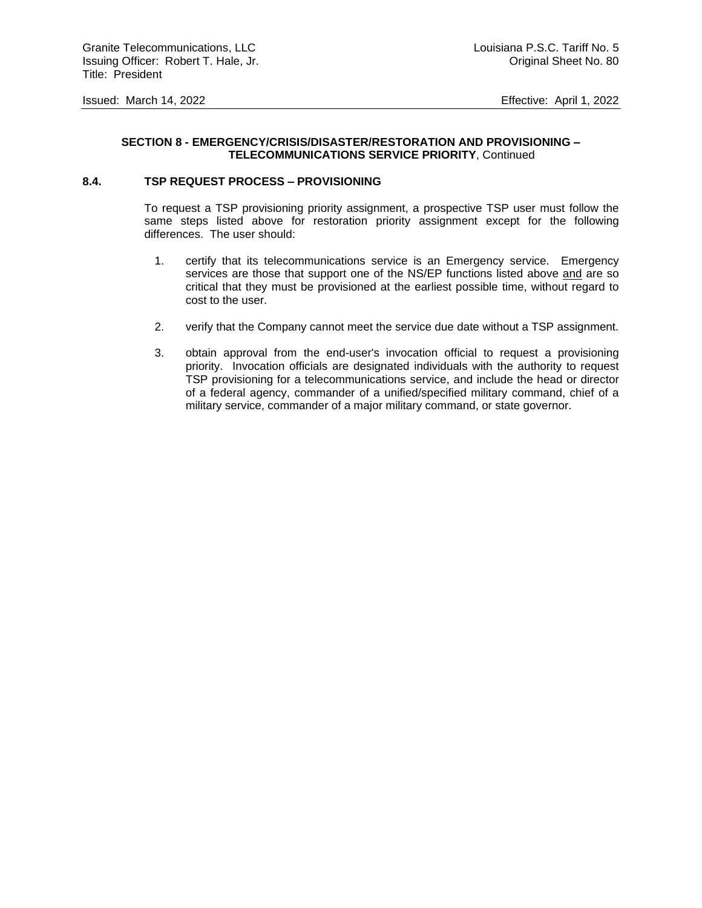**SECTION 8 - EMERGENCY/CRISIS/DISASTER/RESTORATION AND PROVISIONING – TELECOMMUNICATIONS SERVICE PRIORITY**, Continued

## 8.4. TSP REQUEST PROCESS – PROVISIONING

To request a TSP provisioning priority assignment, a prospective TSP user must follow the same steps listed above for restoration priority assignment except for the following differences. The user should:

1. certify that its telecommunications service is an Emergency service. Emergency services are those that support one of the NS/EP functions listed above <u>and</u> are so critical that they must be provisioned at the earliest possible time, without regard to cost to the user.

2. verify that the Company cannot meet the service due date without a TSP assignment.

3. obtain approval from the end-user's invocation official to request a provisioning priority. Invocation officials are designated individuals with the authority to request TSP provisioning for a telecommunications service, and include the head or director of a federal agency, commander of a unified/specified military command, chief of a military service, commander of a major military command, or state governor.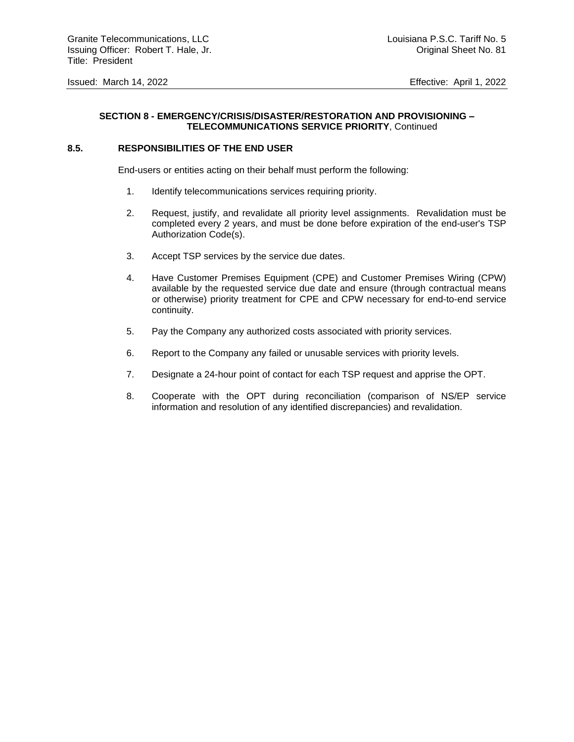**SECTION 8 - EMERGENCY/CRISIS/DISASTER/RESTORATION AND PROVISIONING – TELECOMMUNICATIONS SERVICE PRIORITY**, Continued

### 8.5. RESPONSIBILITIES OF THE END USER

End-users or entities acting on their behalf must perform the following:

1. Identify telecommunications services requiring priority.
2. Request, justify, and revalidate all priority level assignments. Revalidation must be completed every 2 years, and must be done before expiration of the end-user's TSP Authorization Code(s).
3. Accept TSP services by the service due dates.
4. Have Customer Premises Equipment (CPE) and Customer Premises Wiring (CPW) available by the requested service due date and ensure (through contractual means or otherwise) priority treatment for CPE and CPW necessary for end-to-end service continuity.
5. Pay the Company any authorized costs associated with priority services.
6. Report to the Company any failed or unusable services with priority levels.
7. Designate a 24-hour point of contact for each TSP request and apprise the OPT.
8. Cooperate with the OPT during reconciliation (comparison of NS/EP service information and resolution of any identified discrepancies) and revalidation.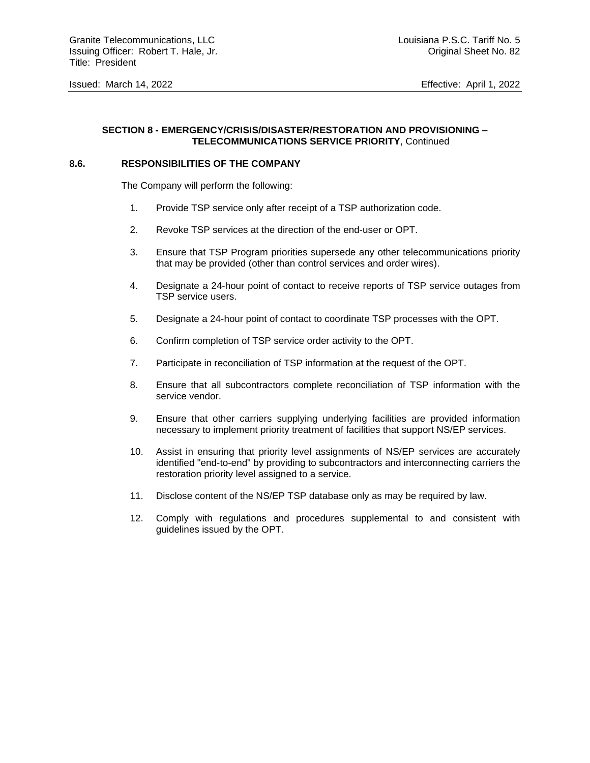**SECTION 8 - EMERGENCY/CRISIS/DISASTER/RESTORATION AND PROVISIONING – TELECOMMUNICATIONS SERVICE PRIORITY**, Continued

## 8.6. RESPONSIBILITIES OF THE COMPANY

The Company will perform the following:

1. Provide TSP service only after receipt of a TSP authorization code.

2. Revoke TSP services at the direction of the end-user or OPT.

3. Ensure that TSP Program priorities supersede any other telecommunications priority that may be provided (other than control services and order wires).

4. Designate a 24-hour point of contact to receive reports of TSP service outages from TSP service users.

5. Designate a 24-hour point of contact to coordinate TSP processes with the OPT.

6. Confirm completion of TSP service order activity to the OPT.

7. Participate in reconciliation of TSP information at the request of the OPT.

8. Ensure that all subcontractors complete reconciliation of TSP information with the service vendor.

9. Ensure that other carriers supplying underlying facilities are provided information necessary to implement priority treatment of facilities that support NS/EP services.

10. Assist in ensuring that priority level assignments of NS/EP services are accurately identified "end-to-end" by providing to subcontractors and interconnecting carriers the restoration priority level assigned to a service.

11. Disclose content of the NS/EP TSP database only as may be required by law.

12. Comply with regulations and procedures supplemental to and consistent with guidelines issued by the OPT.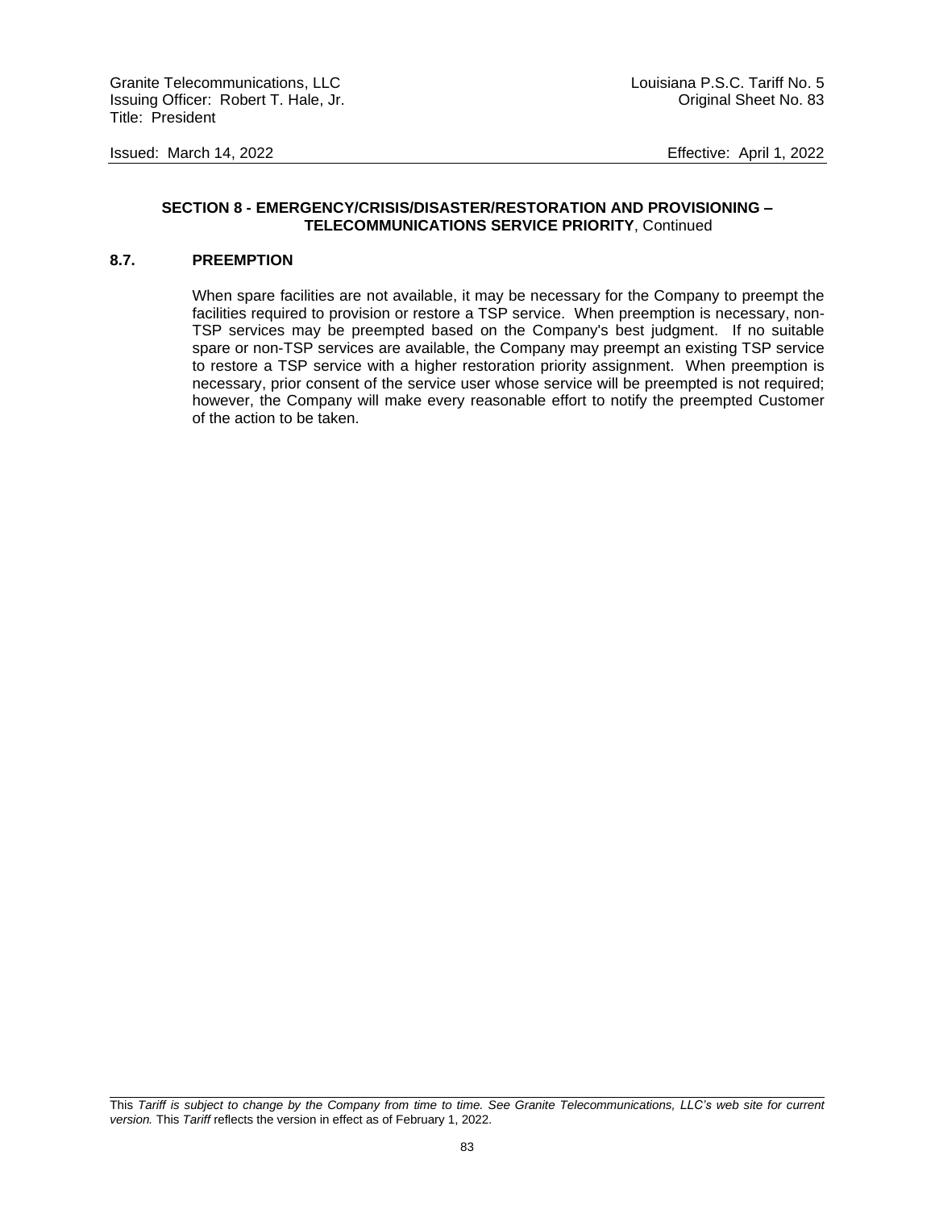**SECTION 8 - EMERGENCY/CRISIS/DISASTER/RESTORATION AND PROVISIONING – TELECOMMUNICATIONS SERVICE PRIORITY**, Continued

## 8.7. PREEMPTION

When spare facilities are not available, it may be necessary for the Company to preempt the facilities required to provision or restore a TSP service. When preemption is necessary, non-TSP services may be preempted based on the Company's best judgment. If no suitable spare or non-TSP services are available, the Company may preempt an existing TSP service to restore a TSP service with a higher restoration priority assignment. When preemption is necessary, prior consent of the service user whose service will be preempted is not required; however, the Company will make every reasonable effort to notify the preempted Customer of the action to be taken.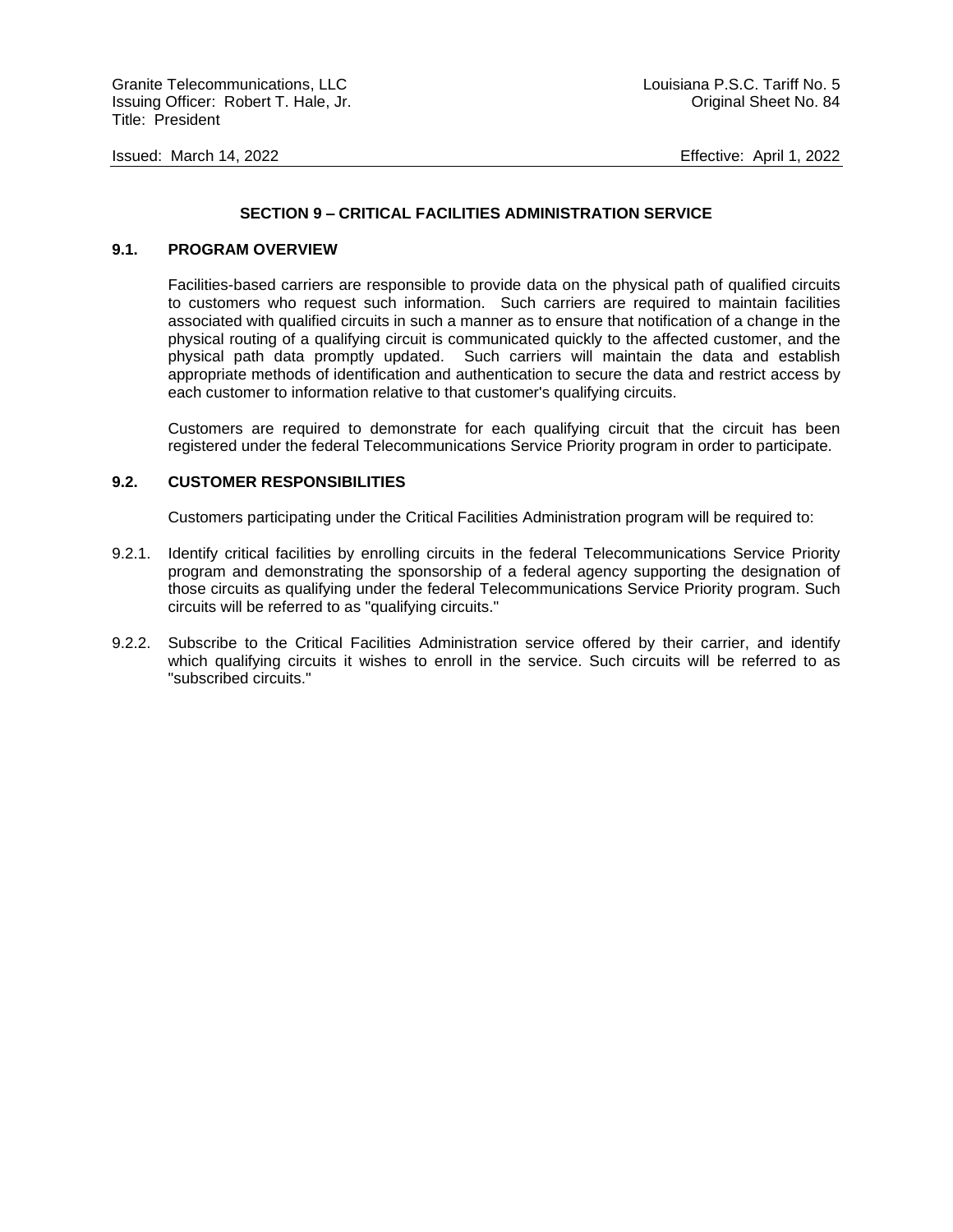## SECTION 9 – CRITICAL FACILITIES ADMINISTRATION SERVICE

### 9.1. PROGRAM OVERVIEW

Facilities-based carriers are responsible to provide data on the physical path of qualified circuits to customers who request such information. Such carriers are required to maintain facilities associated with qualified circuits in such a manner as to ensure that notification of a change in the physical routing of a qualifying circuit is communicated quickly to the affected customer, and the physical path data promptly updated. Such carriers will maintain the data and establish appropriate methods of identification and authentication to secure the data and restrict access by each customer to information relative to that customer's qualifying circuits.

Customers are required to demonstrate for each qualifying circuit that the circuit has been registered under the federal Telecommunications Service Priority program in order to participate.

### 9.2. CUSTOMER RESPONSIBILITIES

Customers participating under the Critical Facilities Administration program will be required to:

9.2.1. Identify critical facilities by enrolling circuits in the federal Telecommunications Service Priority program and demonstrating the sponsorship of a federal agency supporting the designation of those circuits as qualifying under the federal Telecommunications Service Priority program. Such circuits will be referred to as "qualifying circuits."

9.2.2. Subscribe to the Critical Facilities Administration service offered by their carrier, and identify which qualifying circuits it wishes to enroll in the service. Such circuits will be referred to as "subscribed circuits."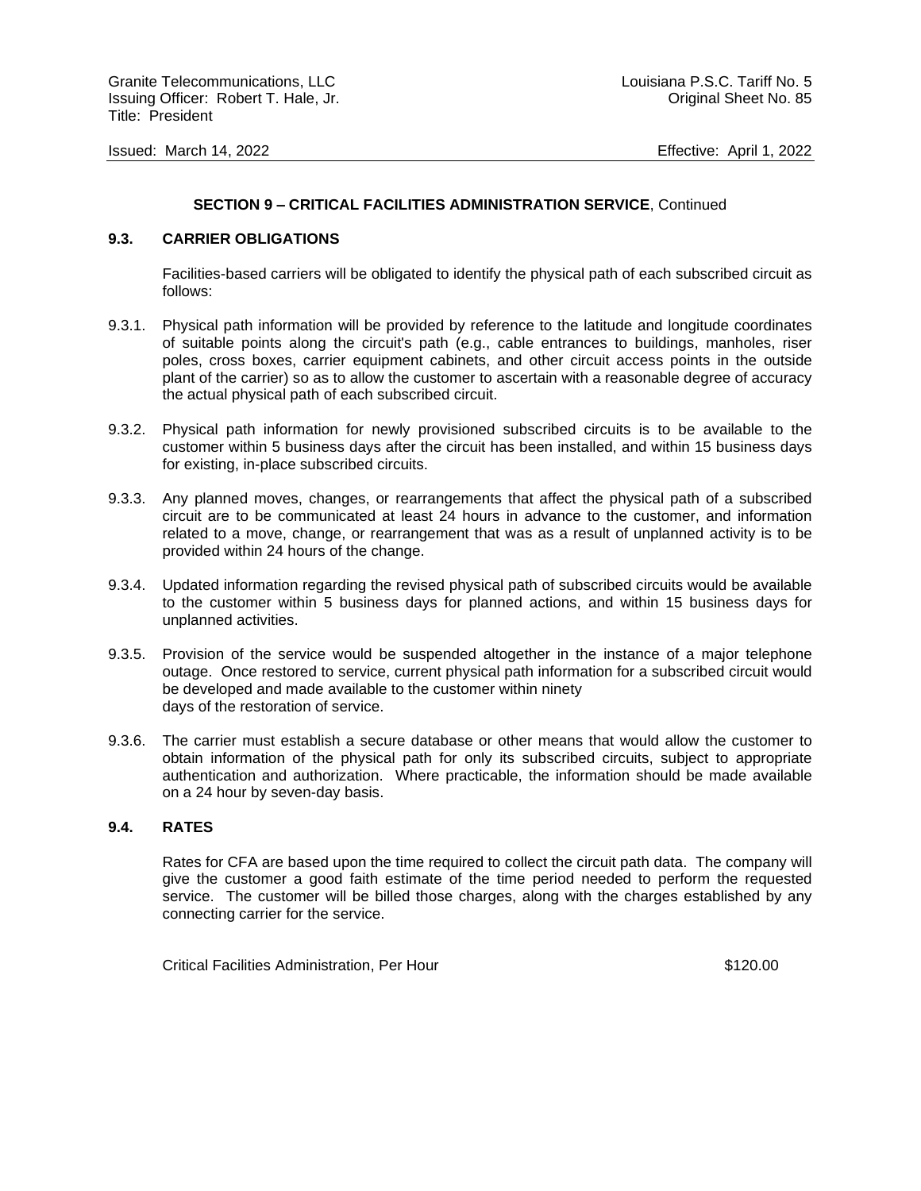**SECTION 9 – CRITICAL FACILITIES ADMINISTRATION SERVICE**, Continued

### 9.3. CARRIER OBLIGATIONS

Facilities-based carriers will be obligated to identify the physical path of each subscribed circuit as follows:

9.3.1. Physical path information will be provided by reference to the latitude and longitude coordinates of suitable points along the circuit's path (e.g., cable entrances to buildings, manholes, riser poles, cross boxes, carrier equipment cabinets, and other circuit access points in the outside plant of the carrier) so as to allow the customer to ascertain with a reasonable degree of accuracy the actual physical path of each subscribed circuit.

9.3.2. Physical path information for newly provisioned subscribed circuits is to be available to the customer within 5 business days after the circuit has been installed, and within 15 business days for existing, in-place subscribed circuits.

9.3.3. Any planned moves, changes, or rearrangements that affect the physical path of a subscribed circuit are to be communicated at least 24 hours in advance to the customer, and information related to a move, change, or rearrangement that was as a result of unplanned activity is to be provided within 24 hours of the change.

9.3.4. Updated information regarding the revised physical path of subscribed circuits would be available to the customer within 5 business days for planned actions, and within 15 business days for unplanned activities.

9.3.5. Provision of the service would be suspended altogether in the instance of a major telephone outage. Once restored to service, current physical path information for a subscribed circuit would be developed and made available to the customer within ninety days of the restoration of service.

9.3.6. The carrier must establish a secure database or other means that would allow the customer to obtain information of the physical path for only its subscribed circuits, subject to appropriate authentication and authorization. Where practicable, the information should be made available on a 24 hour by seven-day basis.

### 9.4. RATES

Rates for CFA are based upon the time required to collect the circuit path data. The company will give the customer a good faith estimate of the time period needed to perform the requested service. The customer will be billed those charges, along with the charges established by any connecting carrier for the service.

| | |
|---|---|
| Critical Facilities Administration, Per Hour | $120.00 |